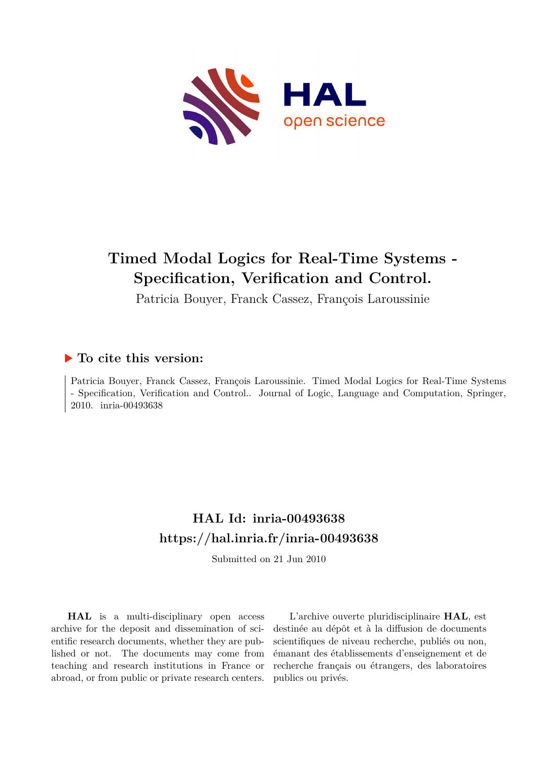# Timed Modal Logics for Real-Time Systems - Specification, Verification and Control.

Patricia Bouyer, Franck Cassez, François Laroussinie

## ▶ To cite this version:

Patricia Bouyer, Franck Cassez, François Laroussinie. Timed Modal Logics for Real-Time Systems - Specification, Verification and Control.. Journal of Logic, Language and Computation, Springer, 2010. inria-00493638

## HAL Id: inria-00493638
## https://hal.inria.fr/inria-00493638

Submitted on 21 Jun 2010

**HAL** is a multi-disciplinary open access archive for the deposit and dissemination of scientific research documents, whether they are published or not. The documents may come from teaching and research institutions in France or abroad, or from public or private research centers.

L'archive ouverte pluridisciplinaire **HAL**, est destinée au dépôt et à la diffusion de documents scientifiques de niveau recherche, publiés ou non, émanant des établissements d'enseignement et de recherche français ou étrangers, des laboratoires publics ou privés.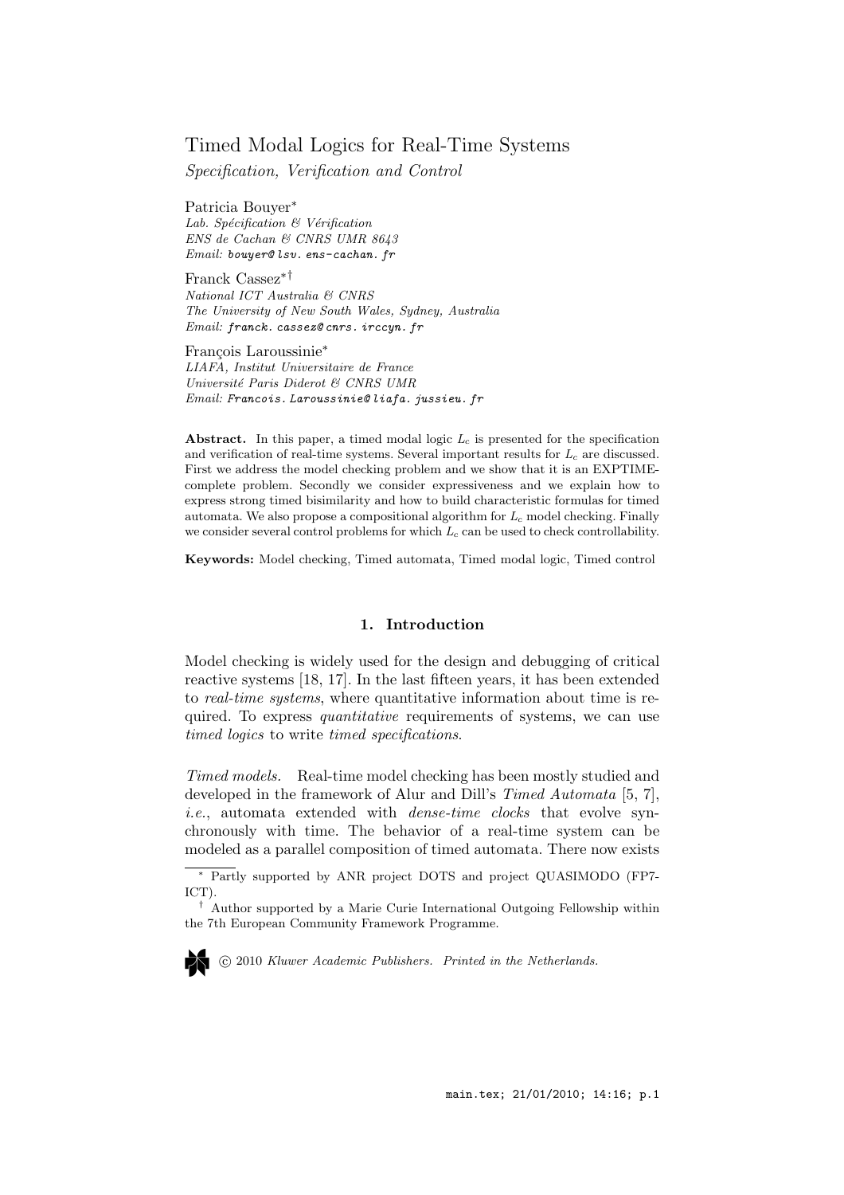# Timed Modal Logics for Real-Time Systems

*Specification, Verification and Control*

Patricia Bouyer*
*Lab. Spécification & Vérification*
*ENS de Cachan & CNRS UMR 8643*
*Email:* bouyer@lsv.ens-cachan.fr

Franck Cassez*†
*National ICT Australia & CNRS*
*The University of New South Wales, Sydney, Australia*
*Email:* franck.cassez@cnrs.irccyn.fr

François Laroussinie*
*LIAFA, Institut Universitaire de France*
*Université Paris Diderot & CNRS UMR*
*Email:* Francois.Laroussinie@liafa.jussieu.fr

**Abstract.** In this paper, a timed modal logic $L_c$ is presented for the specification and verification of real-time systems. Several important results for $L_c$ are discussed. First we address the model checking problem and we show that it is an EXPTIME-complete problem. Secondly we consider expressiveness and we explain how to express strong timed bisimilarity and how to build characteristic formulas for timed automata. We also propose a compositional algorithm for $L_c$ model checking. Finally we consider several control problems for which $L_c$ can be used to check controllability.

**Keywords:** Model checking, Timed automata, Timed modal logic, Timed control

## 1. Introduction

Model checking is widely used for the design and debugging of critical reactive systems [18, 17]. In the last fifteen years, it has been extended to *real-time systems*, where quantitative information about time is required. To express *quantitative* requirements of systems, we can use *timed logics* to write *timed specifications*.

*Timed models.* Real-time model checking has been mostly studied and developed in the framework of Alur and Dill's *Timed Automata* [5, 7], *i.e.*, automata extended with *dense-time clocks* that evolve synchronously with time. The behavior of a real-time system can be modeled as a parallel composition of timed automata. There now exists

* Partly supported by ANR project DOTS and project QUASIMODO (FP7-ICT).

† Author supported by a Marie Curie International Outgoing Fellowship within the 7th European Community Framework Programme.

© 2010 *Kluwer Academic Publishers. Printed in the Netherlands.*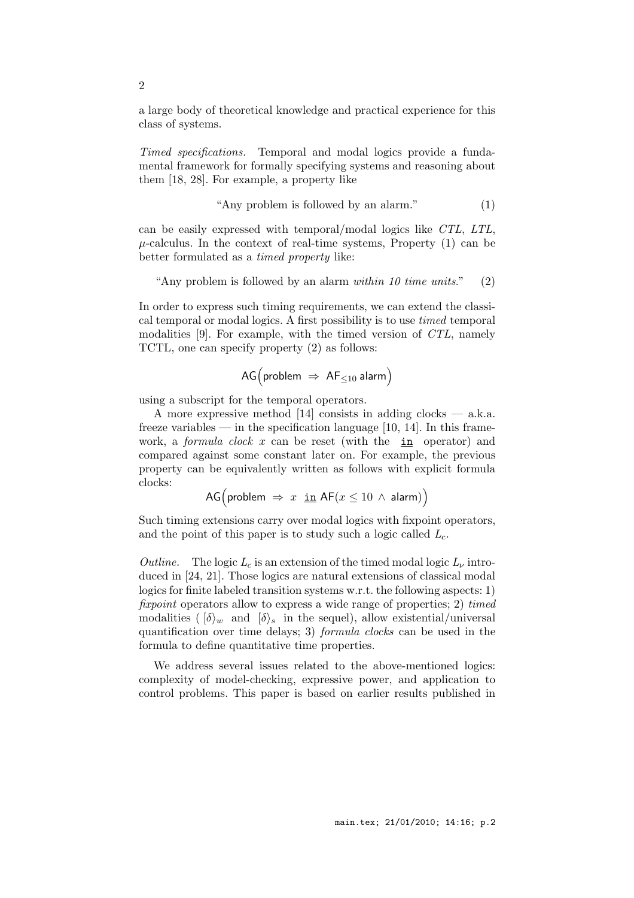a large body of theoretical knowledge and practical experience for this class of systems.

*Timed specifications.* Temporal and modal logics provide a fundamental framework for formally specifying systems and reasoning about them [18, 28]. For example, a property like

$$\text{“Any problem is followed by an alarm.”} \tag{1}$$

can be easily expressed with temporal/modal logics like *CTL*, *LTL*, $\mu$-calculus. In the context of real-time systems, Property (1) can be better formulated as a *timed property* like:

$$\text{“Any problem is followed by an alarm } \textit{within 10 time units}\text{.”} \tag{2}$$

In order to express such timing requirements, we can extend the classical temporal or modal logics. A first possibility is to use *timed* temporal modalities [9]. For example, with the timed version of *CTL*, namely TCTL, one can specify property (2) as follows:

$$\mathsf{AG}\Big(\mathsf{problem} \;\Rightarrow\; \mathsf{AF}_{\leq 10}\,\mathsf{alarm}\Big)$$

using a subscript for the temporal operators.

A more expressive method [14] consists in adding clocks — a.k.a. freeze variables — in the specification language [10, 14]. In this framework, a *formula clock* $x$ can be reset (with the $\underline{\texttt{in}}$ operator) and compared against some constant later on. For example, the previous property can be equivalently written as follows with explicit formula clocks:

$$\mathsf{AG}\Big(\mathsf{problem} \;\Rightarrow\; x \;\underline{\texttt{in}}\; \mathsf{AF}(x \leq 10 \;\wedge\; \mathsf{alarm})\Big)$$

Such timing extensions carry over modal logics with fixpoint operators, and the point of this paper is to study such a logic called $L_c$.

*Outline.* The logic $L_c$ is an extension of the timed modal logic $L_\nu$ introduced in [24, 21]. Those logics are natural extensions of classical modal logics for finite labeled transition systems w.r.t. the following aspects: 1) *fixpoint* operators allow to express a wide range of properties; 2) *timed* modalities ( $[\delta\rangle_w$ and $[\delta\rangle_s$ in the sequel), allow existential/universal quantification over time delays; 3) *formula clocks* can be used in the formula to define quantitative time properties.

We address several issues related to the above-mentioned logics: complexity of model-checking, expressive power, and application to control problems. This paper is based on earlier results published in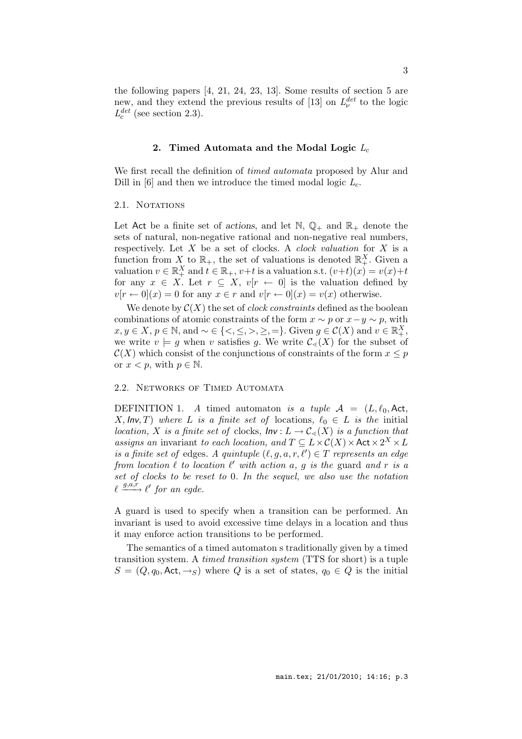the following papers [4, 21, 24, 23, 13]. Some results of section 5 are new, and they extend the previous results of [13] on $L_\nu^{det}$ to the logic $L_c^{det}$ (see section 2.3).

## 2. Timed Automata and the Modal Logic $L_c$

We first recall the definition of *timed automata* proposed by Alur and Dill in [6] and then we introduce the timed modal logic $L_c$.

### 2.1. Notations

Let $\mathsf{Act}$ be a finite set of *actions*, and let $\mathbb{N}$, $\mathbb{Q}_+$ and $\mathbb{R}_+$ denote the sets of natural, non-negative rational and non-negative real numbers, respectively. Let $X$ be a set of clocks. A *clock valuation* for $X$ is a function from $X$ to $\mathbb{R}_+$, the set of valuations is denoted $\mathbb{R}_+^X$. Given a valuation $v \in \mathbb{R}_+^X$ and $t \in \mathbb{R}_+$, $v+t$ is a valuation s.t. $(v+t)(x) = v(x)+t$ for any $x \in X$. Let $r \subseteq X$, $v[r \leftarrow 0]$ is the valuation defined by $v[r \leftarrow 0](x) = 0$ for any $x \in r$ and $v[r \leftarrow 0](x) = v(x)$ otherwise.

We denote by $\mathcal{C}(X)$ the set of *clock constraints* defined as the boolean combinations of atomic constraints of the form $x \sim p$ or $x - y \sim p$, with $x, y \in X$, $p \in \mathbb{N}$, and $\sim \in \{<, \leq, >, \geq, =\}$. Given $g \in \mathcal{C}(X)$ and $v \in \mathbb{R}_+^X$, we write $v \models g$ when $v$ satisfies $g$. We write $\mathcal{C}_\leqslant(X)$ for the subset of $\mathcal{C}(X)$ which consist of the conjunctions of constraints of the form $x \leq p$ or $x < p$, with $p \in \mathbb{N}$.

### 2.2. Networks of Timed Automata

DEFINITION 1. *A* timed automaton *is a tuple* $\mathcal{A} = (L, \ell_0, \mathsf{Act}, X, \mathsf{Inv}, T)$ *where $L$ is a finite set of* locations*, $\ell_0 \in L$ is the* initial *location, $X$ is a finite set of* clocks*, $\mathsf{Inv} : L \to \mathcal{C}_\leqslant(X)$ is a function that assigns an* invariant *to each location, and $T \subseteq L \times \mathcal{C}(X) \times \mathsf{Act} \times 2^X \times L$ is a finite set of* edges*. A quintuple $(\ell, g, a, r, \ell') \in T$ represents an edge from location $\ell$ to location $\ell'$ with action $a$, $g$ is the* guard *and $r$ is a set of clocks to be reset to 0. In the sequel, we also use the notation $\ell \xrightarrow{g,a,r} \ell'$ for an egde.*

A guard is used to specify when a transition can be performed. An invariant is used to avoid excessive time delays in a location and thus it may enforce action transitions to be performed.

The semantics of a timed automaton s traditionally given by a timed transition system. A *timed transition system* (TTS for short) is a tuple $S = (Q, q_0, \mathsf{Act}, \to_S)$ where $Q$ is a set of states, $q_0 \in Q$ is the initial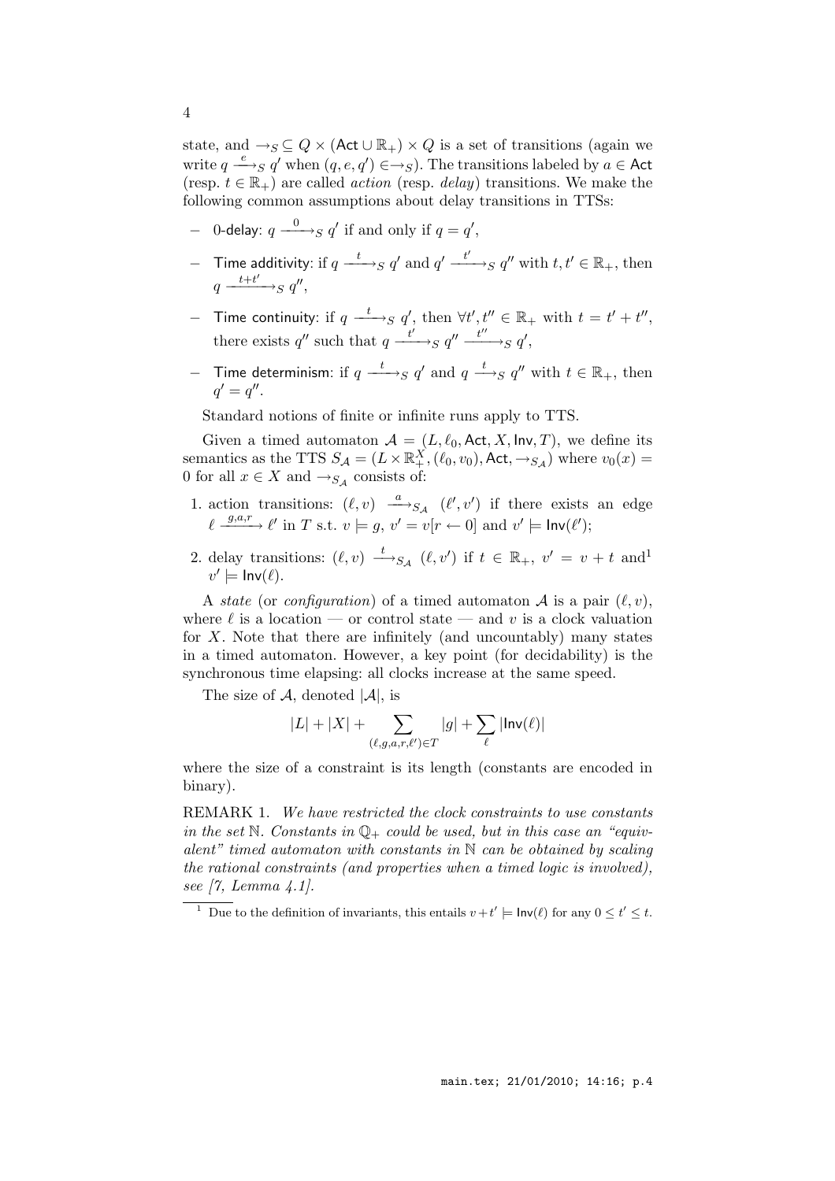state, and $\rightarrow_S \subseteq Q \times (\mathsf{Act} \cup \mathbb{R}_+) \times Q$ is a set of transitions (again we write $q \xrightarrow{e}_S q'$ when $(q, e, q') \in \rightarrow_S$). The transitions labeled by $a \in \mathsf{Act}$ (resp. $t \in \mathbb{R}_+$) are called *action* (resp. *delay*) transitions. We make the following common assumptions about delay transitions in TTSs:

- $0$-delay: $q \xrightarrow{0}_S q'$ if and only if $q = q'$,
- Time additivity: if $q \xrightarrow{t}_S q'$ and $q' \xrightarrow{t'}_S q''$ with $t, t' \in \mathbb{R}_+$, then $q \xrightarrow{t+t'}_S q''$,
- Time continuity: if $q \xrightarrow{t}_S q'$, then $\forall t', t'' \in \mathbb{R}_+$ with $t = t' + t''$, there exists $q''$ such that $q \xrightarrow{t'}_S q'' \xrightarrow{t''}_S q'$,
- Time determinism: if $q \xrightarrow{t}_S q'$ and $q \xrightarrow{t}_S q''$ with $t \in \mathbb{R}_+$, then $q' = q''$.

Standard notions of finite or infinite runs apply to TTS.

Given a timed automaton $\mathcal{A} = (L, \ell_0, \mathsf{Act}, X, \mathsf{Inv}, T)$, we define its semantics as the TTS $S_{\mathcal{A}} = (L \times \mathbb{R}_+^X, (\ell_0, v_0), \mathsf{Act}, \rightarrow_{S_{\mathcal{A}}})$ where $v_0(x) = 0$ for all $x \in X$ and $\rightarrow_{S_{\mathcal{A}}}$ consists of:

1. action transitions: $(\ell, v) \xrightarrow{a}_{S_{\mathcal{A}}} (\ell', v')$ if there exists an edge $\ell \xrightarrow{g,a,r} \ell'$ in $T$ s.t. $v \models g$, $v' = v[r \leftarrow 0]$ and $v' \models \mathsf{Inv}(\ell')$;
2. delay transitions: $(\ell, v) \xrightarrow{t}_{S_{\mathcal{A}}} (\ell, v')$ if $t \in \mathbb{R}_+$, $v' = v + t$ and[1] $v' \models \mathsf{Inv}(\ell)$.

A *state* (or *configuration*) of a timed automaton $\mathcal{A}$ is a pair $(\ell, v)$, where $\ell$ is a location — or control state — and $v$ is a clock valuation for $X$. Note that there are infinitely (and uncountably) many states in a timed automaton. However, a key point (for decidability) is the synchronous time elapsing: all clocks increase at the same speed.

The size of $\mathcal{A}$, denoted $|\mathcal{A}|$, is

$$|L| + |X| + \sum_{(\ell,g,a,r,\ell') \in T} |g| + \sum_{\ell} |\mathsf{Inv}(\ell)|$$

where the size of a constraint is its length (constants are encoded in binary).

REMARK 1. *We have restricted the clock constraints to use constants in the set $\mathbb{N}$. Constants in $\mathbb{Q}_+$ could be used, but in this case an "equivalent" timed automaton with constants in $\mathbb{N}$ can be obtained by scaling the rational constraints (and properties when a timed logic is involved), see [7, Lemma 4.1].*

[1] Due to the definition of invariants, this entails $v + t' \models \mathsf{Inv}(\ell)$ for any $0 \leq t' \leq t$.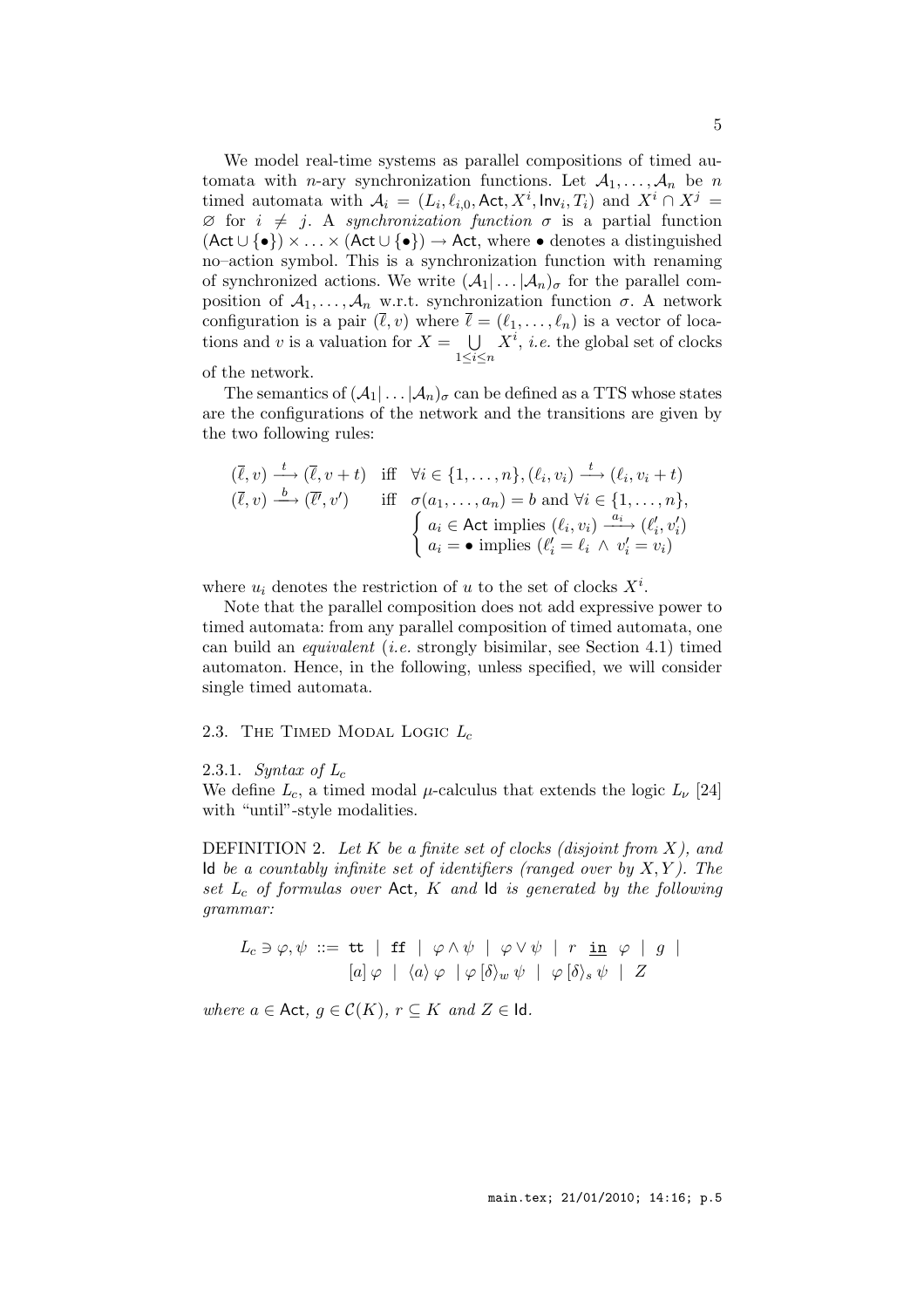We model real-time systems as parallel compositions of timed automata with $n$-ary synchronization functions. Let $\mathcal{A}_1, \ldots, \mathcal{A}_n$ be $n$ timed automata with $\mathcal{A}_i = (L_i, \ell_{i,0}, \mathsf{Act}, X^i, \mathsf{Inv}_i, T_i)$ and $X^i \cap X^j = \varnothing$ for $i \neq j$. A *synchronization function* $\sigma$ is a partial function $(\mathsf{Act} \cup \{\bullet\}) \times \ldots \times (\mathsf{Act} \cup \{\bullet\}) \to \mathsf{Act}$, where $\bullet$ denotes a distinguished no–action symbol. This is a synchronization function with renaming of synchronized actions. We write $(\mathcal{A}_1 | \ldots | \mathcal{A}_n)_\sigma$ for the parallel composition of $\mathcal{A}_1, \ldots, \mathcal{A}_n$ w.r.t. synchronization function $\sigma$. A network configuration is a pair $(\overline{\ell}, v)$ where $\overline{\ell} = (\ell_1, \ldots, \ell_n)$ is a vector of locations and $v$ is a valuation for $X = \bigcup_{1 \leq i \leq n} X^i$, *i.e.* the global set of clocks of the network.

The semantics of $(\mathcal{A}_1 | \ldots | \mathcal{A}_n)_\sigma$ can be defined as a TTS whose states are the configurations of the network and the transitions are given by the two following rules:

$$
\begin{array}{lll}
(\overline{\ell}, v) \xrightarrow{\ t\ } (\overline{\ell}, v + t) & \text{iff} & \forall i \in \{1, \ldots, n\}, (\ell_i, v_i) \xrightarrow{\ t\ } (\ell_i, v_i + t) \\
(\overline{\ell}, v) \xrightarrow{\ b\ } (\overline{\ell'}, v') & \text{iff} & \sigma(a_1, \ldots, a_n) = b \text{ and } \forall i \in \{1, \ldots, n\}, \\
& & \begin{cases} a_i \in \mathsf{Act} \text{ implies } (\ell_i, v_i) \xrightarrow{\ a_i\ } (\ell'_i, v'_i) \\ a_i = \bullet \text{ implies } (\ell'_i = \ell_i \ \wedge \ v'_i = v_i) \end{cases}
\end{array}
$$

where $u_i$ denotes the restriction of $u$ to the set of clocks $X^i$.

Note that the parallel composition does not add expressive power to timed automata: from any parallel composition of timed automata, one can build an *equivalent* (*i.e.* strongly bisimilar, see Section 4.1) timed automaton. Hence, in the following, unless specified, we will consider single timed automata.

### 2.3. The Timed Modal Logic $L_c$

#### 2.3.1. *Syntax of $L_c$*

We define $L_c$, a timed modal $\mu$-calculus that extends the logic $L_\nu$ [24] with "until"-style modalities.

DEFINITION 2. *Let $K$ be a finite set of clocks (disjoint from $X$), and* $\mathsf{Id}$ *be a countably infinite set of identifiers (ranged over by $X, Y$). The set $L_c$ of formulas over* $\mathsf{Act}$*, $K$ and* $\mathsf{Id}$ *is generated by the following grammar:*

$$
\begin{array}{rl}
L_c \ni \varphi, \psi \ ::= & \mathtt{tt} \ \mid \ \mathtt{ff} \ \mid \ \varphi \wedge \psi \ \mid \ \varphi \vee \psi \ \mid \ r \ \underline{\mathtt{in}} \ \varphi \ \mid \ g \ \mid \\
& [a]\, \varphi \ \mid \ \langle a \rangle\, \varphi \ \mid \varphi\, [\delta\rangle_w\, \psi \ \mid \ \varphi\, [\delta\rangle_s\, \psi \ \mid \ Z
\end{array}
$$

*where $a \in \mathsf{Act}$, $g \in \mathcal{C}(K)$, $r \subseteq K$ and $Z \in \mathsf{Id}$.*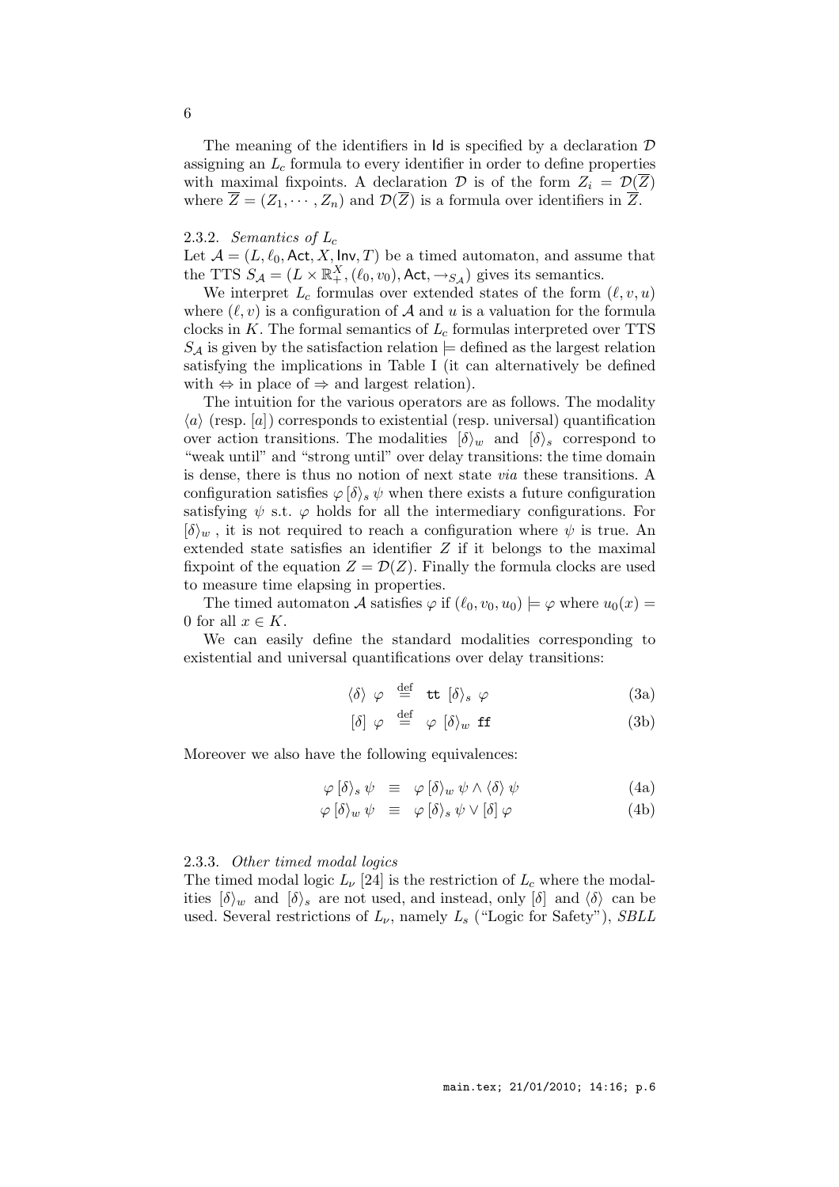The meaning of the identifiers in $\mathsf{Id}$ is specified by a declaration $\mathcal{D}$ assigning an $L_c$ formula to every identifier in order to define properties with maximal fixpoints. A declaration $\mathcal{D}$ is of the form $Z_i = \mathcal{D}(\overline{Z})$ where $\overline{Z} = (Z_1, \cdots, Z_n)$ and $\mathcal{D}(\overline{Z})$ is a formula over identifiers in $\overline{Z}$.

### 2.3.2. *Semantics of $L_c$*

Let $\mathcal{A} = (L, \ell_0, \mathsf{Act}, X, \mathsf{Inv}, T)$ be a timed automaton, and assume that the TTS $S_{\mathcal{A}} = (L \times \mathbb{R}_+^X, (\ell_0, v_0), \mathsf{Act}, \rightarrow_{S_{\mathcal{A}}})$ gives its semantics.

We interpret $L_c$ formulas over extended states of the form $(\ell, v, u)$ where $(\ell, v)$ is a configuration of $\mathcal{A}$ and $u$ is a valuation for the formula clocks in $K$. The formal semantics of $L_c$ formulas interpreted over TTS $S_{\mathcal{A}}$ is given by the satisfaction relation $\models$ defined as the largest relation satisfying the implications in Table I (it can alternatively be defined with $\Leftrightarrow$ in place of $\Rightarrow$ and largest relation).

The intuition for the various operators are as follows. The modality $\langle a \rangle$ (resp. $[a]$) corresponds to existential (resp. universal) quantification over action transitions. The modalities $[\delta\rangle_w$ and $[\delta\rangle_s$ correspond to "weak until" and "strong until" over delay transitions: the time domain is dense, there is thus no notion of next state *via* these transitions. A configuration satisfies $\varphi\, [\delta\rangle_s\, \psi$ when there exists a future configuration satisfying $\psi$ s.t. $\varphi$ holds for all the intermediary configurations. For $[\delta\rangle_w$, it is not required to reach a configuration where $\psi$ is true. An extended state satisfies an identifier $Z$ if it belongs to the maximal fixpoint of the equation $Z = \mathcal{D}(Z)$. Finally the formula clocks are used to measure time elapsing in properties.

The timed automaton $\mathcal{A}$ satisfies $\varphi$ if $(\ell_0, v_0, u_0) \models \varphi$ where $u_0(x) = 0$ for all $x \in K$.

We can easily define the standard modalities corresponding to existential and universal quantifications over delay transitions:

$$\langle \delta \rangle\ \varphi \ \stackrel{\text{def}}{=}\ \mathtt{tt}\ [\delta\rangle_s\ \varphi \tag{3a}$$

$$[\delta]\ \varphi \ \stackrel{\text{def}}{=}\ \varphi\ [\delta\rangle_w\ \mathtt{ff} \tag{3b}$$

Moreover we also have the following equivalences:

$$\varphi\, [\delta\rangle_s\, \psi \ \equiv\ \varphi\, [\delta\rangle_w\, \psi \wedge \langle \delta \rangle\, \psi \tag{4a}$$

$$\varphi\, [\delta\rangle_w\, \psi \ \equiv\ \varphi\, [\delta\rangle_s\, \psi \vee [\delta]\, \varphi \tag{4b}$$

### 2.3.3. *Other timed modal logics*

The timed modal logic $L_\nu$ [24] is the restriction of $L_c$ where the modalities $[\delta\rangle_w$ and $[\delta\rangle_s$ are not used, and instead, only $[\delta]$ and $\langle \delta \rangle$ can be used. Several restrictions of $L_\nu$, namely $L_s$ ("Logic for Safety"), *SBLL*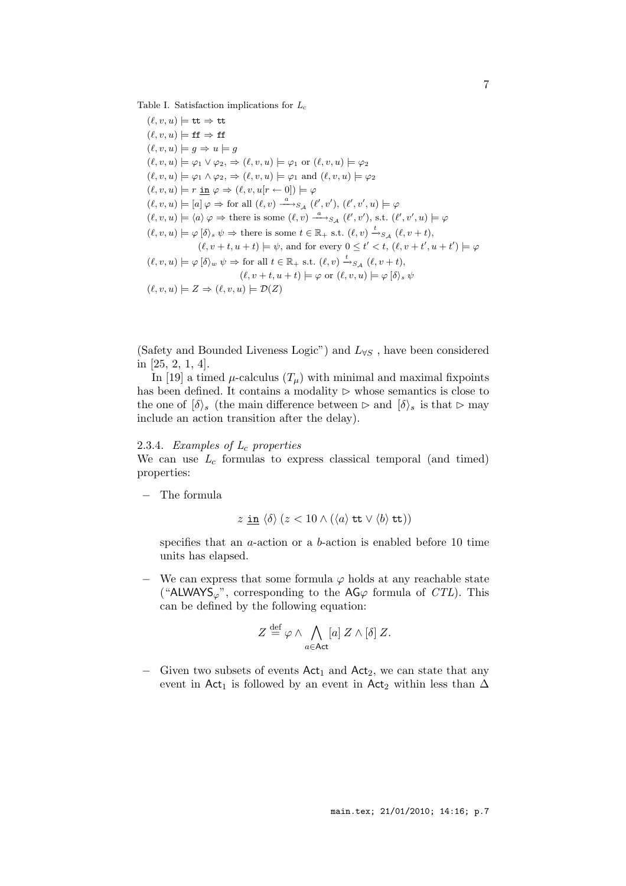Table I. Satisfaction implications for $L_c$

$(\ell, v, u) \models \mathtt{tt} \Rightarrow \mathtt{tt}$

$(\ell, v, u) \models \mathtt{ff} \Rightarrow \mathtt{ff}$

$(\ell, v, u) \models g \Rightarrow u \models g$

$(\ell, v, u) \models \varphi_1 \vee \varphi_2, \Rightarrow (\ell, v, u) \models \varphi_1$ or $(\ell, v, u) \models \varphi_2$

$(\ell, v, u) \models \varphi_1 \wedge \varphi_2, \Rightarrow (\ell, v, u) \models \varphi_1$ and $(\ell, v, u) \models \varphi_2$

$(\ell, v, u) \models r \ \underline{\mathtt{in}}\ \varphi \Rightarrow (\ell, v, u[r \leftarrow 0]) \models \varphi$

$(\ell, v, u) \models [a]\,\varphi \Rightarrow$ for all $(\ell, v) \xrightarrow{a}_{S_\mathcal{A}} (\ell', v')$, $(\ell', v', u) \models \varphi$

$(\ell, v, u) \models \langle a \rangle\,\varphi \Rightarrow$ there is some $(\ell, v) \xrightarrow{a}_{S_\mathcal{A}} (\ell', v')$, s.t. $(\ell', v', u) \models \varphi$

$(\ell, v, u) \models \varphi\,[\delta\rangle_s\,\psi \Rightarrow$ there is some $t \in \mathbb{R}_+$ s.t. $(\ell, v) \xrightarrow{t}_{S_\mathcal{A}} (\ell, v+t)$, $(\ell, v+t, u+t) \models \psi$, and for every $0 \leq t' < t$, $(\ell, v+t', u+t') \models \varphi$

$(\ell, v, u) \models \varphi\,[\delta\rangle_w\,\psi \Rightarrow$ for all $t \in \mathbb{R}_+$ s.t. $(\ell, v) \xrightarrow{t}_{S_\mathcal{A}} (\ell, v+t)$, $(\ell, v+t, u+t) \models \varphi$ or $(\ell, v, u) \models \varphi\,[\delta\rangle_s\,\psi$

$(\ell, v, u) \models Z \Rightarrow (\ell, v, u) \models \mathcal{D}(Z)$

(Safety and Bounded Liveness Logic") and $L_{\forall S}$ , have been considered in [25, 2, 1, 4].

In [19] a timed $\mu$-calculus ($T_\mu$) with minimal and maximal fixpoints has been defined. It contains a modality $\rhd$ whose semantics is close to the one of $[\delta\rangle_s$ (the main difference between $\rhd$ and $[\delta\rangle_s$ is that $\rhd$ may include an action transition after the delay).

#### 2.3.4. *Examples of $L_c$ properties*

We can use $L_c$ formulas to express classical temporal (and timed) properties:

- The formula

$$z \ \underline{\mathtt{in}}\ \langle\delta\rangle\,(z < 10 \wedge (\langle a\rangle\,\mathtt{tt} \vee \langle b\rangle\,\mathtt{tt}))$$

  specifies that an $a$-action or a $b$-action is enabled before 10 time units has elapsed.

- We can express that some formula $\varphi$ holds at any reachable state ("$\mathsf{ALWAYS}_\varphi$", corresponding to the $\mathsf{AG}\varphi$ formula of *CTL*). This can be defined by the following equation:

$$Z \stackrel{\text{def}}{=} \varphi \wedge \bigwedge_{a \in \mathsf{Act}} [a]\,Z \wedge [\delta]\,Z.$$

- Given two subsets of events $\mathsf{Act}_1$ and $\mathsf{Act}_2$, we can state that any event in $\mathsf{Act}_1$ is followed by an event in $\mathsf{Act}_2$ within less than $\Delta$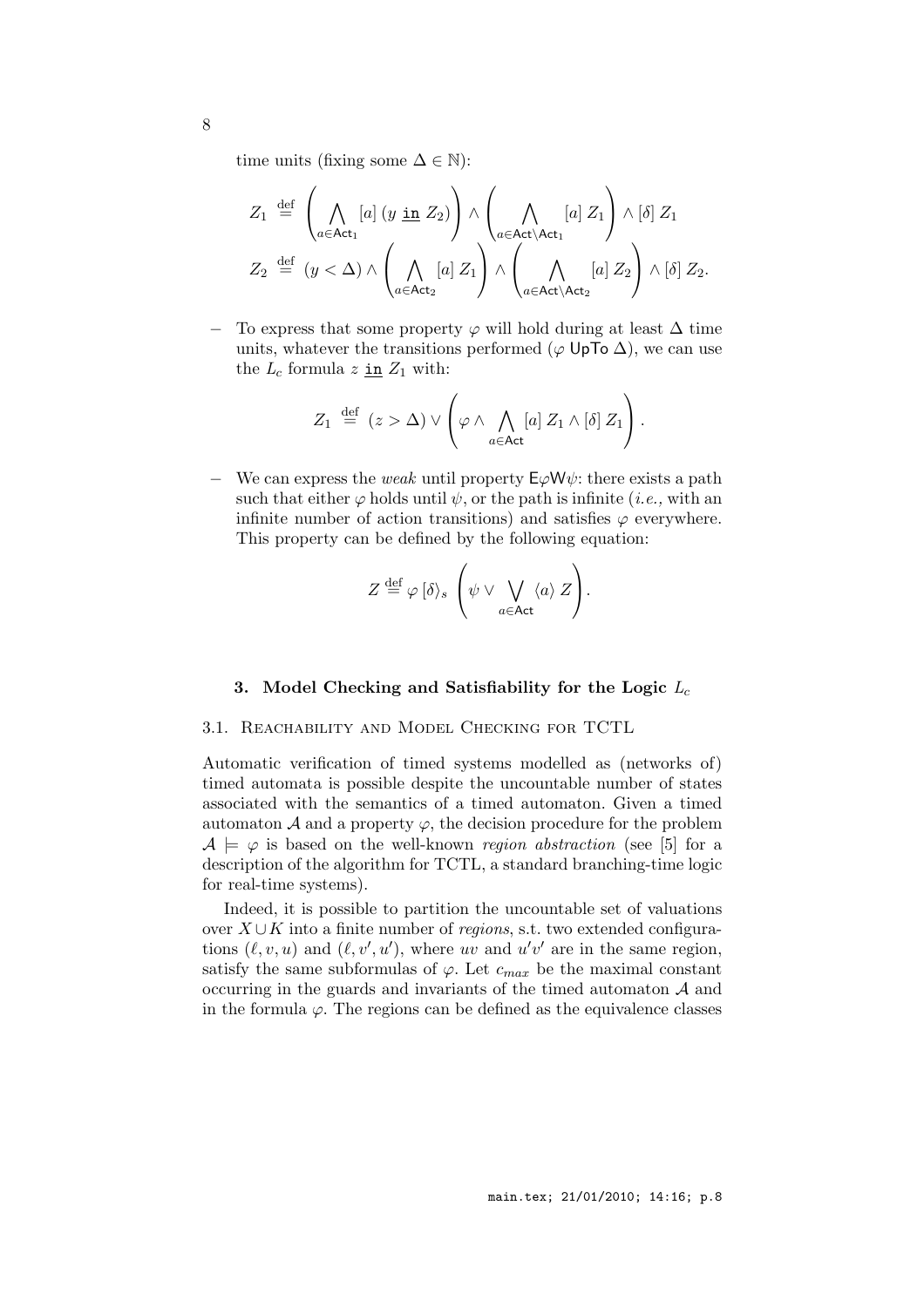time units (fixing some $\Delta \in \mathbb{N}$):

$$Z_1 \stackrel{\text{def}}{=} \left( \bigwedge_{a \in \mathsf{Act}_1} [a]\, (y \;\underline{\mathtt{in}}\; Z_2) \right) \wedge \left( \bigwedge_{a \in \mathsf{Act} \setminus \mathsf{Act}_1} [a]\, Z_1 \right) \wedge [\delta]\, Z_1$$

$$Z_2 \stackrel{\text{def}}{=} (y < \Delta) \wedge \left( \bigwedge_{a \in \mathsf{Act}_2} [a]\, Z_1 \right) \wedge \left( \bigwedge_{a \in \mathsf{Act} \setminus \mathsf{Act}_2} [a]\, Z_2 \right) \wedge [\delta]\, Z_2.$$

- To express that some property $\varphi$ will hold during at least $\Delta$ time units, whatever the transitions performed ($\varphi\ \mathsf{UpTo}\ \Delta$), we can use the $L_c$ formula $z \;\underline{\mathtt{in}}\; Z_1$ with:

$$Z_1 \stackrel{\text{def}}{=} (z > \Delta) \vee \left( \varphi \wedge \bigwedge_{a \in \mathsf{Act}} [a]\, Z_1 \wedge [\delta]\, Z_1 \right).$$

- We can express the *weak* until property $\mathsf{E}\varphi\mathsf{W}\psi$: there exists a path such that either $\varphi$ holds until $\psi$, or the path is infinite (*i.e.,* with an infinite number of action transitions) and satisfies $\varphi$ everywhere. This property can be defined by the following equation:

$$Z \stackrel{\text{def}}{=} \varphi\, [\delta\rangle_s \left( \psi \vee \bigvee_{a \in \mathsf{Act}} \langle a \rangle\, Z \right).$$

## 3. Model Checking and Satisfiability for the Logic $L_c$

### 3.1. Reachability and Model Checking for TCTL

Automatic verification of timed systems modelled as (networks of) timed automata is possible despite the uncountable number of states associated with the semantics of a timed automaton. Given a timed automaton $\mathcal{A}$ and a property $\varphi$, the decision procedure for the problem $\mathcal{A} \models \varphi$ is based on the well-known *region abstraction* (see [5] for a description of the algorithm for TCTL, a standard branching-time logic for real-time systems).

Indeed, it is possible to partition the uncountable set of valuations over $X \cup K$ into a finite number of *regions*, s.t. two extended configurations $(\ell, v, u)$ and $(\ell, v', u')$, where $uv$ and $u'v'$ are in the same region, satisfy the same subformulas of $\varphi$. Let $c_{max}$ be the maximal constant occurring in the guards and invariants of the timed automaton $\mathcal{A}$ and in the formula $\varphi$. The regions can be defined as the equivalence classes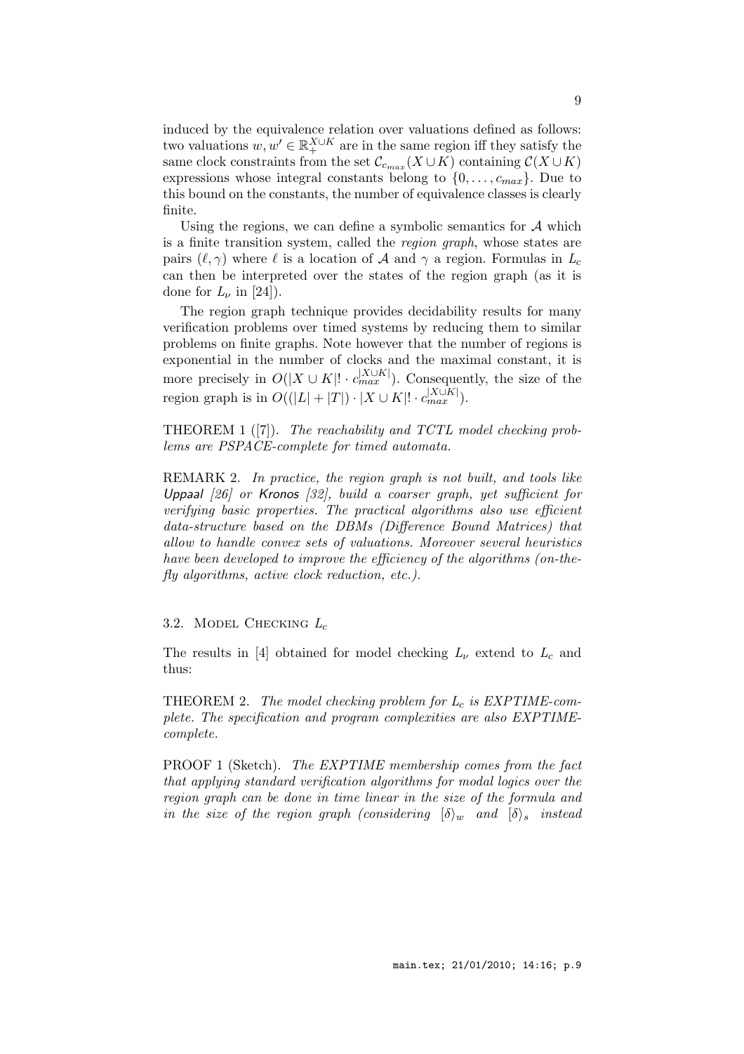induced by the equivalence relation over valuations defined as follows: two valuations $w, w' \in \mathbb{R}_+^{X \cup K}$ are in the same region iff they satisfy the same clock constraints from the set $\mathcal{C}_{c_{max}}(X \cup K)$ containing $\mathcal{C}(X \cup K)$ expressions whose integral constants belong to $\{0, \ldots, c_{max}\}$. Due to this bound on the constants, the number of equivalence classes is clearly finite.

Using the regions, we can define a symbolic semantics for $\mathcal{A}$ which is a finite transition system, called the *region graph*, whose states are pairs $(\ell, \gamma)$ where $\ell$ is a location of $\mathcal{A}$ and $\gamma$ a region. Formulas in $L_c$ can then be interpreted over the states of the region graph (as it is done for $L_\nu$ in [24]).

The region graph technique provides decidability results for many verification problems over timed systems by reducing them to similar problems on finite graphs. Note however that the number of regions is exponential in the number of clocks and the maximal constant, it is more precisely in $O(|X \cup K|! \cdot c_{max}^{|X \cup K|})$. Consequently, the size of the region graph is in $O((|L| + |T|) \cdot |X \cup K|! \cdot c_{max}^{|X \cup K|})$.

THEOREM 1 ([7]). *The reachability and TCTL model checking problems are PSPACE-complete for timed automata.*

REMARK 2. *In practice, the region graph is not built, and tools like* Uppaal *[26] or* Kronos *[32], build a coarser graph, yet sufficient for verifying basic properties. The practical algorithms also use efficient data-structure based on the DBMs (Difference Bound Matrices) that allow to handle convex sets of valuations. Moreover several heuristics have been developed to improve the efficiency of the algorithms (on-the-fly algorithms, active clock reduction, etc.).*

### 3.2. Model Checking $L_c$

The results in [4] obtained for model checking $L_\nu$ extend to $L_c$ and thus:

THEOREM 2. *The model checking problem for $L_c$ is EXPTIME-complete. The specification and program complexities are also EXPTIME-complete.*

PROOF 1 (Sketch). *The EXPTIME membership comes from the fact that applying standard verification algorithms for modal logics over the region graph can be done in time linear in the size of the formula and in the size of the region graph (considering $[\delta\rangle_w$ and $[\delta\rangle_s$ instead*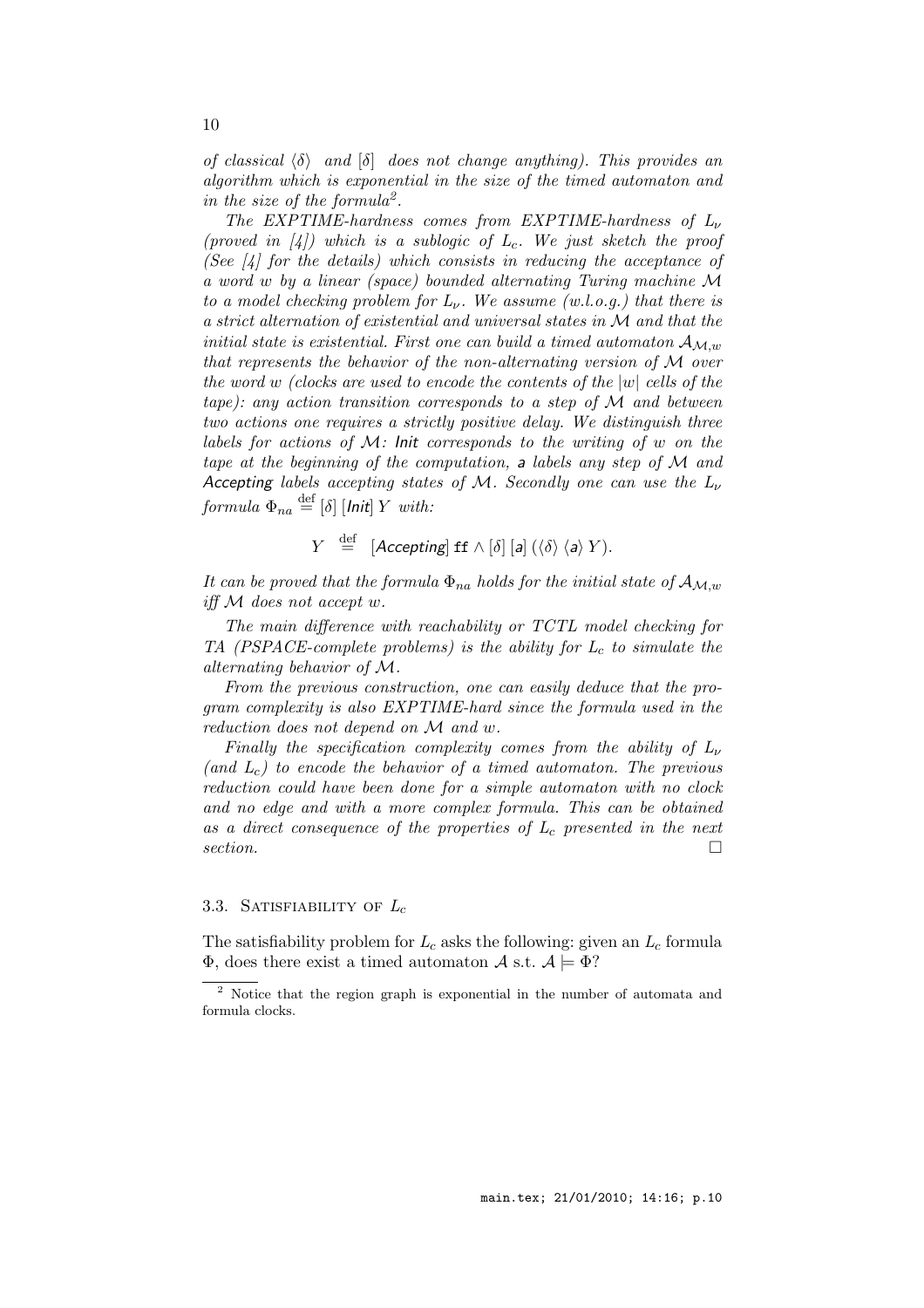*of classical $\langle\delta\rangle$ and $[\delta]$ does not change anything). This provides an algorithm which is exponential in the size of the timed automaton and in the size of the formula*[2].

*The EXPTIME-hardness comes from EXPTIME-hardness of $L_\nu$ (proved in [4]) which is a sublogic of $L_c$. We just sketch the proof (See [4] for the details) which consists in reducing the acceptance of a word $w$ by a linear (space) bounded alternating Turing machine $\mathcal{M}$ to a model checking problem for $L_\nu$. We assume (w.l.o.g.) that there is a strict alternation of existential and universal states in $\mathcal{M}$ and that the initial state is existential. First one can build a timed automaton $\mathcal{A}_{\mathcal{M},w}$ that represents the behavior of the non-alternating version of $\mathcal{M}$ over the word $w$ (clocks are used to encode the contents of the $|w|$ cells of the tape): any action transition corresponds to a step of $\mathcal{M}$ and between two actions one requires a strictly positive delay. We distinguish three labels for actions of $\mathcal{M}$: Init corresponds to the writing of $w$ on the tape at the beginning of the computation, a labels any step of $\mathcal{M}$ and Accepting labels accepting states of $\mathcal{M}$. Secondly one can use the $L_\nu$ formula $\Phi_{na} \stackrel{\text{def}}{=} [\delta]\,[\mathsf{Init}]\,Y$ with:*

$$Y \stackrel{\text{def}}{=} [\mathsf{Accepting}]\,\mathtt{ff} \wedge [\delta]\,[\mathsf{a}]\,(\langle\delta\rangle\,\langle\mathsf{a}\rangle\,Y).$$

*It can be proved that the formula $\Phi_{na}$ holds for the initial state of $\mathcal{A}_{\mathcal{M},w}$ iff $\mathcal{M}$ does not accept $w$.*

*The main difference with reachability or TCTL model checking for TA (PSPACE-complete problems) is the ability for $L_c$ to simulate the alternating behavior of $\mathcal{M}$.*

*From the previous construction, one can easily deduce that the program complexity is also EXPTIME-hard since the formula used in the reduction does not depend on $\mathcal{M}$ and $w$.*

*Finally the specification complexity comes from the ability of $L_\nu$ (and $L_c$) to encode the behavior of a timed automaton. The previous reduction could have been done for a simple automaton with no clock and no edge and with a more complex formula. This can be obtained as a direct consequence of the properties of $L_c$ presented in the next section.* □

### 3.3. Satisfiability of $L_c$

The satisfiability problem for $L_c$ asks the following: given an $L_c$ formula $\Phi$, does there exist a timed automaton $\mathcal{A}$ s.t. $\mathcal{A} \models \Phi$?

[2] Notice that the region graph is exponential in the number of automata and formula clocks.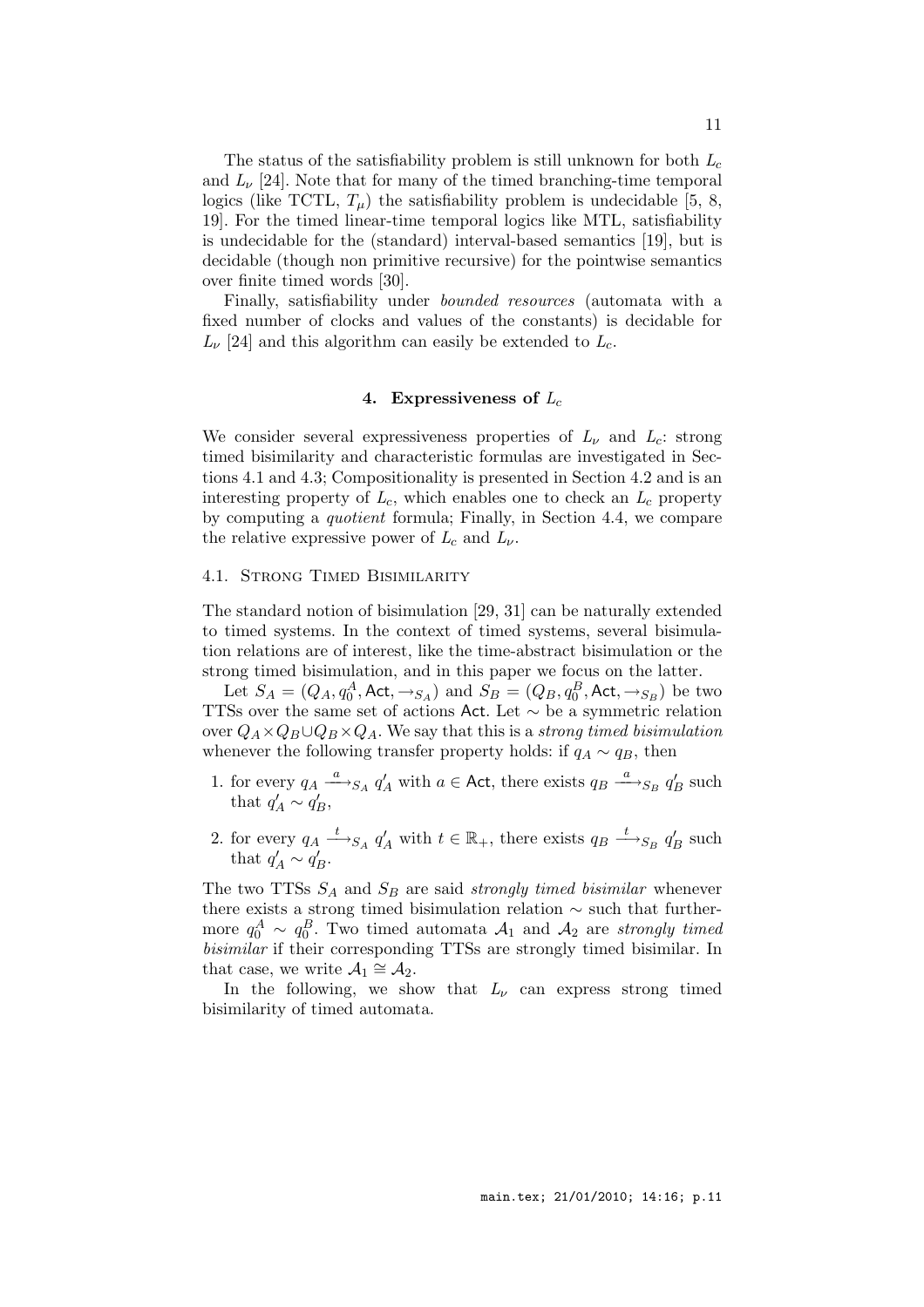The status of the satisfiability problem is still unknown for both $L_c$ and $L_\nu$ [24]. Note that for many of the timed branching-time temporal logics (like TCTL, $T_\mu$) the satisfiability problem is undecidable [5, 8, 19]. For the timed linear-time temporal logics like MTL, satisfiability is undecidable for the (standard) interval-based semantics [19], but is decidable (though non primitive recursive) for the pointwise semantics over finite timed words [30].

Finally, satisfiability under *bounded resources* (automata with a fixed number of clocks and values of the constants) is decidable for $L_\nu$ [24] and this algorithm can easily be extended to $L_c$.

## 4. Expressiveness of $L_c$

We consider several expressiveness properties of $L_\nu$ and $L_c$: strong timed bisimilarity and characteristic formulas are investigated in Sections 4.1 and 4.3; Compositionality is presented in Section 4.2 and is an interesting property of $L_c$, which enables one to check an $L_c$ property by computing a *quotient* formula; Finally, in Section 4.4, we compare the relative expressive power of $L_c$ and $L_\nu$.

### 4.1. Strong Timed Bisimilarity

The standard notion of bisimulation [29, 31] can be naturally extended to timed systems. In the context of timed systems, several bisimulation relations are of interest, like the time-abstract bisimulation or the strong timed bisimulation, and in this paper we focus on the latter.

Let $S_A = (Q_A, q_0^A, \mathsf{Act}, \rightarrow_{S_A})$ and $S_B = (Q_B, q_0^B, \mathsf{Act}, \rightarrow_{S_B})$ be two TTSs over the same set of actions $\mathsf{Act}$. Let $\sim$ be a symmetric relation over $Q_A \times Q_B \cup Q_B \times Q_A$. We say that this is a *strong timed bisimulation* whenever the following transfer property holds: if $q_A \sim q_B$, then

1. for every $q_A \xrightarrow{a}_{S_A} q'_A$ with $a \in \mathsf{Act}$, there exists $q_B \xrightarrow{a}_{S_B} q'_B$ such that $q'_A \sim q'_B$,
2. for every $q_A \xrightarrow{t}_{S_A} q'_A$ with $t \in \mathbb{R}_+$, there exists $q_B \xrightarrow{t}_{S_B} q'_B$ such that $q'_A \sim q'_B$.

The two TTSs $S_A$ and $S_B$ are said *strongly timed bisimilar* whenever there exists a strong timed bisimulation relation $\sim$ such that furthermore $q_0^A \sim q_0^B$. Two timed automata $\mathcal{A}_1$ and $\mathcal{A}_2$ are *strongly timed bisimilar* if their corresponding TTSs are strongly timed bisimilar. In that case, we write $\mathcal{A}_1 \cong \mathcal{A}_2$.

In the following, we show that $L_\nu$ can express strong timed bisimilarity of timed automata.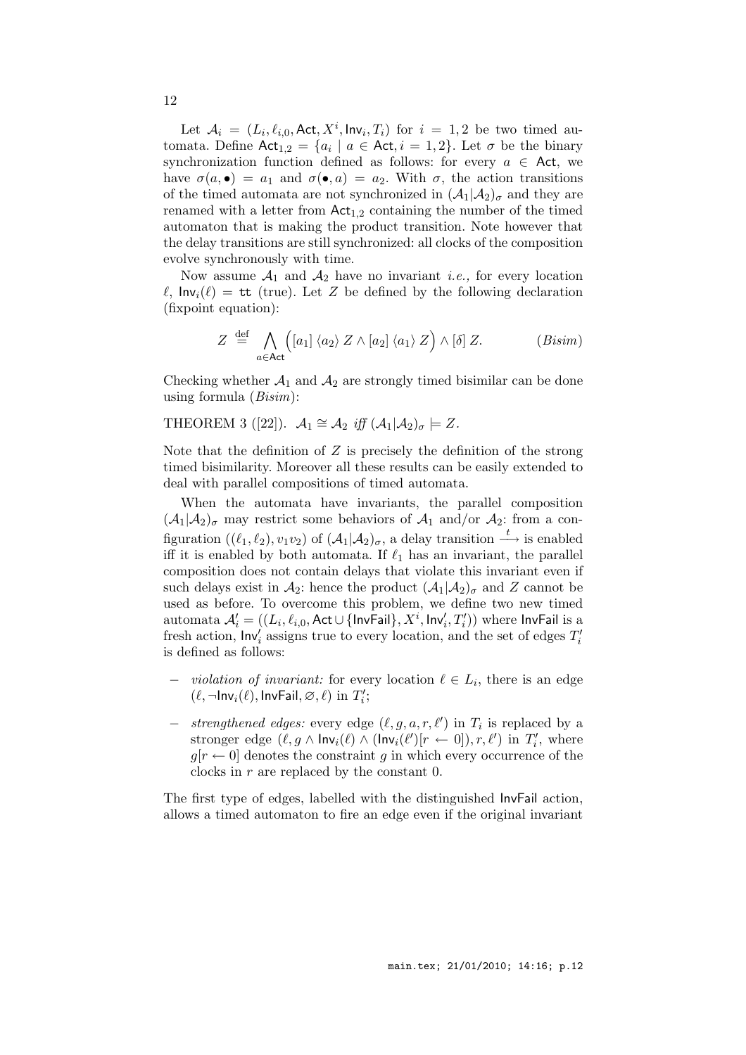Let $\mathcal{A}_i = (L_i, \ell_{i,0}, \mathsf{Act}, X^i, \mathsf{Inv}_i, T_i)$ for $i = 1, 2$ be two timed automata. Define $\mathsf{Act}_{1,2} = \{a_i \mid a \in \mathsf{Act}, i = 1, 2\}$. Let $\sigma$ be the binary synchronization function defined as follows: for every $a \in \mathsf{Act}$, we have $\sigma(a, \bullet) = a_1$ and $\sigma(\bullet, a) = a_2$. With $\sigma$, the action transitions of the timed automata are not synchronized in $(\mathcal{A}_1|\mathcal{A}_2)_\sigma$ and they are renamed with a letter from $\mathsf{Act}_{1,2}$ containing the number of the timed automaton that is making the product transition. Note however that the delay transitions are still synchronized: all clocks of the composition evolve synchronously with time.

Now assume $\mathcal{A}_1$ and $\mathcal{A}_2$ have no invariant *i.e.,* for every location $\ell$, $\mathsf{Inv}_i(\ell) = \mathtt{tt}$ (true). Let $Z$ be defined by the following declaration (fixpoint equation):

$$Z \stackrel{\text{def}}{=} \bigwedge_{a \in \mathsf{Act}} \Big( [a_1]\,\langle a_2 \rangle\, Z \wedge [a_2]\,\langle a_1 \rangle\, Z \Big) \wedge [\delta]\, Z. \qquad (Bisim)$$

Checking whether $\mathcal{A}_1$ and $\mathcal{A}_2$ are strongly timed bisimilar can be done using formula (*Bisim*):

THEOREM 3 ([22]). *$\mathcal{A}_1 \cong \mathcal{A}_2$ iff $(\mathcal{A}_1|\mathcal{A}_2)_\sigma \models Z$.*

Note that the definition of $Z$ is precisely the definition of the strong timed bisimilarity. Moreover all these results can be easily extended to deal with parallel compositions of timed automata.

When the automata have invariants, the parallel composition $(\mathcal{A}_1|\mathcal{A}_2)_\sigma$ may restrict some behaviors of $\mathcal{A}_1$ and/or $\mathcal{A}_2$: from a configuration $((\ell_1, \ell_2), v_1 v_2)$ of $(\mathcal{A}_1|\mathcal{A}_2)_\sigma$, a delay transition $\xrightarrow{t}$ is enabled iff it is enabled by both automata. If $\ell_1$ has an invariant, the parallel composition does not contain delays that violate this invariant even if such delays exist in $\mathcal{A}_2$: hence the product $(\mathcal{A}_1|\mathcal{A}_2)_\sigma$ and $Z$ cannot be used as before. To overcome this problem, we define two new timed automata $\mathcal{A}'_i = ((L_i, \ell_{i,0}, \mathsf{Act} \cup \{\mathsf{InvFail}\}, X^i, \mathsf{Inv}'_i, T'_i))$ where $\mathsf{InvFail}$ is a fresh action, $\mathsf{Inv}'_i$ assigns true to every location, and the set of edges $T'_i$ is defined as follows:

- *violation of invariant:* for every location $\ell \in L_i$, there is an edge $(\ell, \neg\mathsf{Inv}_i(\ell), \mathsf{InvFail}, \varnothing, \ell)$ in $T'_i$;
- *strengthened edges:* every edge $(\ell, g, a, r, \ell')$ in $T_i$ is replaced by a stronger edge $(\ell, g \wedge \mathsf{Inv}_i(\ell) \wedge (\mathsf{Inv}_i(\ell')[r \leftarrow 0]), r, \ell')$ in $T'_i$, where $g[r \leftarrow 0]$ denotes the constraint $g$ in which every occurrence of the clocks in $r$ are replaced by the constant 0.

The first type of edges, labelled with the distinguished $\mathsf{InvFail}$ action, allows a timed automaton to fire an edge even if the original invariant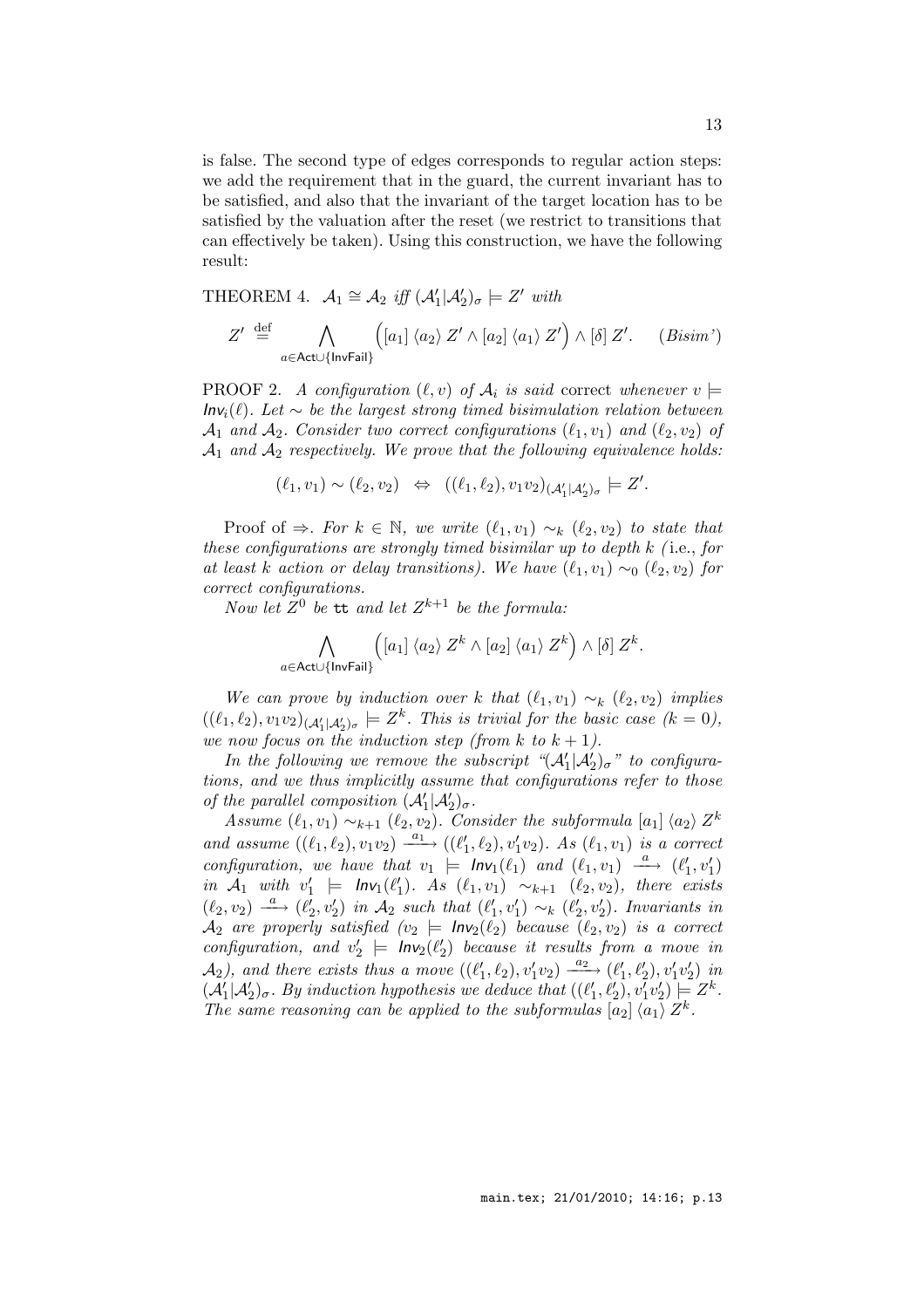is false. The second type of edges corresponds to regular action steps: we add the requirement that in the guard, the current invariant has to be satisfied, and also that the invariant of the target location has to be satisfied by the valuation after the reset (we restrict to transitions that can effectively be taken). Using this construction, we have the following result:

THEOREM 4. *$\mathcal{A}_1 \cong \mathcal{A}_2$ iff $(\mathcal{A}'_1|\mathcal{A}'_2)_\sigma \models Z'$ with*

$$Z' \stackrel{\text{def}}{=} \bigwedge_{a \in \mathsf{Act} \cup \{\mathsf{InvFail}\}} \Big( [a_1]\, \langle a_2 \rangle\, Z' \wedge [a_2]\, \langle a_1 \rangle\, Z' \Big) \wedge [\delta]\, Z'. \qquad (Bisim')$$

PROOF 2. *A configuration $(\ell, v)$ of $\mathcal{A}_i$ is said* correct *whenever $v \models \mathsf{Inv}_i(\ell)$. Let $\sim$ be the largest strong timed bisimulation relation between $\mathcal{A}_1$ and $\mathcal{A}_2$. Consider two correct configurations $(\ell_1, v_1)$ and $(\ell_2, v_2)$ of $\mathcal{A}_1$ and $\mathcal{A}_2$ respectively. We prove that the following equivalence holds:*

$$(\ell_1, v_1) \sim (\ell_2, v_2) \;\;\Leftrightarrow\;\; ((\ell_1, \ell_2), v_1 v_2)_{(\mathcal{A}'_1|\mathcal{A}'_2)_\sigma} \models Z'.$$

Proof of $\Rightarrow$. *For $k \in \mathbb{N}$, we write $(\ell_1, v_1) \sim_k (\ell_2, v_2)$ to state that these configurations are strongly timed bisimilar up to depth $k$ (*i.e.*, for at least $k$ action or delay transitions). We have $(\ell_1, v_1) \sim_0 (\ell_2, v_2)$ for correct configurations.*

*Now let $Z^0$ be $\mathtt{tt}$ and let $Z^{k+1}$ be the formula:*

$$\bigwedge_{a \in \mathsf{Act} \cup \{\mathsf{InvFail}\}} \Big( [a_1]\, \langle a_2 \rangle\, Z^k \wedge [a_2]\, \langle a_1 \rangle\, Z^k \Big) \wedge [\delta]\, Z^k.$$

*We can prove by induction over $k$ that $(\ell_1, v_1) \sim_k (\ell_2, v_2)$ implies $((\ell_1, \ell_2), v_1 v_2)_{(\mathcal{A}'_1|\mathcal{A}'_2)_\sigma} \models Z^k$. This is trivial for the basic case ($k = 0$), we now focus on the induction step (from $k$ to $k+1$).*

*In the following we remove the subscript "$(\mathcal{A}'_1|\mathcal{A}'_2)_\sigma$" to configurations, and we thus implicitly assume that configurations refer to those of the parallel composition $(\mathcal{A}'_1|\mathcal{A}'_2)_\sigma$.*

*Assume $(\ell_1, v_1) \sim_{k+1} (\ell_2, v_2)$. Consider the subformula $[a_1]\, \langle a_2 \rangle\, Z^k$ and assume $((\ell_1, \ell_2), v_1 v_2) \xrightarrow{a_1} ((\ell'_1, \ell_2), v'_1 v_2)$. As $(\ell_1, v_1)$ is a correct configuration, we have that $v_1 \models \mathsf{Inv}_1(\ell_1)$ and $(\ell_1, v_1) \xrightarrow{a} (\ell'_1, v'_1)$ in $\mathcal{A}_1$ with $v'_1 \models \mathsf{Inv}_1(\ell'_1)$. As $(\ell_1, v_1) \sim_{k+1} (\ell_2, v_2)$, there exists $(\ell_2, v_2) \xrightarrow{a} (\ell'_2, v'_2)$ in $\mathcal{A}_2$ such that $(\ell'_1, v'_1) \sim_k (\ell'_2, v'_2)$. Invariants in $\mathcal{A}_2$ are properly satisfied ($v_2 \models \mathsf{Inv}_2(\ell_2)$ because $(\ell_2, v_2)$ is a correct configuration, and $v'_2 \models \mathsf{Inv}_2(\ell'_2)$ because it results from a move in $\mathcal{A}_2$), and there exists thus a move $((\ell'_1, \ell_2), v'_1 v_2) \xrightarrow{a_2} ((\ell'_1, \ell'_2), v'_1 v'_2)$ in $(\mathcal{A}'_1|\mathcal{A}'_2)_\sigma$. By induction hypothesis we deduce that $((\ell'_1, \ell'_2), v'_1 v'_2) \models Z^k$. The same reasoning can be applied to the subformulas $[a_2]\, \langle a_1 \rangle\, Z^k$.*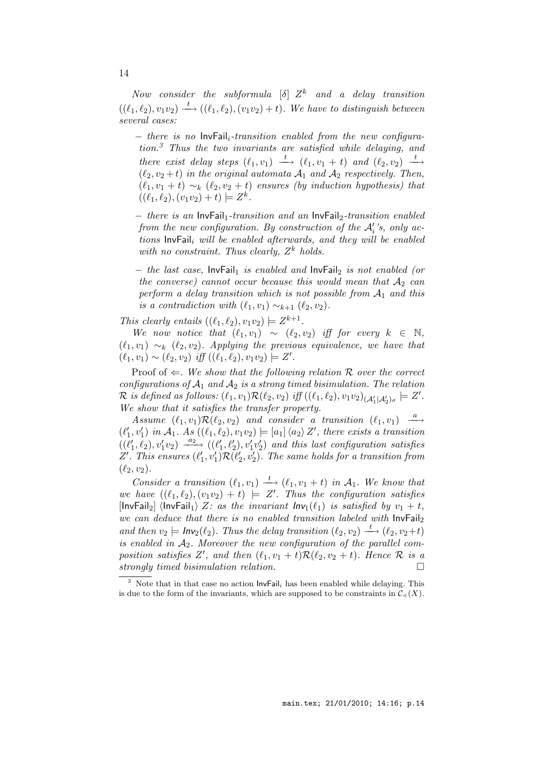*Now consider the subformula $[\delta]\ Z^k$ and a delay transition $((\ell_1, \ell_2), v_1v_2) \xrightarrow{t} ((\ell_1, \ell_2), (v_1v_2) + t)$. We have to distinguish between several cases:*

- *there is no $\mathsf{InvFail}_i$-transition enabled from the new configuration.*[3] *Thus the two invariants are satisfied while delaying, and there exist delay steps $(\ell_1, v_1) \xrightarrow{t} (\ell_1, v_1 + t)$ and $(\ell_2, v_2) \xrightarrow{t} (\ell_2, v_2 + t)$ in the original automata $\mathcal{A}_1$ and $\mathcal{A}_2$ respectively. Then, $(\ell_1, v_1 + t) \sim_k (\ell_2, v_2 + t)$ ensures (by induction hypothesis) that $((\ell_1, \ell_2), (v_1v_2) + t) \models Z^k$.*

- *there is an $\mathsf{InvFail}_1$-transition and an $\mathsf{InvFail}_2$-transition enabled from the new configuration. By construction of the $\mathcal{A}'_i$'s, only actions $\mathsf{InvFail}_i$ will be enabled afterwards, and they will be enabled with no constraint. Thus clearly, $Z^k$ holds.*

- *the last case, $\mathsf{InvFail}_1$ is enabled and $\mathsf{InvFail}_2$ is not enabled (or the converse) cannot occur because this would mean that $\mathcal{A}_2$ can perform a delay transition which is not possible from $\mathcal{A}_1$ and this is a contradiction with $(\ell_1, v_1) \sim_{k+1} (\ell_2, v_2)$.*

*This clearly entails $((\ell_1, \ell_2), v_1v_2) \models Z^{k+1}$.*

*We now notice that $(\ell_1, v_1) \sim (\ell_2, v_2)$ iff for every $k \in \mathbb{N}$, $(\ell_1, v_1) \sim_k (\ell_2, v_2)$. Applying the previous equivalence, we have that $(\ell_1, v_1) \sim (\ell_2, v_2)$ iff $((\ell_1, \ell_2), v_1v_2) \models Z'$.*

Proof of $\Leftarrow$. *We show that the following relation $\mathcal{R}$ over the correct configurations of $\mathcal{A}_1$ and $\mathcal{A}_2$ is a strong timed bisimulation. The relation $\mathcal{R}$ is defined as follows: $(\ell_1, v_1)\mathcal{R}(\ell_2, v_2)$ iff $((\ell_1, \ell_2), v_1v_2)_{(\mathcal{A}'_1|\mathcal{A}'_2)_\sigma} \models Z'$. We show that it satisfies the transfer property.*

*Assume $(\ell_1, v_1)\mathcal{R}(\ell_2, v_2)$ and consider a transition $(\ell_1, v_1) \xrightarrow{a} (\ell'_1, v'_1)$ in $\mathcal{A}_1$. As $((\ell_1, \ell_2), v_1v_2) \models [a_1]\ \langle a_2\rangle\ Z'$, there exists a transition $((\ell'_1, \ell_2), v'_1v_2) \xrightarrow{a_2} ((\ell'_1, \ell'_2), v'_1v'_2)$ and this last configuration satisfies $Z'$. This ensures $(\ell'_1, v'_1)\mathcal{R}(\ell'_2, v'_2)$. The same holds for a transition from $(\ell_2, v_2)$.*

*Consider a transition $(\ell_1, v_1) \xrightarrow{t} (\ell_1, v_1 + t)$ in $\mathcal{A}_1$. We know that we have $((\ell_1, \ell_2), (v_1v_2) + t) \models Z'$. Thus the configuration satisfies $[\mathsf{InvFail}_2]\ \langle\mathsf{InvFail}_1\rangle\ Z$: as the invariant $\mathsf{Inv}_1(\ell_1)$ is satisfied by $v_1 + t$, we can deduce that there is no enabled transition labeled with $\mathsf{InvFail}_2$ and then $v_2 \models \mathsf{Inv}_2(\ell_2)$. Thus the delay transition $(\ell_2, v_2) \xrightarrow{t} (\ell_2, v_2 + t)$ is enabled in $\mathcal{A}_2$. Moreover the new configuration of the parallel composition satisfies $Z'$, and then $(\ell_1, v_1 + t)\mathcal{R}(\ell_2, v_2 + t)$. Hence $\mathcal{R}$ is a strongly timed bisimulation relation.* □

[3] Note that in that case no action $\mathsf{InvFail}_i$ has been enabled while delaying. This is due to the form of the invariants, which are supposed to be constraints in $\mathcal{C}_\preccurlyeq(X)$.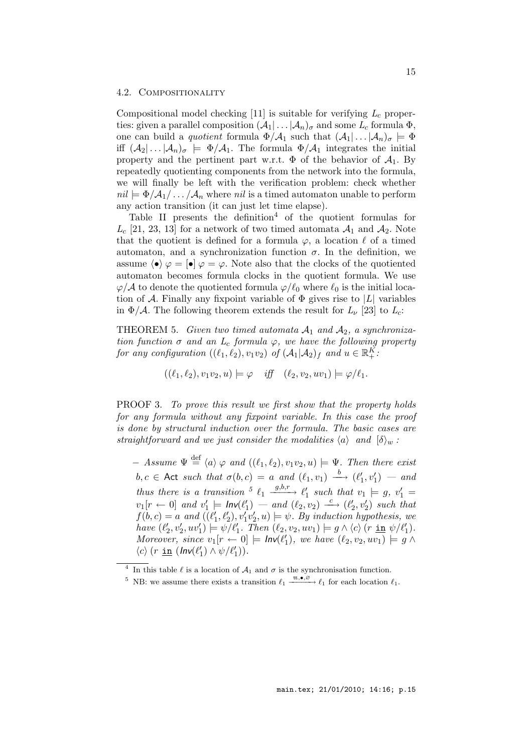### 4.2. Compositionality

Compositional model checking [11] is suitable for verifying $L_c$ properties: given a parallel composition $(\mathcal{A}_1|\dots|\mathcal{A}_n)_\sigma$ and some $L_c$ formula $\Phi$, one can build a *quotient* formula $\Phi/\mathcal{A}_1$ such that $(\mathcal{A}_1|\dots|\mathcal{A}_n)_\sigma \models \Phi$ iff $(\mathcal{A}_2|\dots|\mathcal{A}_n)_\sigma \models \Phi/\mathcal{A}_1$. The formula $\Phi/\mathcal{A}_1$ integrates the initial property and the pertinent part w.r.t. $\Phi$ of the behavior of $\mathcal{A}_1$. By repeatedly quotienting components from the network into the formula, we will finally be left with the verification problem: check whether $nil \models \Phi/\mathcal{A}_1/\dots/\mathcal{A}_n$ where $nil$ is a timed automaton unable to perform any action transition (it can just let time elapse).

Table II presents the definition[4] of the quotient formulas for $L_c$ [21, 23, 13] for a network of two timed automata $\mathcal{A}_1$ and $\mathcal{A}_2$. Note that the quotient is defined for a formula $\varphi$, a location $\ell$ of a timed automaton, and a synchronization function $\sigma$. In the definition, we assume $\langle\bullet\rangle\,\varphi = [\bullet]\,\varphi = \varphi$. Note also that the clocks of the quotiented automaton becomes formula clocks in the quotient formula. We use $\varphi/\mathcal{A}$ to denote the quotiented formula $\varphi/\ell_0$ where $\ell_0$ is the initial location of $\mathcal{A}$. Finally any fixpoint variable of $\Phi$ gives rise to $|L|$ variables in $\Phi/\mathcal{A}$. The following theorem extends the result for $L_\nu$ [23] to $L_c$:

THEOREM 5. *Given two timed automata $\mathcal{A}_1$ and $\mathcal{A}_2$, a synchronization function $\sigma$ and an $L_c$ formula $\varphi$, we have the following property for any configuration $((\ell_1,\ell_2),v_1v_2)$ of $(\mathcal{A}_1|\mathcal{A}_2)_f$ and $u \in \mathbb{R}_+^K$:*

$$((\ell_1,\ell_2),v_1v_2,u) \models \varphi \quad \textit{iff} \quad (\ell_2,v_2,uv_1) \models \varphi/\ell_1.$$

PROOF 3. *To prove this result we first show that the property holds for any formula without any fixpoint variable. In this case the proof is done by structural induction over the formula. The basic cases are straightforward and we just consider the modalities $\langle a\rangle$ and $[\delta\rangle_w$ :*

- *Assume $\Psi \stackrel{\text{def}}{=} \langle a\rangle\,\varphi$ and $((\ell_1,\ell_2),v_1v_2,u) \models \Psi$. Then there exist $b,c \in \mathsf{Act}$ such that $\sigma(b,c) = a$ and $(\ell_1,v_1) \xrightarrow{b} (\ell_1',v_1')$ — and thus there is a transition [5] $\ell_1 \xrightarrow{g,b,r} \ell_1'$ such that $v_1 \models g$, $v_1' = v_1[r \leftarrow 0]$ and $v_1' \models \mathit{Inv}(\ell_1')$ — and $(\ell_2,v_2) \xrightarrow{c} (\ell_2',v_2')$ such that $f(b,c) = a$ and $((\ell_1',\ell_2'),v_1'v_2',u) \models \psi$. By induction hypothesis, we have $(\ell_2',v_2',uv_1') \models \psi/\ell_1'$. Then $(\ell_2,v_2,uv_1) \models g \wedge \langle c\rangle\,(r \;\underline{\mathtt{in}}\; \psi/\ell_1')$. Moreover, since $v_1[r \leftarrow 0] \models \mathit{Inv}(\ell_1')$, we have $(\ell_2,v_2,uv_1) \models g \wedge \langle c\rangle\,(r \;\underline{\mathtt{in}}\; (\mathit{Inv}(\ell_1') \wedge \psi/\ell_1'))$.*

---

[4] In this table $\ell$ is a location of $\mathcal{A}_1$ and $\sigma$ is the synchronisation function.

[5] NB: we assume there exists a transition $\ell_1 \xrightarrow{\mathtt{tt},\bullet,\emptyset} \ell_1$ for each location $\ell_1$.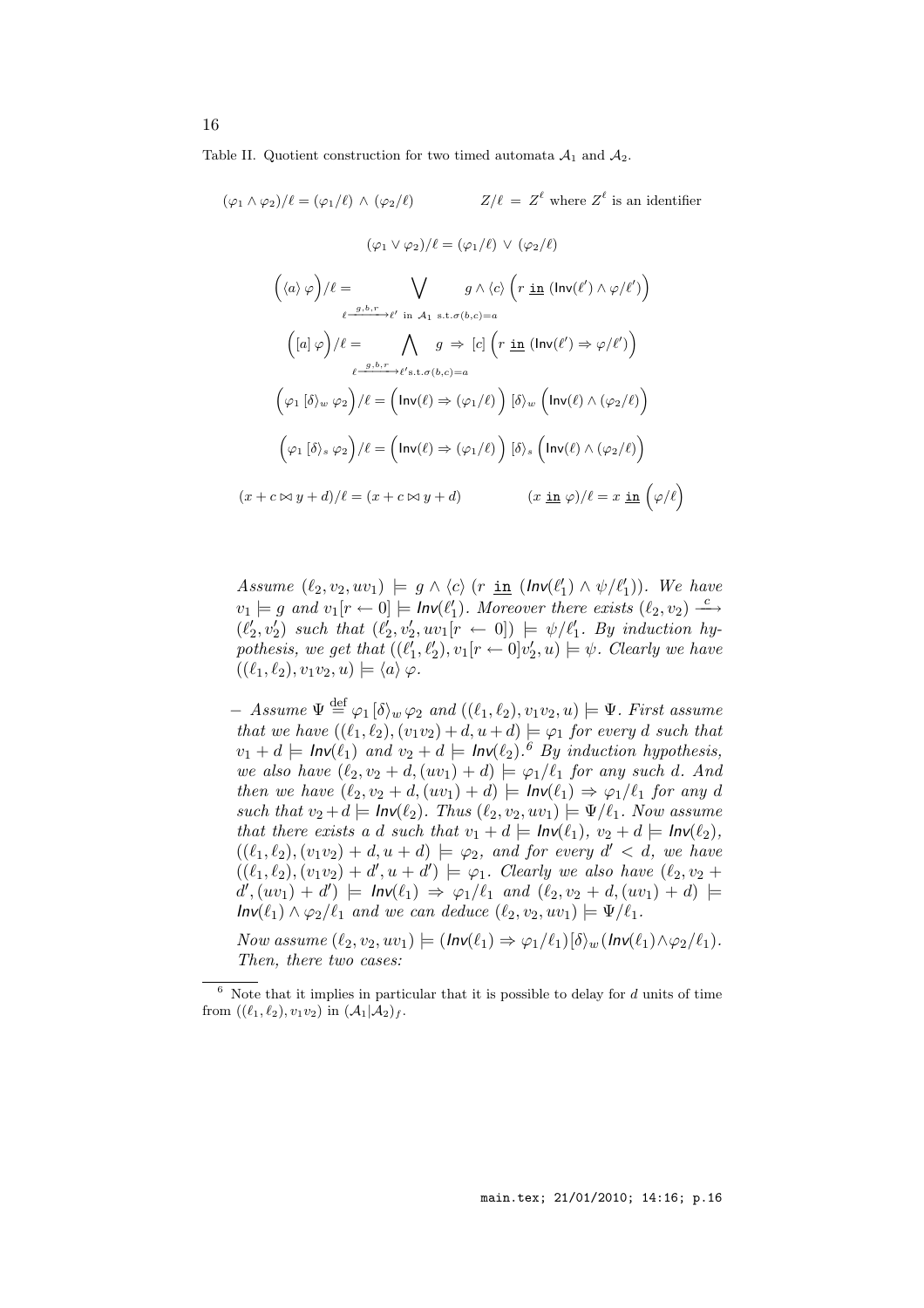Table II. Quotient construction for two timed automata $\mathcal{A}_1$ and $\mathcal{A}_2$.

$$(\varphi_1 \wedge \varphi_2)/\ell = (\varphi_1/\ell) \wedge (\varphi_2/\ell) \qquad\qquad Z/\ell = Z^\ell \text{ where } Z^\ell \text{ is an identifier}$$

$$(\varphi_1 \vee \varphi_2)/\ell = (\varphi_1/\ell) \vee (\varphi_2/\ell)$$

$$\Big(\langle a\rangle\, \varphi\Big)/\ell = \bigvee_{\ell \xrightarrow{g,b,r} \ell' \text{ in } \mathcal{A}_1 \text{ s.t. } \sigma(b,c)=a} g \wedge \langle c\rangle \Big(r \ \underline{\mathtt{in}}\ (\mathsf{Inv}(\ell') \wedge \varphi/\ell')\Big)$$

$$\Big([a]\, \varphi\Big)/\ell = \bigwedge_{\ell \xrightarrow{g,b,r} \ell' \text{s.t.} \sigma(b,c)=a} g \Rightarrow [c] \Big(r \ \underline{\mathtt{in}}\ (\mathsf{Inv}(\ell') \Rightarrow \varphi/\ell')\Big)$$

$$\Big(\varphi_1\, [\delta\rangle_w\, \varphi_2\Big)/\ell = \Big(\mathsf{Inv}(\ell) \Rightarrow (\varphi_1/\ell)\Big)\, [\delta\rangle_w \Big(\mathsf{Inv}(\ell) \wedge (\varphi_2/\ell)\Big)$$

$$\Big(\varphi_1\, [\delta\rangle_s\, \varphi_2\Big)/\ell = \Big(\mathsf{Inv}(\ell) \Rightarrow (\varphi_1/\ell)\Big)\, [\delta\rangle_s \Big(\mathsf{Inv}(\ell) \wedge (\varphi_2/\ell)\Big)$$

$$(x + c \bowtie y + d)/\ell = (x + c \bowtie y + d) \qquad\qquad (x \ \underline{\mathtt{in}}\ \varphi)/\ell = x \ \underline{\mathtt{in}} \Big(\varphi/\ell\Big)$$

*Assume* $(\ell_2, v_2, uv_1) \models g \wedge \langle c\rangle\, (r \ \underline{\mathtt{in}}\ (\mathit{Inv}(\ell_1') \wedge \psi/\ell_1'))$. *We have* $v_1 \models g$ *and* $v_1[r \leftarrow 0] \models \mathit{Inv}(\ell_1')$. *Moreover there exists* $(\ell_2, v_2) \xrightarrow{c} (\ell_2', v_2')$ *such that* $(\ell_2', v_2', uv_1[r \leftarrow 0]) \models \psi/\ell_1'$. *By induction hypothesis, we get that* $((\ell_1', \ell_2'), v_1[r \leftarrow 0]v_2', u) \models \psi$. *Clearly we have* $((\ell_1, \ell_2), v_1v_2, u) \models \langle a\rangle\, \varphi$.

– *Assume* $\Psi \stackrel{\text{def}}{=} \varphi_1\, [\delta\rangle_w\, \varphi_2$ *and* $((\ell_1, \ell_2), v_1v_2, u) \models \Psi$. *First assume that we have* $((\ell_1, \ell_2), (v_1v_2) + d, u + d) \models \varphi_1$ *for every* $d$ *such that* $v_1 + d \models \mathit{Inv}(\ell_1)$ *and* $v_2 + d \models \mathit{Inv}(\ell_2)$.[6] *By induction hypothesis, we also have* $(\ell_2, v_2 + d, (uv_1) + d) \models \varphi_1/\ell_1$ *for any such* $d$. *And then we have* $(\ell_2, v_2 + d, (uv_1) + d) \models \mathit{Inv}(\ell_1) \Rightarrow \varphi_1/\ell_1$ *for any* $d$ *such that* $v_2 + d \models \mathit{Inv}(\ell_2)$. *Thus* $(\ell_2, v_2, uv_1) \models \Psi/\ell_1$. *Now assume that there exists a* $d$ *such that* $v_1 + d \models \mathit{Inv}(\ell_1)$, $v_2 + d \models \mathit{Inv}(\ell_2)$, $((\ell_1, \ell_2), (v_1v_2) + d, u + d) \models \varphi_2$, *and for every* $d' < d$, *we have* $((\ell_1, \ell_2), (v_1v_2) + d', u + d') \models \varphi_1$. *Clearly we also have* $(\ell_2, v_2 + d', (uv_1) + d') \models \mathit{Inv}(\ell_1) \Rightarrow \varphi_1/\ell_1$ *and* $(\ell_2, v_2 + d, (uv_1) + d) \models \mathit{Inv}(\ell_1) \wedge \varphi_2/\ell_1$ *and we can deduce* $(\ell_2, v_2, uv_1) \models \Psi/\ell_1$.

*Now assume* $(\ell_2, v_2, uv_1) \models (\mathit{Inv}(\ell_1) \Rightarrow \varphi_1/\ell_1)[\delta\rangle_w(\mathit{Inv}(\ell_1) \wedge \varphi_2/\ell_1)$. *Then, there two cases:*

[6] Note that it implies in particular that it is possible to delay for $d$ units of time from $((\ell_1, \ell_2), v_1v_2)$ in $(\mathcal{A}_1|\mathcal{A}_2)_f$.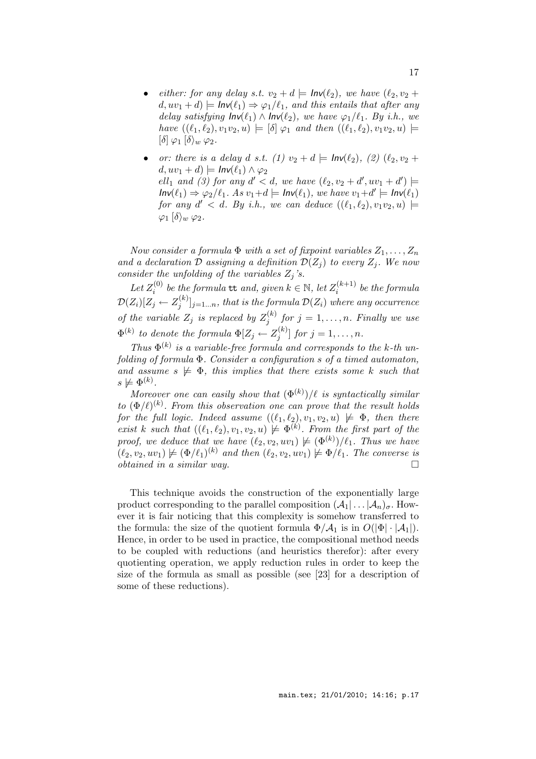- *either: for any delay s.t. $v_2 + d \models \mathsf{Inv}(\ell_2)$, we have $(\ell_2, v_2 + d, uv_1 + d) \models \mathsf{Inv}(\ell_1) \Rightarrow \varphi_1/\ell_1$, and this entails that after any delay satisfying $\mathsf{Inv}(\ell_1) \wedge \mathsf{Inv}(\ell_2)$, we have $\varphi_1/\ell_1$. By i.h., we have $((\ell_1, \ell_2), v_1v_2, u) \models [\delta]\, \varphi_1$ and then $((\ell_1, \ell_2), v_1v_2, u) \models [\delta]\, \varphi_1\, [\delta\rangle_w\, \varphi_2$.*

- *or: there is a delay $d$ s.t. (1) $v_2 + d \models \mathsf{Inv}(\ell_2)$, (2) $(\ell_2, v_2 + d, uv_1 + d) \models \mathsf{Inv}(\ell_1) \wedge \varphi_2$ ell$_1$ and (3) for any $d' < d$, we have $(\ell_2, v_2 + d', uv_1 + d') \models \mathsf{Inv}(\ell_1) \Rightarrow \varphi_2/\ell_1$. As $v_1 + d \models \mathsf{Inv}(\ell_1)$, we have $v_1 + d' \models \mathsf{Inv}(\ell_1)$ for any $d' < d$. By i.h., we can deduce $((\ell_1, \ell_2), v_1v_2, u) \models \varphi_1\, [\delta\rangle_w\, \varphi_2$.*

*Now consider a formula $\Phi$ with a set of fixpoint variables $Z_1, \ldots, Z_n$ and a declaration $\mathcal{D}$ assigning a definition $\mathcal{D}(Z_j)$ to every $Z_j$. We now consider the unfolding of the variables $Z_j$'s.*

*Let $Z_i^{(0)}$ be the formula* $\mathtt{tt}$ *and, given $k \in \mathbb{N}$, let $Z_i^{(k+1)}$ be the formula $\mathcal{D}(Z_i)[Z_j \leftarrow Z_j^{(k)}]_{j=1\ldots n}$, that is the formula $\mathcal{D}(Z_i)$ where any occurrence of the variable $Z_j$ is replaced by $Z_j^{(k)}$ for $j = 1, \ldots, n$. Finally we use $\Phi^{(k)}$ to denote the formula $\Phi[Z_j \leftarrow Z_j^{(k)}]$ for $j = 1, \ldots, n$.*

*Thus $\Phi^{(k)}$ is a variable-free formula and corresponds to the $k$-th unfolding of formula $\Phi$. Consider a configuration $s$ of a timed automaton, and assume $s \not\models \Phi$, this implies that there exists some $k$ such that $s \not\models \Phi^{(k)}$.*

*Moreover one can easily show that $(\Phi^{(k)})/\ell$ is syntactically similar to $(\Phi/\ell)^{(k)}$. From this observation one can prove that the result holds for the full logic. Indeed assume $((\ell_1, \ell_2), v_1, v_2, u) \not\models \Phi$, then there exist $k$ such that $((\ell_1, \ell_2), v_1, v_2, u) \not\models \Phi^{(k)}$. From the first part of the proof, we deduce that we have $(\ell_2, v_2, uv_1) \not\models (\Phi^{(k)})/\ell_1$. Thus we have $(\ell_2, v_2, uv_1) \not\models (\Phi/\ell_1)^{(k)}$ and then $(\ell_2, v_2, uv_1) \not\models \Phi/\ell_1$. The converse is obtained in a similar way.* □

This technique avoids the construction of the exponentially large product corresponding to the parallel composition $(\mathcal{A}_1 | \ldots | \mathcal{A}_n)_\sigma$. However it is fair noticing that this complexity is somehow transferred to the formula: the size of the quotient formula $\Phi/\mathcal{A}_1$ is in $O(|\Phi| \cdot |\mathcal{A}_1|)$. Hence, in order to be used in practice, the compositional method needs to be coupled with reductions (and heuristics therefor): after every quotienting operation, we apply reduction rules in order to keep the size of the formula as small as possible (see [23] for a description of some of these reductions).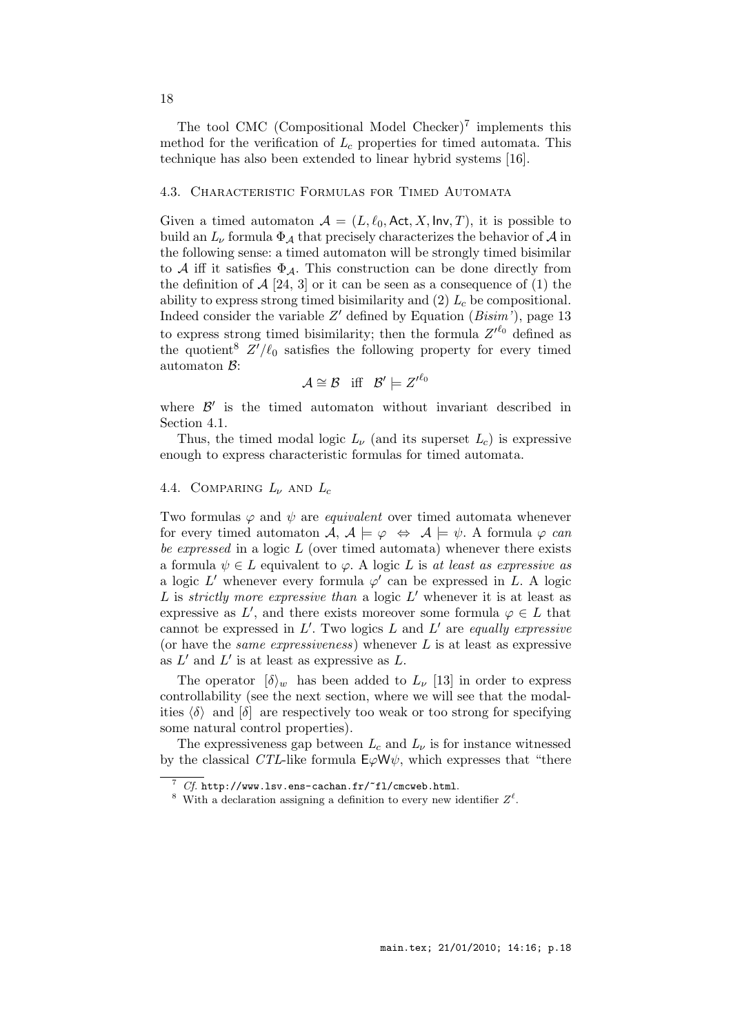The tool CMC (Compositional Model Checker)[7] implements this method for the verification of $L_c$ properties for timed automata. This technique has also been extended to linear hybrid systems [16].

### 4.3. Characteristic Formulas for Timed Automata

Given a timed automaton $\mathcal{A} = (L, \ell_0, \mathsf{Act}, X, \mathsf{Inv}, T)$, it is possible to build an $L_\nu$ formula $\Phi_\mathcal{A}$ that precisely characterizes the behavior of $\mathcal{A}$ in the following sense: a timed automaton will be strongly timed bisimilar to $\mathcal{A}$ iff it satisfies $\Phi_\mathcal{A}$. This construction can be done directly from the definition of $\mathcal{A}$ [24, 3] or it can be seen as a consequence of (1) the ability to express strong timed bisimilarity and (2) $L_c$ be compositional. Indeed consider the variable $Z'$ defined by Equation (*Bisim'*), page 13 to express strong timed bisimilarity; then the formula $Z'^{\ell_0}$ defined as the quotient[8] $Z'/\ell_0$ satisfies the following property for every timed automaton $\mathcal{B}$:

$$\mathcal{A} \cong \mathcal{B} \quad \text{iff} \quad \mathcal{B}' \models Z'^{\ell_0}$$

where $\mathcal{B}'$ is the timed automaton without invariant described in Section 4.1.

Thus, the timed modal logic $L_\nu$ (and its superset $L_c$) is expressive enough to express characteristic formulas for timed automata.

### 4.4. Comparing $L_\nu$ and $L_c$

Two formulas $\varphi$ and $\psi$ are *equivalent* over timed automata whenever for every timed automaton $\mathcal{A}$, $\mathcal{A} \models \varphi \;\Leftrightarrow\; \mathcal{A} \models \psi$. A formula $\varphi$ *can be expressed* in a logic $L$ (over timed automata) whenever there exists a formula $\psi \in L$ equivalent to $\varphi$. A logic $L$ is *at least as expressive as* a logic $L'$ whenever every formula $\varphi'$ can be expressed in $L$. A logic $L$ is *strictly more expressive than* a logic $L'$ whenever it is at least as expressive as $L'$, and there exists moreover some formula $\varphi \in L$ that cannot be expressed in $L'$. Two logics $L$ and $L'$ are *equally expressive* (or have the *same expressiveness*) whenever $L$ is at least as expressive as $L'$ and $L'$ is at least as expressive as $L$.

The operator $[\delta\rangle_w$ has been added to $L_\nu$ [13] in order to express controllability (see the next section, where we will see that the modalities $\langle\delta\rangle$ and $[\delta]$ are respectively too weak or too strong for specifying some natural control properties).

The expressiveness gap between $L_c$ and $L_\nu$ is for instance witnessed by the classical *CTL*-like formula $\mathsf{E}\varphi\mathsf{W}\psi$, which expresses that "there

[7] *Cf.* `http://www.lsv.ens-cachan.fr/~fl/cmcweb.html`.

[8] With a declaration assigning a definition to every new identifier $Z^\ell$.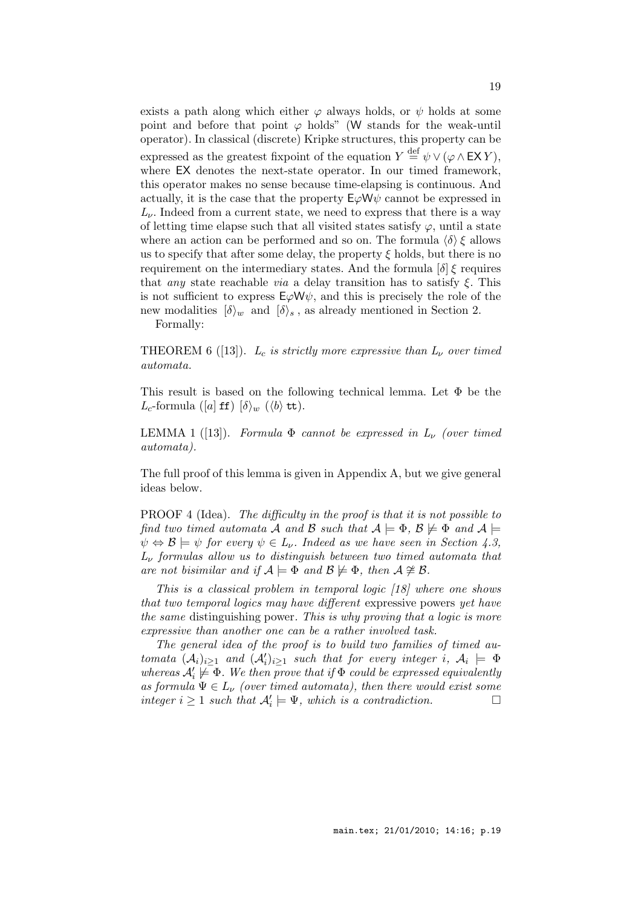exists a path along which either $\varphi$ always holds, or $\psi$ holds at some point and before that point $\varphi$ holds" ($\mathsf{W}$ stands for the weak-until operator). In classical (discrete) Kripke structures, this property can be expressed as the greatest fixpoint of the equation $Y \stackrel{\text{def}}{=} \psi \vee (\varphi \wedge \mathsf{EX}\, Y)$, where $\mathsf{EX}$ denotes the next-state operator. In our timed framework, this operator makes no sense because time-elapsing is continuous. And actually, it is the case that the property $\mathsf{E}\varphi\mathsf{W}\psi$ cannot be expressed in $L_\nu$. Indeed from a current state, we need to express that there is a way of letting time elapse such that all visited states satisfy $\varphi$, until a state where an action can be performed and so on. The formula $\langle\delta\rangle\,\xi$ allows us to specify that after some delay, the property $\xi$ holds, but there is no requirement on the intermediary states. And the formula $[\delta]\,\xi$ requires that *any* state reachable *via* a delay transition has to satisfy $\xi$. This is not sufficient to express $\mathsf{E}\varphi\mathsf{W}\psi$, and this is precisely the role of the new modalities $[\delta\rangle_w$ and $[\delta\rangle_s$, as already mentioned in Section 2.

Formally:

THEOREM 6 ([13]). *$L_c$ is strictly more expressive than $L_\nu$ over timed automata.*

This result is based on the following technical lemma. Let $\Phi$ be the $L_c$-formula $([a]\,\mathtt{ff})\ [\delta\rangle_w\ (\langle b\rangle\,\mathtt{tt})$.

LEMMA 1 ([13]). *Formula $\Phi$ cannot be expressed in $L_\nu$ (over timed automata).*

The full proof of this lemma is given in Appendix A, but we give general ideas below.

PROOF 4 (Idea). *The difficulty in the proof is that it is not possible to find two timed automata $\mathcal{A}$ and $\mathcal{B}$ such that $\mathcal{A} \models \Phi$, $\mathcal{B} \not\models \Phi$ and $\mathcal{A} \models \psi \Leftrightarrow \mathcal{B} \models \psi$ for every $\psi \in L_\nu$. Indeed as we have seen in Section 4.3, $L_\nu$ formulas allow us to distinguish between two timed automata that are not bisimilar and if $\mathcal{A} \models \Phi$ and $\mathcal{B} \not\models \Phi$, then $\mathcal{A} \not\cong \mathcal{B}$.*

*This is a classical problem in temporal logic [18] where one shows that two temporal logics may have different* expressive powers *yet have the same* distinguishing power*. This is why proving that a logic is more expressive than another one can be a rather involved task.*

*The general idea of the proof is to build two families of timed automata $(\mathcal{A}_i)_{i\geq 1}$ and $(\mathcal{A}'_i)_{i\geq 1}$ such that for every integer $i$, $\mathcal{A}_i \models \Phi$ whereas $\mathcal{A}'_i \not\models \Phi$. We then prove that if $\Phi$ could be expressed equivalently as formula $\Psi \in L_\nu$ (over timed automata), then there would exist some integer $i \geq 1$ such that $\mathcal{A}'_i \models \Psi$, which is a contradiction.* $\square$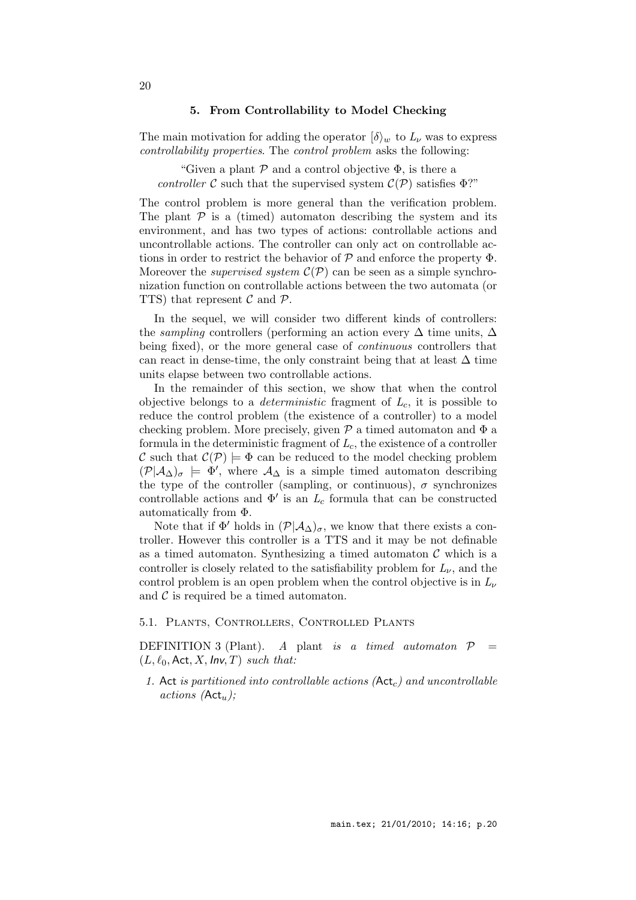## 5. From Controllability to Model Checking

The main motivation for adding the operator $[\delta\rangle_w$ to $L_\nu$ was to express *controllability properties*. The *control problem* asks the following:

> "Given a plant $\mathcal{P}$ and a control objective $\Phi$, is there a *controller* $\mathcal{C}$ such that the supervised system $\mathcal{C}(\mathcal{P})$ satisfies $\Phi$?"

The control problem is more general than the verification problem. The plant $\mathcal{P}$ is a (timed) automaton describing the system and its environment, and has two types of actions: controllable actions and uncontrollable actions. The controller can only act on controllable actions in order to restrict the behavior of $\mathcal{P}$ and enforce the property $\Phi$. Moreover the *supervised system* $\mathcal{C}(\mathcal{P})$ can be seen as a simple synchronization function on controllable actions between the two automata (or TTS) that represent $\mathcal{C}$ and $\mathcal{P}$.

In the sequel, we will consider two different kinds of controllers: the *sampling* controllers (performing an action every $\Delta$ time units, $\Delta$ being fixed), or the more general case of *continuous* controllers that can react in dense-time, the only constraint being that at least $\Delta$ time units elapse between two controllable actions.

In the remainder of this section, we show that when the control objective belongs to a *deterministic* fragment of $L_c$, it is possible to reduce the control problem (the existence of a controller) to a model checking problem. More precisely, given $\mathcal{P}$ a timed automaton and $\Phi$ a formula in the deterministic fragment of $L_c$, the existence of a controller $\mathcal{C}$ such that $\mathcal{C}(\mathcal{P}) \models \Phi$ can be reduced to the model checking problem $(\mathcal{P}|\mathcal{A}_\Delta)_\sigma \models \Phi'$, where $\mathcal{A}_\Delta$ is a simple timed automaton describing the type of the controller (sampling, or continuous), $\sigma$ synchronizes controllable actions and $\Phi'$ is an $L_c$ formula that can be constructed automatically from $\Phi$.

Note that if $\Phi'$ holds in $(\mathcal{P}|\mathcal{A}_\Delta)_\sigma$, we know that there exists a controller. However this controller is a TTS and it may be not definable as a timed automaton. Synthesizing a timed automaton $\mathcal{C}$ which is a controller is closely related to the satisfiability problem for $L_\nu$, and the control problem is an open problem when the control objective is in $L_\nu$ and $\mathcal{C}$ is required be a timed automaton.

### 5.1. Plants, Controllers, Controlled Plants

DEFINITION 3 (Plant). *A* plant *is a timed automaton* $\mathcal{P} = (L, \ell_0, \mathsf{Act}, X, \mathit{Inv}, T)$ *such that:*

1. $\mathsf{Act}$ *is partitioned into controllable actions* ($\mathsf{Act}_c$) *and uncontrollable actions* ($\mathsf{Act}_u$)*;*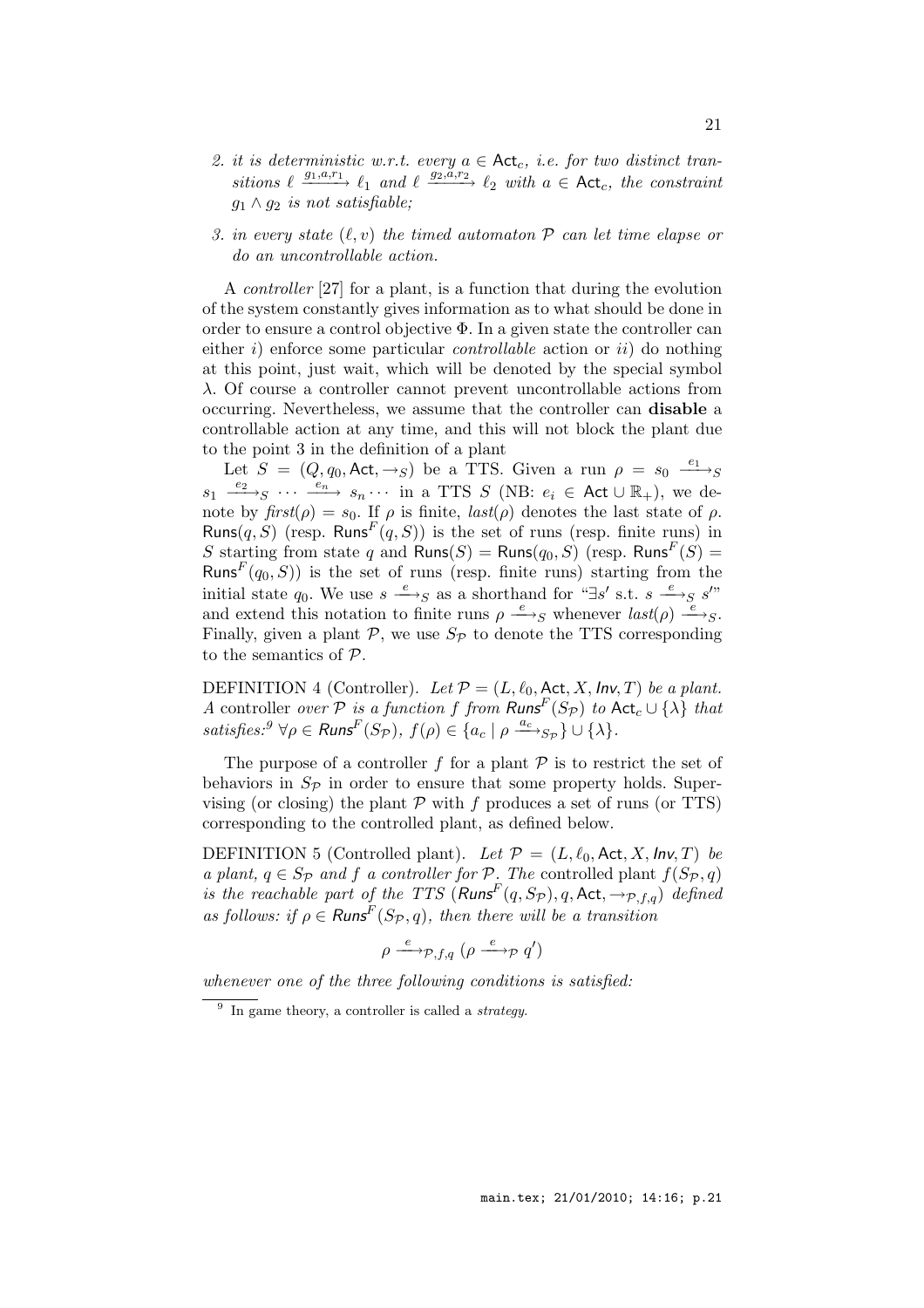2. *it is deterministic w.r.t. every $a \in \mathsf{Act}_c$, i.e. for two distinct transitions $\ell \xrightarrow{g_1,a,r_1} \ell_1$ and $\ell \xrightarrow{g_2,a,r_2} \ell_2$ with $a \in \mathsf{Act}_c$, the constraint $g_1 \wedge g_2$ is not satisfiable;*

3. *in every state $(\ell, v)$ the timed automaton $\mathcal{P}$ can let time elapse or do an uncontrollable action.*

A *controller* [27] for a plant, is a function that during the evolution of the system constantly gives information as to what should be done in order to ensure a control objective $\Phi$. In a given state the controller can either *i)* enforce some particular *controllable* action or *ii)* do nothing at this point, just wait, which will be denoted by the special symbol $\lambda$. Of course a controller cannot prevent uncontrollable actions from occurring. Nevertheless, we assume that the controller can **disable** a controllable action at any time, and this will not block the plant due to the point 3 in the definition of a plant

Let $S = (Q, q_0, \mathsf{Act}, \rightarrow_S)$ be a TTS. Given a run $\rho = s_0 \xrightarrow{e_1}_S s_1 \xrightarrow{e_2}_S \cdots \xrightarrow{e_n} s_n \cdots$ in a TTS $S$ (NB: $e_i \in \mathsf{Act} \cup \mathbb{R}_+$), we denote by $\mathit{first}(\rho) = s_0$. If $\rho$ is finite, $\mathit{last}(\rho)$ denotes the last state of $\rho$. $\mathsf{Runs}(q, S)$ (resp. $\mathsf{Runs}^F(q, S)$) is the set of runs (resp. finite runs) in $S$ starting from state $q$ and $\mathsf{Runs}(S) = \mathsf{Runs}(q_0, S)$ (resp. $\mathsf{Runs}^F(S) = \mathsf{Runs}^F(q_0, S)$) is the set of runs (resp. finite runs) starting from the initial state $q_0$. We use $s \xrightarrow{e}_S$ as a shorthand for "$\exists s'$ s.t. $s \xrightarrow{e}_S s'$" and extend this notation to finite runs $\rho \xrightarrow{e}_S$ whenever $\mathit{last}(\rho) \xrightarrow{e}_S$. Finally, given a plant $\mathcal{P}$, we use $S_{\mathcal{P}}$ to denote the TTS corresponding to the semantics of $\mathcal{P}$.

DEFINITION 4 (Controller). *Let $\mathcal{P} = (L, \ell_0, \mathsf{Act}, X, \mathit{Inv}, T)$ be a plant. A* controller *over $\mathcal{P}$ is a function $f$ from $\mathsf{Runs}^F(S_{\mathcal{P}})$ to $\mathsf{Act}_c \cup \{\lambda\}$ that satisfies:*[9] $\forall \rho \in \mathsf{Runs}^F(S_{\mathcal{P}}),\ f(\rho) \in \{a_c \mid \rho \xrightarrow{a_c}_{S_{\mathcal{P}}}\} \cup \{\lambda\}$.

The purpose of a controller $f$ for a plant $\mathcal{P}$ is to restrict the set of behaviors in $S_{\mathcal{P}}$ in order to ensure that some property holds. Supervising (or closing) the plant $\mathcal{P}$ with $f$ produces a set of runs (or TTS) corresponding to the controlled plant, as defined below.

DEFINITION 5 (Controlled plant). *Let $\mathcal{P} = (L, \ell_0, \mathsf{Act}, X, \mathit{Inv}, T)$ be a plant, $q \in S_{\mathcal{P}}$ and $f$ a controller for $\mathcal{P}$. The* controlled plant $f(S_{\mathcal{P}}, q)$ *is the reachable part of the TTS $(\mathsf{Runs}^F(q, S_{\mathcal{P}}), q, \mathsf{Act}, \rightarrow_{\mathcal{P},f,q})$ defined as follows: if $\rho \in \mathsf{Runs}^F(S_{\mathcal{P}}, q)$, then there will be a transition*

$$\rho \xrightarrow{e}_{\mathcal{P},f,q} (\rho \xrightarrow{e}_{\mathcal{P}} q')$$

*whenever one of the three following conditions is satisfied:*

[9] In game theory, a controller is called a *strategy*.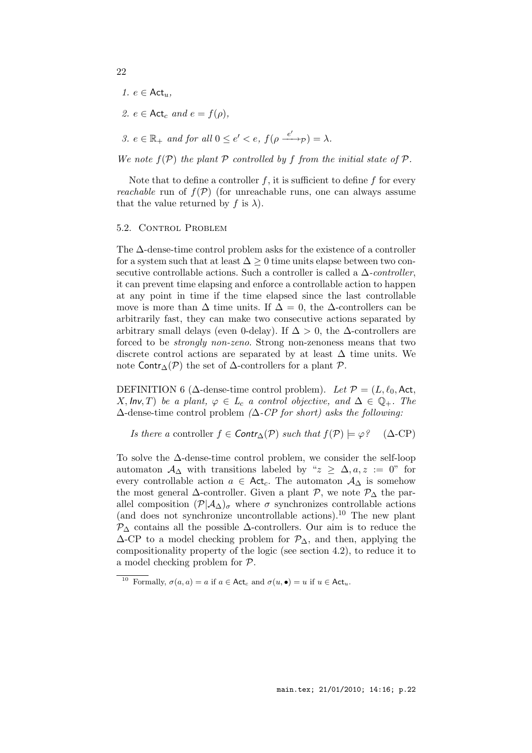1. $e \in \mathsf{Act}_u$,
2. $e \in \mathsf{Act}_c$ *and* $e = f(\rho)$,
3. $e \in \mathbb{R}_+$ *and for all* $0 \leq e' < e$, $f(\rho \xrightarrow{e'}_{\mathcal{P}}) = \lambda$.

*We note* $f(\mathcal{P})$ *the plant* $\mathcal{P}$ *controlled by* $f$ *from the initial state of* $\mathcal{P}$.

Note that to define a controller $f$, it is sufficient to define $f$ for every *reachable* run of $f(\mathcal{P})$ (for unreachable runs, one can always assume that the value returned by $f$ is $\lambda$).

### 5.2. Control Problem

The $\Delta$-dense-time control problem asks for the existence of a controller for a system such that at least $\Delta \geq 0$ time units elapse between two consecutive controllable actions. Such a controller is called a $\Delta$-*controller*, it can prevent time elapsing and enforce a controllable action to happen at any point in time if the time elapsed since the last controllable move is more than $\Delta$ time units. If $\Delta = 0$, the $\Delta$-controllers can be arbitrarily fast, they can make two consecutive actions separated by arbitrary small delays (even 0-delay). If $\Delta > 0$, the $\Delta$-controllers are forced to be *strongly non-zeno*. Strong non-zenoness means that two discrete control actions are separated by at least $\Delta$ time units. We note $\mathsf{Contr}_\Delta(\mathcal{P})$ the set of $\Delta$-controllers for a plant $\mathcal{P}$.

DEFINITION 6 ($\Delta$-dense-time control problem). *Let* $\mathcal{P} = (L, \ell_0, \mathsf{Act}, X, \mathsf{Inv}, T)$ *be a plant,* $\varphi \in L_c$ *a control objective, and* $\Delta \in \mathbb{Q}_+$. *The* $\Delta$-dense-time control problem *($\Delta$-CP for short) asks the following:*

$$\textit{Is there a controller } f \in \mathsf{Contr}_\Delta(\mathcal{P}) \textit{ such that } f(\mathcal{P}) \models \varphi? \qquad (\Delta\text{-CP})$$

To solve the $\Delta$-dense-time control problem, we consider the self-loop automaton $\mathcal{A}_\Delta$ with transitions labeled by "$z \geq \Delta, a, z := 0$" for every controllable action $a \in \mathsf{Act}_c$. The automaton $\mathcal{A}_\Delta$ is somehow the most general $\Delta$-controller. Given a plant $\mathcal{P}$, we note $\mathcal{P}_\Delta$ the parallel composition $(\mathcal{P}|\mathcal{A}_\Delta)_\sigma$ where $\sigma$ synchronizes controllable actions (and does not synchronize uncontrollable actions).[10] The new plant $\mathcal{P}_\Delta$ contains all the possible $\Delta$-controllers. Our aim is to reduce the $\Delta$-CP to a model checking problem for $\mathcal{P}_\Delta$, and then, applying the compositionality property of the logic (see section 4.2), to reduce it to a model checking problem for $\mathcal{P}$.

[10] Formally, $\sigma(a, a) = a$ if $a \in \mathsf{Act}_c$ and $\sigma(u, \bullet) = u$ if $u \in \mathsf{Act}_u$.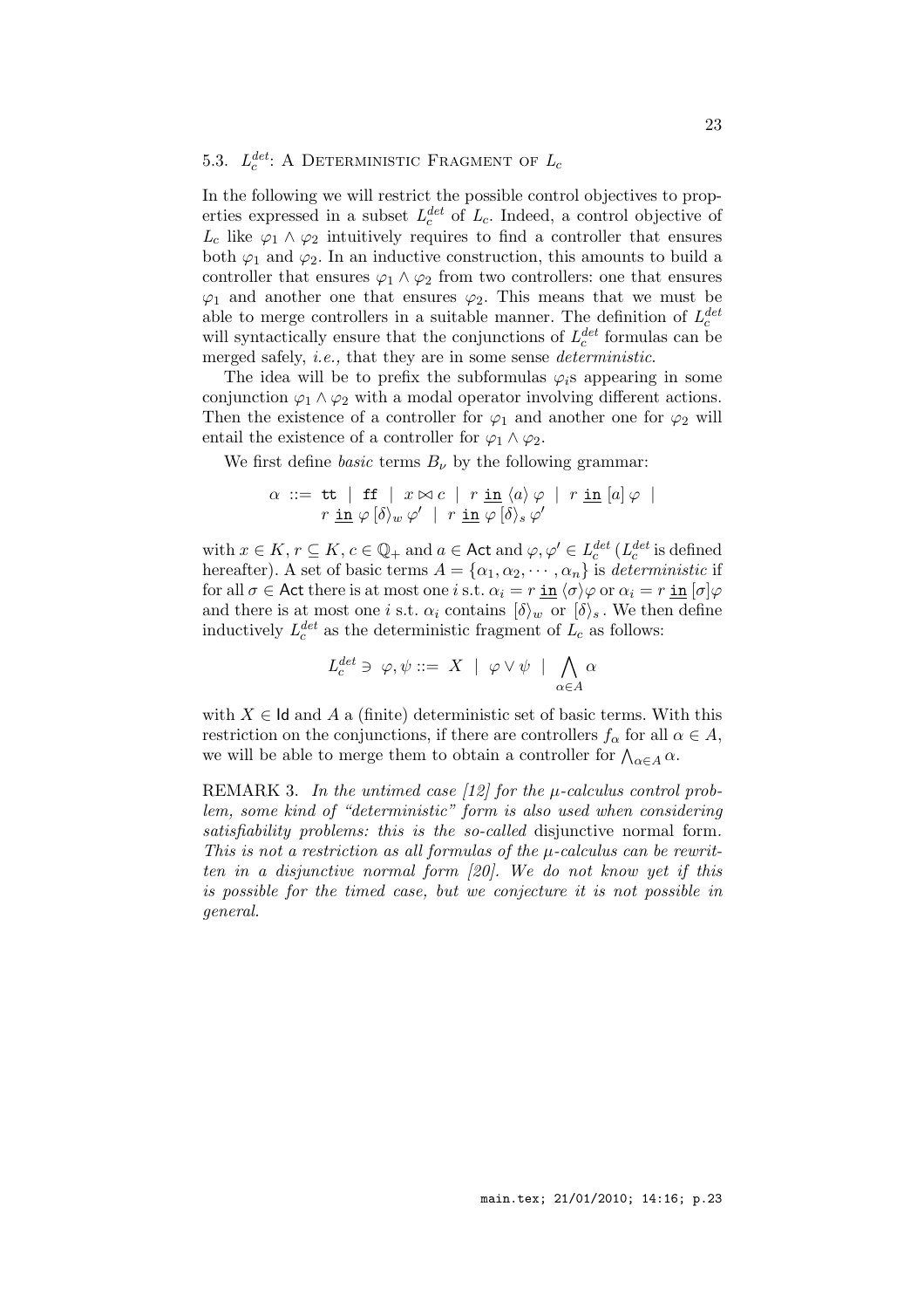### 5.3. $L_c^{det}$: A Deterministic Fragment of $L_c$

In the following we will restrict the possible control objectives to properties expressed in a subset $L_c^{det}$ of $L_c$. Indeed, a control objective of $L_c$ like $\varphi_1 \wedge \varphi_2$ intuitively requires to find a controller that ensures both $\varphi_1$ and $\varphi_2$. In an inductive construction, this amounts to build a controller that ensures $\varphi_1 \wedge \varphi_2$ from two controllers: one that ensures $\varphi_1$ and another one that ensures $\varphi_2$. This means that we must be able to merge controllers in a suitable manner. The definition of $L_c^{det}$ will syntactically ensure that the conjunctions of $L_c^{det}$ formulas can be merged safely, *i.e.,* that they are in some sense *deterministic*.

The idea will be to prefix the subformulas $\varphi_i$s appearing in some conjunction $\varphi_1 \wedge \varphi_2$ with a modal operator involving different actions. Then the existence of a controller for $\varphi_1$ and another one for $\varphi_2$ will entail the existence of a controller for $\varphi_1 \wedge \varphi_2$.

We first define *basic* terms $B_\nu$ by the following grammar:

$$\alpha \ ::= \ \mathtt{tt} \ | \ \mathtt{ff} \ | \ x \bowtie c \ | \ r \ \underline{\mathtt{in}} \ \langle a \rangle \, \varphi \ | \ r \ \underline{\mathtt{in}} \ [a] \, \varphi \ | \\ r \ \underline{\mathtt{in}} \ \varphi \, [\delta\rangle_w \, \varphi' \ | \ r \ \underline{\mathtt{in}} \ \varphi \, [\delta\rangle_s \, \varphi'$$

with $x \in K$, $r \subseteq K$, $c \in \mathbb{Q}_+$ and $a \in \mathsf{Act}$ and $\varphi, \varphi' \in L_c^{det}$ ($L_c^{det}$ is defined hereafter). A set of basic terms $A = \{\alpha_1, \alpha_2, \cdots, \alpha_n\}$ is *deterministic* if for all $\sigma \in \mathsf{Act}$ there is at most one $i$ s.t. $\alpha_i = r \ \underline{\mathtt{in}} \ \langle \sigma \rangle \varphi$ or $\alpha_i = r \ \underline{\mathtt{in}} \ [\sigma] \varphi$ and there is at most one $i$ s.t. $\alpha_i$ contains $[\delta\rangle_w$ or $[\delta\rangle_s$. We then define inductively $L_c^{det}$ as the deterministic fragment of $L_c$ as follows:

$$L_c^{det} \ni \ \varphi, \psi ::= \ X \ | \ \varphi \vee \psi \ | \ \bigwedge_{\alpha \in A} \alpha$$

with $X \in \mathsf{Id}$ and $A$ a (finite) deterministic set of basic terms. With this restriction on the conjunctions, if there are controllers $f_\alpha$ for all $\alpha \in A$, we will be able to merge them to obtain a controller for $\bigwedge_{\alpha \in A} \alpha$.

REMARK 3. *In the untimed case [12] for the $\mu$-calculus control problem, some kind of "deterministic" form is also used when considering satisfiability problems: this is the so-called* disjunctive normal form. *This is not a restriction as all formulas of the $\mu$-calculus can be rewritten in a disjunctive normal form [20]. We do not know yet if this is possible for the timed case, but we conjecture it is not possible in general.*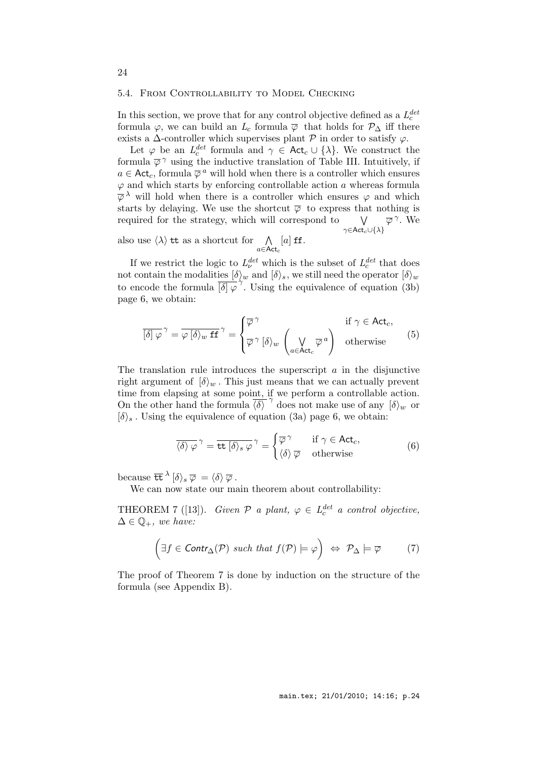### 5.4. From Controllability to Model Checking

In this section, we prove that for any control objective defined as a $L_c^{det}$ formula $\varphi$, we can build an $L_c$ formula $\overline{\varphi}$ that holds for $\mathcal{P}_\Delta$ iff there exists a $\Delta$-controller which supervises plant $\mathcal{P}$ in order to satisfy $\varphi$.

Let $\varphi$ be an $L_c^{det}$ formula and $\gamma \in \mathsf{Act}_c \cup \{\lambda\}$. We construct the formula $\overline{\varphi}^{\,\gamma}$ using the inductive translation of Table III. Intuitively, if $a \in \mathsf{Act}_c$, formula $\overline{\varphi}^{\,a}$ will hold when there is a controller which ensures $\varphi$ and which starts by enforcing controllable action $a$ whereas formula $\overline{\varphi}^{\,\lambda}$ will hold when there is a controller which ensures $\varphi$ and which starts by delaying. We use the shortcut $\overline{\varphi}$ to express that nothing is required for the strategy, which will correspond to $\bigvee_{\gamma \in \mathsf{Act}_c \cup \{\lambda\}} \overline{\varphi}^{\,\gamma}$. We also use $\langle\lambda\rangle\,\mathtt{tt}$ as a shortcut for $\bigwedge_{a \in \mathsf{Act}_c} [a]\,\mathtt{ff}$.

If we restrict the logic to $L_\nu^{det}$ which is the subset of $L_c^{det}$ that does not contain the modalities $[\delta\rangle_w$ and $[\delta\rangle_s$, we still need the operator $[\delta\rangle_w$ to encode the formula $\overline{[\delta]\,\varphi}^{\,\gamma}$. Using the equivalence of equation (3b) page 6, we obtain:

$$\overline{[\delta]\,\varphi}^{\,\gamma} = \overline{\varphi\,[\delta\rangle_w\,\mathtt{ff}}^{\,\gamma} = \begin{cases} \overline{\varphi}^{\,\gamma} & \text{if } \gamma \in \mathsf{Act}_c, \\ \overline{\varphi}^{\,\gamma}\,[\delta\rangle_w \left( \bigvee_{a \in \mathsf{Act}_c} \overline{\varphi}^{\,a} \right) & \text{otherwise} \end{cases} \tag{5}$$

The translation rule introduces the superscript $a$ in the disjunctive right argument of $[\delta\rangle_w$. This just means that we can actually prevent time from elapsing at some point, if we perform a controllable action. On the other hand the formula $\overline{\langle\delta\rangle}^{\,\gamma}$ does not make use of any $[\delta\rangle_w$ or $[\delta\rangle_s$. Using the equivalence of equation (3a) page 6, we obtain:

$$\overline{\langle\delta\rangle\,\varphi}^{\,\gamma} = \overline{\mathtt{tt}\,[\delta\rangle_s\,\varphi}^{\,\gamma} = \begin{cases} \overline{\varphi}^{\,\gamma} & \text{if } \gamma \in \mathsf{Act}_c, \\ \langle\delta\rangle\,\overline{\varphi} & \text{otherwise} \end{cases} \tag{6}$$

because $\overline{\mathtt{tt}}^{\,\lambda}\,[\delta\rangle_s\,\overline{\varphi} = \langle\delta\rangle\,\overline{\varphi}$.

We can now state our main theorem about controllability:

THEOREM 7 ([13]). *Given $\mathcal{P}$ a plant, $\varphi \in L_c^{det}$ a control objective, $\Delta \in \mathbb{Q}_+$, we have:*

$$\left( \exists f \in \mathit{Contr}_\Delta(\mathcal{P}) \text{ such that } f(\mathcal{P}) \models \varphi \right) \Leftrightarrow \mathcal{P}_\Delta \models \overline{\varphi} \tag{7}$$

The proof of Theorem 7 is done by induction on the structure of the formula (see Appendix B).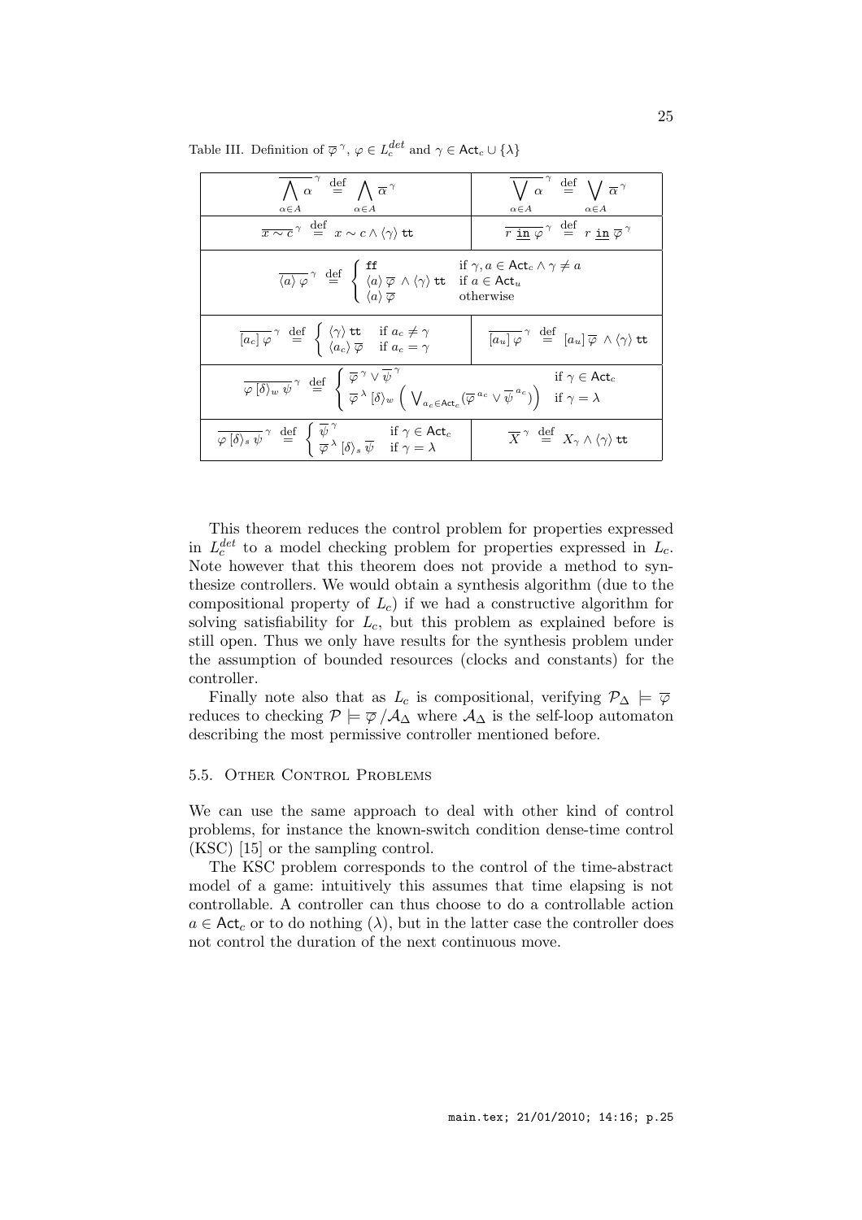Table III. Definition of $\overline{\varphi}^{\gamma}$, $\varphi \in L_c^{det}$ and $\gamma \in \mathsf{Act}_c \cup \{\lambda\}$

| | |
|---|---|
| $\overline{\bigwedge_{\alpha \in A} \alpha}^{\gamma} \stackrel{\text{def}}{=} \bigwedge_{\alpha \in A} \overline{\alpha}^{\gamma}$ | $\overline{\bigvee_{\alpha \in A} \alpha}^{\gamma} \stackrel{\text{def}}{=} \bigvee_{\alpha \in A} \overline{\alpha}^{\gamma}$ |
| $\overline{x \sim c}^{\gamma} \stackrel{\text{def}}{=} x \sim c \wedge \langle \gamma \rangle\, \mathtt{tt}$ | $\overline{r \; \underline{\mathtt{in}} \; \varphi}^{\gamma} \stackrel{\text{def}}{=} r \; \underline{\mathtt{in}} \; \overline{\varphi}^{\gamma}$ |
| $\overline{\langle a \rangle \varphi}^{\gamma} \stackrel{\text{def}}{=} \begin{cases} \mathtt{ff} & \text{if } \gamma, a \in \mathsf{Act}_c \wedge \gamma \neq a \\ \langle a \rangle\, \overline{\varphi} \wedge \langle \gamma \rangle\, \mathtt{tt} & \text{if } a \in \mathsf{Act}_u \\ \langle a \rangle\, \overline{\varphi} & \text{otherwise} \end{cases}$ | |
| $\overline{[a_c]\, \varphi}^{\gamma} \stackrel{\text{def}}{=} \begin{cases} \langle \gamma \rangle\, \mathtt{tt} & \text{if } a_c \neq \gamma \\ \langle a_c \rangle\, \overline{\varphi} & \text{if } a_c = \gamma \end{cases}$ | $\overline{[a_u]\, \varphi}^{\gamma} \stackrel{\text{def}}{=} [a_u]\, \overline{\varphi} \wedge \langle \gamma \rangle\, \mathtt{tt}$ |
| $\overline{\varphi\, [\delta\rangle_w\, \psi}^{\gamma} \stackrel{\text{def}}{=} \begin{cases} \overline{\varphi}^{\gamma} \vee \overline{\psi}^{\gamma} & \text{if } \gamma \in \mathsf{Act}_c \\ \overline{\varphi}^{\lambda}\, [\delta\rangle_w \left( \bigvee_{a_c \in \mathsf{Act}_c} (\overline{\varphi}^{a_c} \vee \overline{\psi}^{a_c}) \right) & \text{if } \gamma = \lambda \end{cases}$ | |
| $\overline{\varphi\, [\delta\rangle_s\, \psi}^{\gamma} \stackrel{\text{def}}{=} \begin{cases} \overline{\psi}^{\gamma} & \text{if } \gamma \in \mathsf{Act}_c \\ \overline{\varphi}^{\lambda}\, [\delta\rangle_s\, \overline{\psi} & \text{if } \gamma = \lambda \end{cases}$ | $\overline{X}^{\gamma} \stackrel{\text{def}}{=} X_{\gamma} \wedge \langle \gamma \rangle\, \mathtt{tt}$ |

This theorem reduces the control problem for properties expressed in $L_c^{det}$ to a model checking problem for properties expressed in $L_c$. Note however that this theorem does not provide a method to synthesize controllers. We would obtain a synthesis algorithm (due to the compositional property of $L_c$) if we had a constructive algorithm for solving satisfiability for $L_c$, but this problem as explained before is still open. Thus we only have results for the synthesis problem under the assumption of bounded resources (clocks and constants) for the controller.

Finally note also that as $L_c$ is compositional, verifying $\mathcal{P}_\Delta \models \overline{\varphi}$ reduces to checking $\mathcal{P} \models \overline{\varphi} / \mathcal{A}_\Delta$ where $\mathcal{A}_\Delta$ is the self-loop automaton describing the most permissive controller mentioned before.

### 5.5. Other Control Problems

We can use the same approach to deal with other kind of control problems, for instance the known-switch condition dense-time control (KSC) [15] or the sampling control.

The KSC problem corresponds to the control of the time-abstract model of a game: intuitively this assumes that time elapsing is not controllable. A controller can thus choose to do a controllable action $a \in \mathsf{Act}_c$ or to do nothing ($\lambda$), but in the latter case the controller does not control the duration of the next continuous move.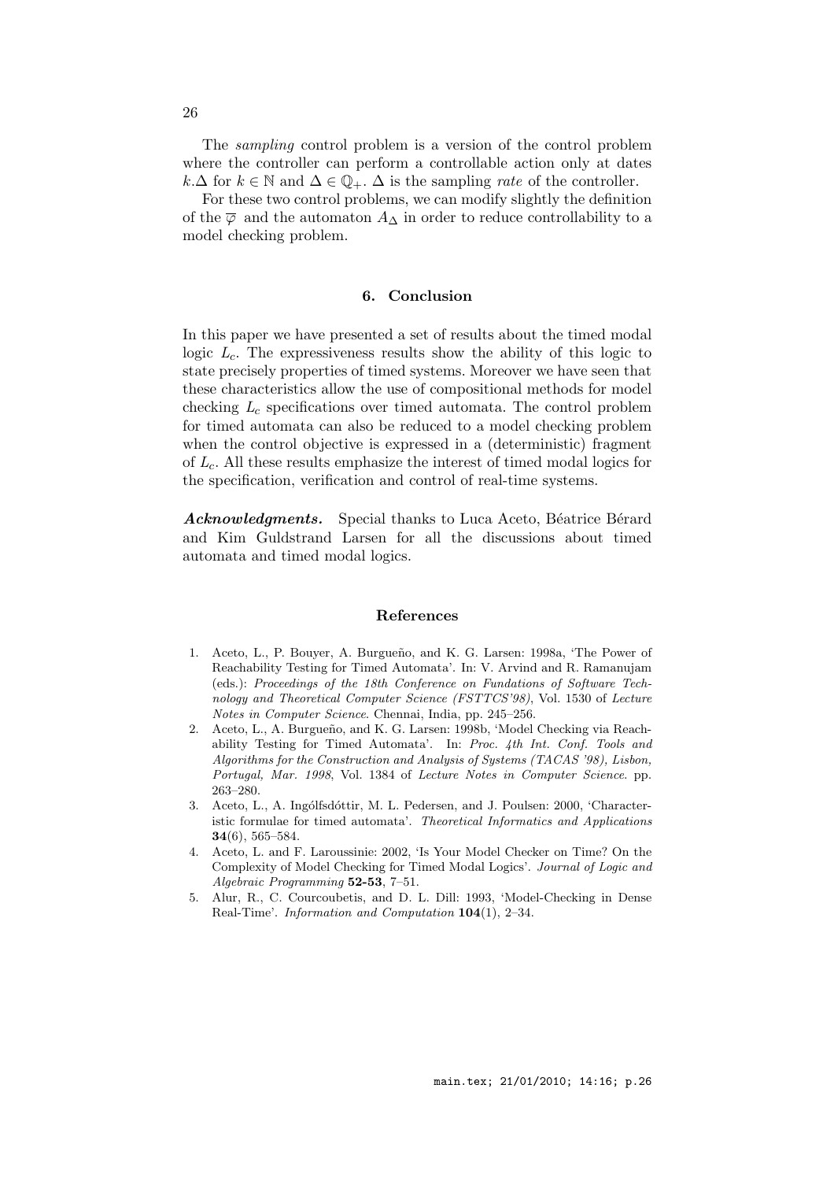The *sampling* control problem is a version of the control problem where the controller can perform a controllable action only at dates $k.\Delta$ for $k \in \mathbb{N}$ and $\Delta \in \mathbb{Q}_+$. $\Delta$ is the sampling *rate* of the controller.

For these two control problems, we can modify slightly the definition of the $\overline{\varphi}$ and the automaton $A_\Delta$ in order to reduce controllability to a model checking problem.

## 6. Conclusion

In this paper we have presented a set of results about the timed modal logic $L_c$. The expressiveness results show the ability of this logic to state precisely properties of timed systems. Moreover we have seen that these characteristics allow the use of compositional methods for model checking $L_c$ specifications over timed automata. The control problem for timed automata can also be reduced to a model checking problem when the control objective is expressed in a (deterministic) fragment of $L_c$. All these results emphasize the interest of timed modal logics for the specification, verification and control of real-time systems.

***Acknowledgments.*** Special thanks to Luca Aceto, Béatrice Bérard and Kim Guldstrand Larsen for all the discussions about timed automata and timed modal logics.

## References

1. Aceto, L., P. Bouyer, A. Burgueño, and K. G. Larsen: 1998a, 'The Power of Reachability Testing for Timed Automata'. In: V. Arvind and R. Ramanujam (eds.): *Proceedings of the 18th Conference on Fundations of Software Technology and Theoretical Computer Science (FSTTCS'98)*, Vol. 1530 of *Lecture Notes in Computer Science*. Chennai, India, pp. 245–256.
2. Aceto, L., A. Burgueño, and K. G. Larsen: 1998b, 'Model Checking via Reachability Testing for Timed Automata'. In: *Proc. 4th Int. Conf. Tools and Algorithms for the Construction and Analysis of Systems (TACAS '98), Lisbon, Portugal, Mar. 1998*, Vol. 1384 of *Lecture Notes in Computer Science*. pp. 263–280.
3. Aceto, L., A. Ingólfsdóttir, M. L. Pedersen, and J. Poulsen: 2000, 'Characteristic formulae for timed automata'. *Theoretical Informatics and Applications* **34**(6), 565–584.
4. Aceto, L. and F. Laroussinie: 2002, 'Is Your Model Checker on Time? On the Complexity of Model Checking for Timed Modal Logics'. *Journal of Logic and Algebraic Programming* **52-53**, 7–51.
5. Alur, R., C. Courcoubetis, and D. L. Dill: 1993, 'Model-Checking in Dense Real-Time'. *Information and Computation* **104**(1), 2–34.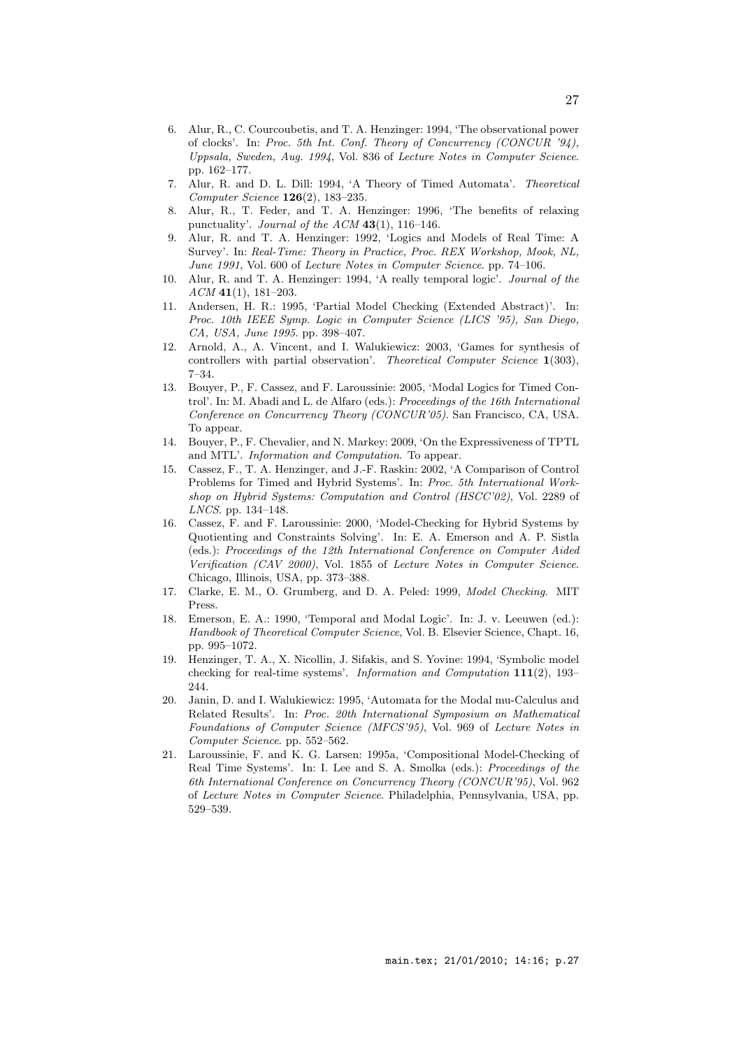6. Alur, R., C. Courcoubetis, and T. A. Henzinger: 1994, 'The observational power of clocks'. In: *Proc. 5th Int. Conf. Theory of Concurrency (CONCUR '94), Uppsala, Sweden, Aug. 1994*, Vol. 836 of *Lecture Notes in Computer Science*. pp. 162–177.
7. Alur, R. and D. L. Dill: 1994, 'A Theory of Timed Automata'. *Theoretical Computer Science* **126**(2), 183–235.
8. Alur, R., T. Feder, and T. A. Henzinger: 1996, 'The benefits of relaxing punctuality'. *Journal of the ACM* **43**(1), 116–146.
9. Alur, R. and T. A. Henzinger: 1992, 'Logics and Models of Real Time: A Survey'. In: *Real-Time: Theory in Practice, Proc. REX Workshop, Mook, NL, June 1991*, Vol. 600 of *Lecture Notes in Computer Science*. pp. 74–106.
10. Alur, R. and T. A. Henzinger: 1994, 'A really temporal logic'. *Journal of the ACM* **41**(1), 181–203.
11. Andersen, H. R.: 1995, 'Partial Model Checking (Extended Abstract)'. In: *Proc. 10th IEEE Symp. Logic in Computer Science (LICS '95), San Diego, CA, USA, June 1995*. pp. 398–407.
12. Arnold, A., A. Vincent, and I. Walukiewicz: 2003, 'Games for synthesis of controllers with partial observation'. *Theoretical Computer Science* **1**(303), 7–34.
13. Bouyer, P., F. Cassez, and F. Laroussinie: 2005, 'Modal Logics for Timed Control'. In: M. Abadi and L. de Alfaro (eds.): *Proceedings of the 16th International Conference on Concurrency Theory (CONCUR'05)*. San Francisco, CA, USA. To appear.
14. Bouyer, P., F. Chevalier, and N. Markey: 2009, 'On the Expressiveness of TPTL and MTL'. *Information and Computation*. To appear.
15. Cassez, F., T. A. Henzinger, and J.-F. Raskin: 2002, 'A Comparison of Control Problems for Timed and Hybrid Systems'. In: *Proc. 5th International Workshop on Hybrid Systems: Computation and Control (HSCC'02)*, Vol. 2289 of *LNCS*. pp. 134–148.
16. Cassez, F. and F. Laroussinie: 2000, 'Model-Checking for Hybrid Systems by Quotienting and Constraints Solving'. In: E. A. Emerson and A. P. Sistla (eds.): *Proceedings of the 12th International Conference on Computer Aided Verification (CAV 2000)*, Vol. 1855 of *Lecture Notes in Computer Science*. Chicago, Illinois, USA, pp. 373–388.
17. Clarke, E. M., O. Grumberg, and D. A. Peled: 1999, *Model Checking*. MIT Press.
18. Emerson, E. A.: 1990, 'Temporal and Modal Logic'. In: J. v. Leeuwen (ed.): *Handbook of Theoretical Computer Science*, Vol. B. Elsevier Science, Chapt. 16, pp. 995–1072.
19. Henzinger, T. A., X. Nicollin, J. Sifakis, and S. Yovine: 1994, 'Symbolic model checking for real-time systems'. *Information and Computation* **111**(2), 193–244.
20. Janin, D. and I. Walukiewicz: 1995, 'Automata for the Modal mu-Calculus and Related Results'. In: *Proc. 20th International Symposium on Mathematical Foundations of Computer Science (MFCS'95)*, Vol. 969 of *Lecture Notes in Computer Science*. pp. 552–562.
21. Laroussinie, F. and K. G. Larsen: 1995a, 'Compositional Model-Checking of Real Time Systems'. In: I. Lee and S. A. Smolka (eds.): *Proceedings of the 6th International Conference on Concurrency Theory (CONCUR'95)*, Vol. 962 of *Lecture Notes in Computer Science*. Philadelphia, Pennsylvania, USA, pp. 529–539.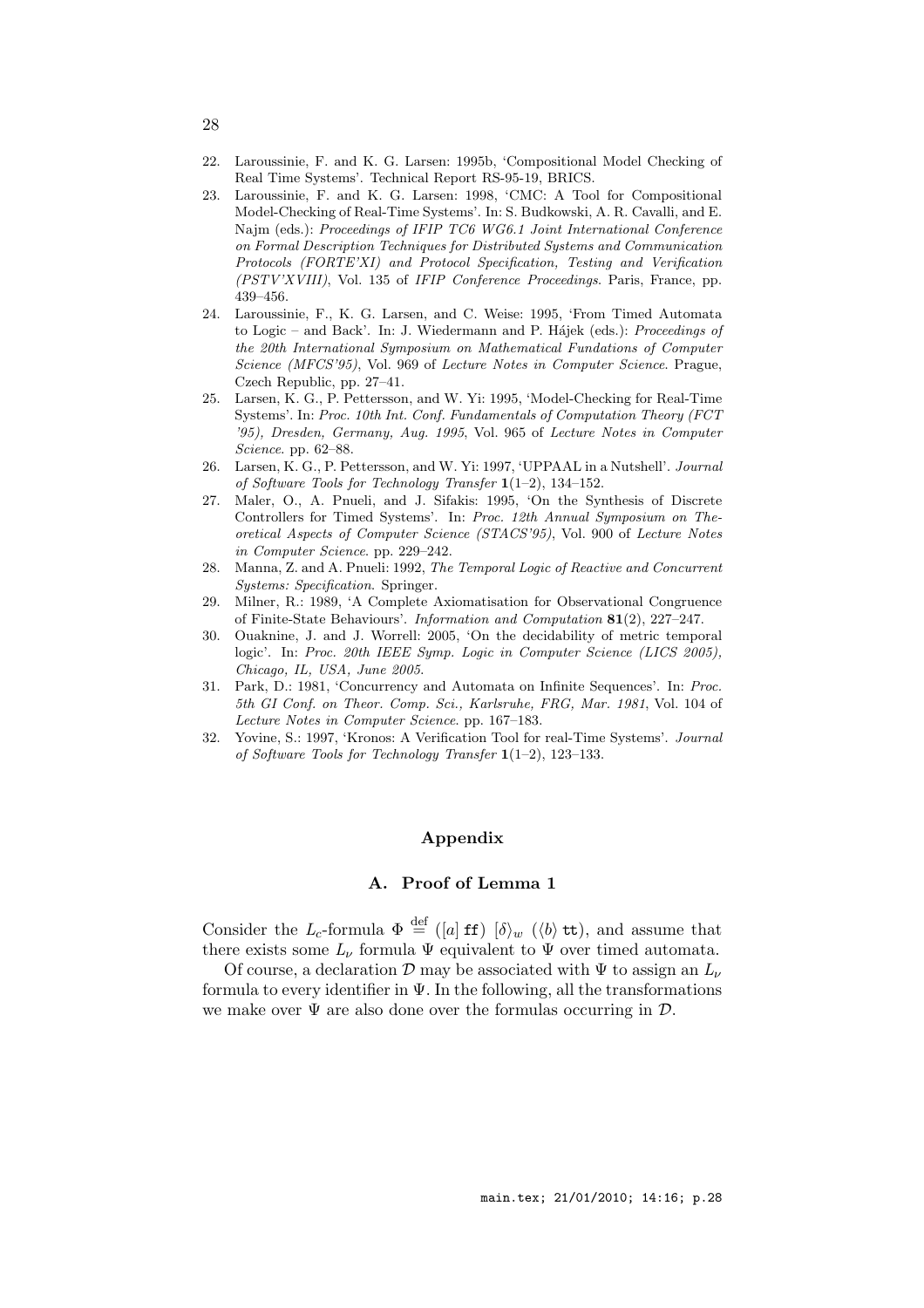22. Laroussinie, F. and K. G. Larsen: 1995b, 'Compositional Model Checking of Real Time Systems'. Technical Report RS-95-19, BRICS.
23. Laroussinie, F. and K. G. Larsen: 1998, 'CMC: A Tool for Compositional Model-Checking of Real-Time Systems'. In: S. Budkowski, A. R. Cavalli, and E. Najm (eds.): *Proceedings of IFIP TC6 WG6.1 Joint International Conference on Formal Description Techniques for Distributed Systems and Communication Protocols (FORTE'XI) and Protocol Specification, Testing and Verification (PSTV'XVIII)*, Vol. 135 of *IFIP Conference Proceedings*. Paris, France, pp. 439–456.
24. Laroussinie, F., K. G. Larsen, and C. Weise: 1995, 'From Timed Automata to Logic – and Back'. In: J. Wiedermann and P. Hájek (eds.): *Proceedings of the 20th International Symposium on Mathematical Fundations of Computer Science (MFCS'95)*, Vol. 969 of *Lecture Notes in Computer Science*. Prague, Czech Republic, pp. 27–41.
25. Larsen, K. G., P. Pettersson, and W. Yi: 1995, 'Model-Checking for Real-Time Systems'. In: *Proc. 10th Int. Conf. Fundamentals of Computation Theory (FCT '95), Dresden, Germany, Aug. 1995*, Vol. 965 of *Lecture Notes in Computer Science*. pp. 62–88.
26. Larsen, K. G., P. Pettersson, and W. Yi: 1997, 'UPPAAL in a Nutshell'. *Journal of Software Tools for Technology Transfer* **1**(1–2), 134–152.
27. Maler, O., A. Pnueli, and J. Sifakis: 1995, 'On the Synthesis of Discrete Controllers for Timed Systems'. In: *Proc. 12th Annual Symposium on Theoretical Aspects of Computer Science (STACS'95)*, Vol. 900 of *Lecture Notes in Computer Science*. pp. 229–242.
28. Manna, Z. and A. Pnueli: 1992, *The Temporal Logic of Reactive and Concurrent Systems: Specification*. Springer.
29. Milner, R.: 1989, 'A Complete Axiomatisation for Observational Congruence of Finite-State Behaviours'. *Information and Computation* **81**(2), 227–247.
30. Ouaknine, J. and J. Worrell: 2005, 'On the decidability of metric temporal logic'. In: *Proc. 20th IEEE Symp. Logic in Computer Science (LICS 2005), Chicago, IL, USA, June 2005*.
31. Park, D.: 1981, 'Concurrency and Automata on Infinite Sequences'. In: *Proc. 5th GI Conf. on Theor. Comp. Sci., Karlsruhe, FRG, Mar. 1981*, Vol. 104 of *Lecture Notes in Computer Science*. pp. 167–183.
32. Yovine, S.: 1997, 'Kronos: A Verification Tool for real-Time Systems'. *Journal of Software Tools for Technology Transfer* **1**(1–2), 123–133.

# Appendix

## A. Proof of Lemma 1

Consider the $L_c$-formula $\Phi \stackrel{\text{def}}{=} ([a]\,\mathtt{ff})\ [\delta\rangle_w\ (\langle b\rangle\,\mathtt{tt})$, and assume that there exists some $L_\nu$ formula $\Psi$ equivalent to $\Psi$ over timed automata.

Of course, a declaration $\mathcal{D}$ may be associated with $\Psi$ to assign an $L_\nu$ formula to every identifier in $\Psi$. In the following, all the transformations we make over $\Psi$ are also done over the formulas occurring in $\mathcal{D}$.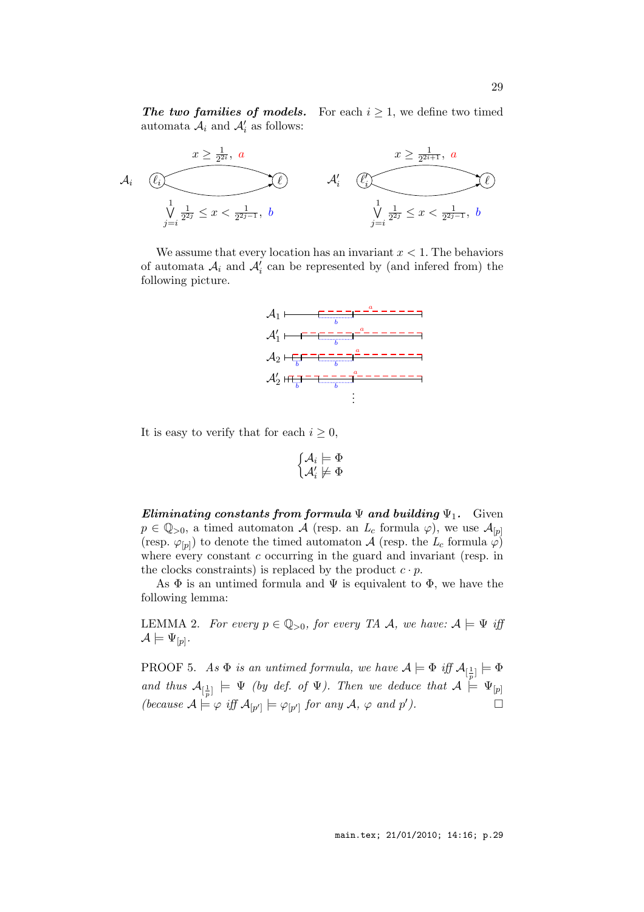***The two families of models.*** For each $i \geq 1$, we define two timed automata $\mathcal{A}_i$ and $\mathcal{A}'_i$ as follows:

$\mathcal{A}_i$: $\ell_i \xrightarrow{x \geq \frac{1}{2^{2i}},\ a} \ell$ and $\ell_i \xrightarrow{\bigvee_{j=i}^{1} \frac{1}{2^{2j}} \leq x < \frac{1}{2^{2j-1}},\ b} \ell$

$\mathcal{A}'_i$: $\ell'_i \xrightarrow{x \geq \frac{1}{2^{2i+1}},\ a} \ell$ and $\ell'_i \xrightarrow{\bigvee_{j=i}^{1} \frac{1}{2^{2j}} \leq x < \frac{1}{2^{2j-1}},\ b} \ell$

We assume that every location has an invariant $x < 1$. The behaviors of automata $\mathcal{A}_i$ and $\mathcal{A}'_i$ can be represented by (and infered from) the following picture.

It is easy to verify that for each $i \geq 0$,

$$\begin{cases} \mathcal{A}_i \models \Phi \\ \mathcal{A}'_i \not\models \Phi \end{cases}$$

***Eliminating constants from formula*** $\Psi$ ***and building*** $\Psi_1$***.*** Given $p \in \mathbb{Q}_{>0}$, a timed automaton $\mathcal{A}$ (resp. an $L_c$ formula $\varphi$), we use $\mathcal{A}_{[p]}$ (resp. $\varphi_{[p]}$) to denote the timed automaton $\mathcal{A}$ (resp. the $L_c$ formula $\varphi$) where every constant $c$ occurring in the guard and invariant (resp. in the clocks constraints) is replaced by the product $c \cdot p$.

As $\Phi$ is an untimed formula and $\Psi$ is equivalent to $\Phi$, we have the following lemma:

LEMMA 2. *For every $p \in \mathbb{Q}_{>0}$, for every TA $\mathcal{A}$, we have: $\mathcal{A} \models \Psi$ iff $\mathcal{A} \models \Psi_{[p]}$.*

PROOF 5. *As $\Phi$ is an untimed formula, we have $\mathcal{A} \models \Phi$ iff $\mathcal{A}_{[\frac{1}{p}]} \models \Phi$ and thus $\mathcal{A}_{[\frac{1}{p}]} \models \Psi$ (by def. of $\Psi$). Then we deduce that $\mathcal{A} \models \Psi_{[p]}$ (because $\mathcal{A} \models \varphi$ iff $\mathcal{A}_{[p']} \models \varphi_{[p']}$ for any $\mathcal{A}$, $\varphi$ and $p'$).* □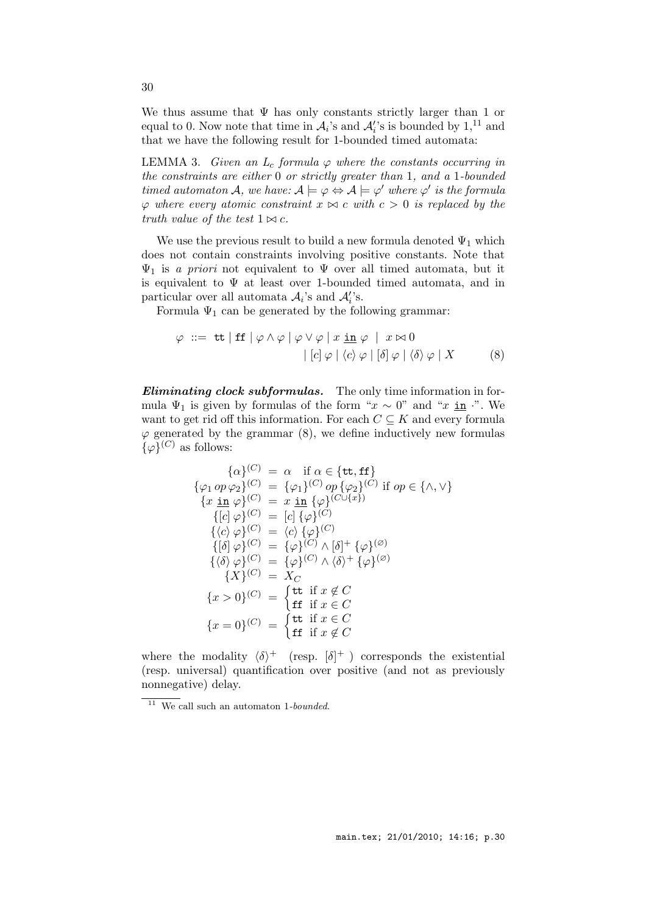We thus assume that $\Psi$ has only constants strictly larger than 1 or equal to 0. Now note that time in $\mathcal{A}_i$'s and $\mathcal{A}'_i$'s is bounded by 1,[11] and that we have the following result for 1-bounded timed automata:

LEMMA 3. *Given an $L_c$ formula $\varphi$ where the constants occurring in the constraints are either 0 or strictly greater than 1, and a 1-bounded timed automaton $\mathcal{A}$, we have: $\mathcal{A} \models \varphi \Leftrightarrow \mathcal{A} \models \varphi'$ where $\varphi'$ is the formula $\varphi$ where every atomic constraint $x \bowtie c$ with $c > 0$ is replaced by the truth value of the test $1 \bowtie c$.*

We use the previous result to build a new formula denoted $\Psi_1$ which does not contain constraints involving positive constants. Note that $\Psi_1$ is *a priori* not equivalent to $\Psi$ over all timed automata, but it is equivalent to $\Psi$ at least over 1-bounded timed automata, and in particular over all automata $\mathcal{A}_i$'s and $\mathcal{A}'_i$'s.

Formula $\Psi_1$ can be generated by the following grammar:

$$\varphi \ ::= \ \mathtt{tt} \mid \mathtt{ff} \mid \varphi \wedge \varphi \mid \varphi \vee \varphi \mid x \ \underline{\mathtt{in}} \ \varphi \ \mid \ x \bowtie 0 \\ \mid [c]\,\varphi \mid \langle c \rangle\,\varphi \mid [\delta]\,\varphi \mid \langle \delta \rangle\,\varphi \mid X \qquad (8)$$

***Eliminating clock subformulas.*** The only time information in formula $\Psi_1$ is given by formulas of the form "$x \sim 0$" and "$x \ \underline{\mathtt{in}} \ \cdot$". We want to get rid off this information. For each $C \subseteq K$ and every formula $\varphi$ generated by the grammar (8), we define inductively new formulas $\{\varphi\}^{(C)}$ as follows:

$$\begin{aligned}
\{\alpha\}^{(C)} &= \alpha \quad \text{if } \alpha \in \{\mathtt{tt}, \mathtt{ff}\} \\
\{\varphi_1 \, op \, \varphi_2\}^{(C)} &= \{\varphi_1\}^{(C)} \, op \, \{\varphi_2\}^{(C)} \text{ if } op \in \{\wedge, \vee\} \\
\{x \ \underline{\mathtt{in}} \ \varphi\}^{(C)} &= x \ \underline{\mathtt{in}} \ \{\varphi\}^{(C \cup \{x\})} \\
\{[c]\,\varphi\}^{(C)} &= [c]\,\{\varphi\}^{(C)} \\
\{\langle c \rangle\,\varphi\}^{(C)} &= \langle c \rangle\,\{\varphi\}^{(C)} \\
\{[\delta]\,\varphi\}^{(C)} &= \{\varphi\}^{(C)} \wedge [\delta]^{+}\,\{\varphi\}^{(\varnothing)} \\
\{\langle \delta \rangle\,\varphi\}^{(C)} &= \{\varphi\}^{(C)} \wedge \langle \delta \rangle^{+}\,\{\varphi\}^{(\varnothing)} \\
\{X\}^{(C)} &= X_C \\
\{x > 0\}^{(C)} &= \begin{cases} \mathtt{tt} & \text{if } x \notin C \\ \mathtt{ff} & \text{if } x \in C \end{cases} \\
\{x = 0\}^{(C)} &= \begin{cases} \mathtt{tt} & \text{if } x \in C \\ \mathtt{ff} & \text{if } x \notin C \end{cases}
\end{aligned}$$

where the modality $\langle \delta \rangle^{+}$ (resp. $[\delta]^{+}$ ) corresponds the existential (resp. universal) quantification over positive (and not as previously nonnegative) delay.

[11] We call such an automaton 1-*bounded*.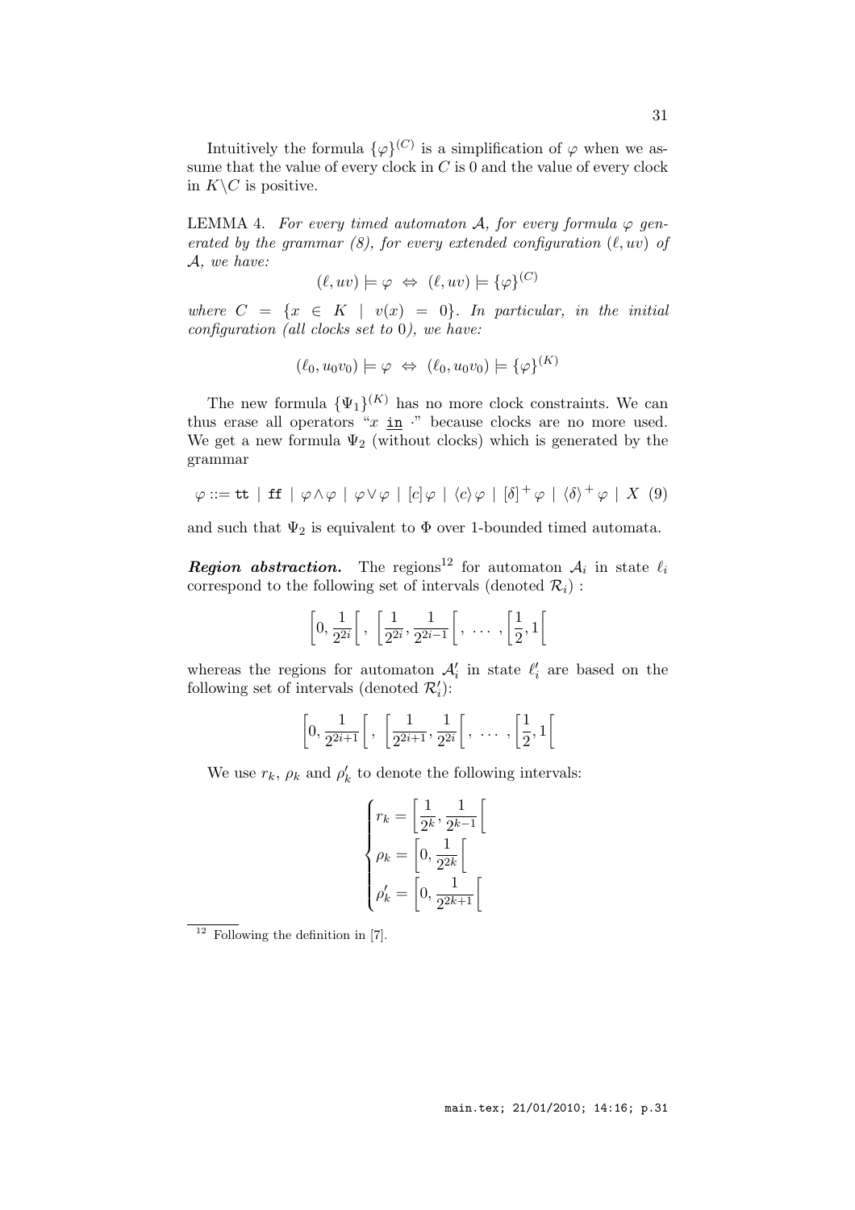Intuitively the formula $\{\varphi\}^{(C)}$ is a simplification of $\varphi$ when we assume that the value of every clock in $C$ is 0 and the value of every clock in $K \backslash C$ is positive.

LEMMA 4. *For every timed automaton $\mathcal{A}$, for every formula $\varphi$ generated by the grammar (8), for every extended configuration $(\ell, uv)$ of $\mathcal{A}$, we have:*

$$(\ell, uv) \models \varphi \;\Leftrightarrow\; (\ell, uv) \models \{\varphi\}^{(C)}$$

*where $C = \{x \in K \mid v(x) = 0\}$. In particular, in the initial configuration (all clocks set to 0), we have:*

$$(\ell_0, u_0v_0) \models \varphi \;\Leftrightarrow\; (\ell_0, u_0v_0) \models \{\varphi\}^{(K)}$$

The new formula $\{\Psi_1\}^{(K)}$ has no more clock constraints. We can thus erase all operators "$x$ in $\cdot$" because clocks are no more used. We get a new formula $\Psi_2$ (without clocks) which is generated by the grammar

$$\varphi ::= \mathtt{tt} \mid \mathtt{ff} \mid \varphi \wedge \varphi \mid \varphi \vee \varphi \mid [c]\,\varphi \mid \langle c\rangle\,\varphi \mid [\delta]^+\,\varphi \mid \langle\delta\rangle^+\,\varphi \mid X \quad (9)$$

and such that $\Psi_2$ is equivalent to $\Phi$ over 1-bounded timed automata.

***Region abstraction.*** The regions[12] for automaton $\mathcal{A}_i$ in state $\ell_i$ correspond to the following set of intervals (denoted $\mathcal{R}_i$) :

$$\left[0, \frac{1}{2^{2i}}\right[\,,\ \left[\frac{1}{2^{2i}}, \frac{1}{2^{2i-1}}\right[\,,\ \ldots\ ,\left[\frac{1}{2}, 1\right[$$

whereas the regions for automaton $\mathcal{A}'_i$ in state $\ell'_i$ are based on the following set of intervals (denoted $\mathcal{R}'_i$):

$$\left[0, \frac{1}{2^{2i+1}}\right[\,,\ \left[\frac{1}{2^{2i+1}}, \frac{1}{2^{2i}}\right[\,,\ \ldots\ ,\left[\frac{1}{2}, 1\right[$$

We use $r_k$, $\rho_k$ and $\rho'_k$ to denote the following intervals:

$$\begin{cases} r_k = \left[\dfrac{1}{2^k}, \dfrac{1}{2^{k-1}}\right[ \\ \rho_k = \left[0, \dfrac{1}{2^{2k}}\right[ \\ \rho'_k = \left[0, \dfrac{1}{2^{2k+1}}\right[ \end{cases}$$

[12] Following the definition in [7].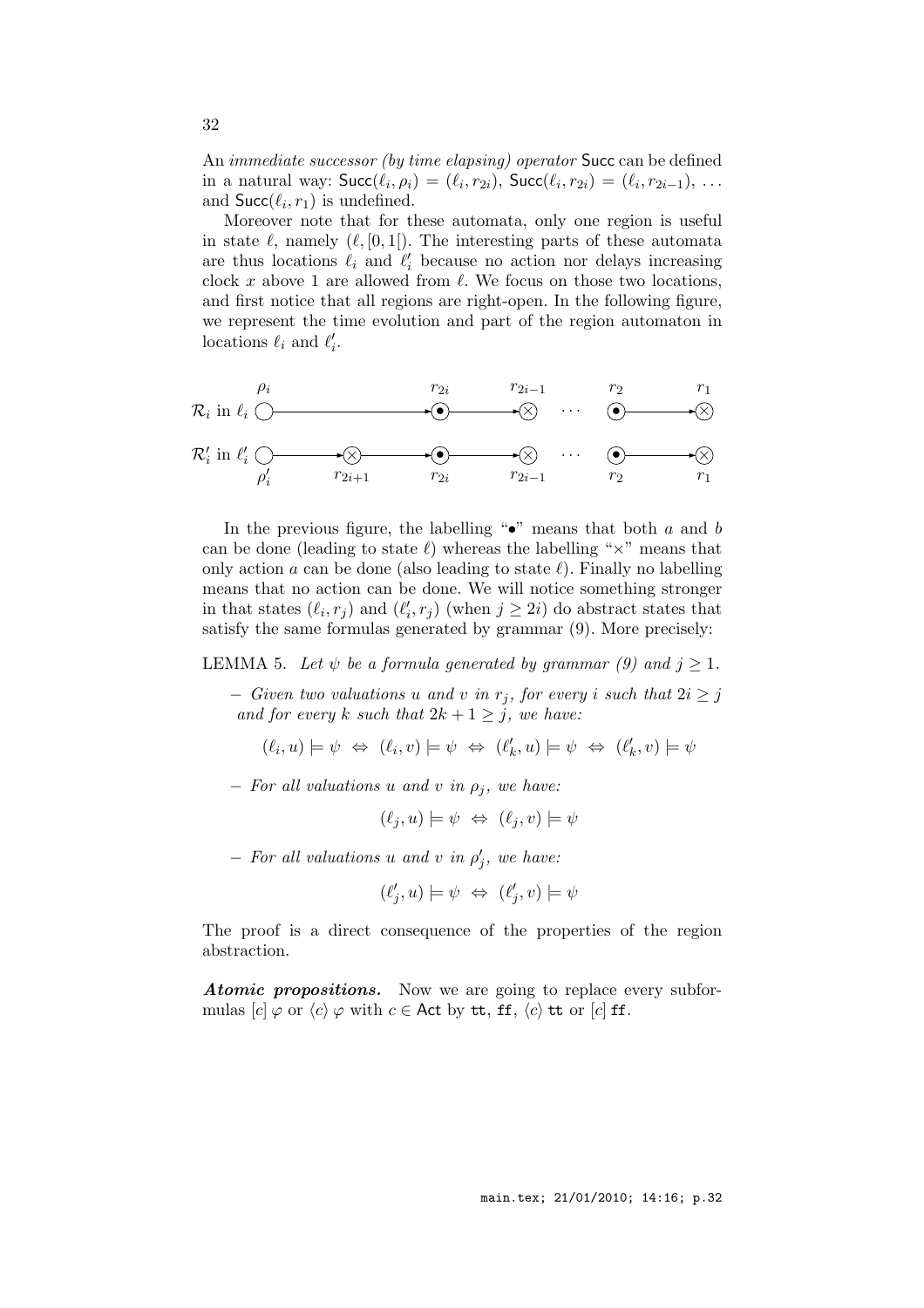An *immediate successor (by time elapsing) operator* $\mathsf{Succ}$ can be defined in a natural way: $\mathsf{Succ}(\ell_i, \rho_i) = (\ell_i, r_{2i})$, $\mathsf{Succ}(\ell_i, r_{2i}) = (\ell_i, r_{2i-1})$, ... and $\mathsf{Succ}(\ell_i, r_1)$ is undefined.

Moreover note that for these automata, only one region is useful in state $\ell$, namely $(\ell, [0, 1[)$. The interesting parts of these automata are thus locations $\ell_i$ and $\ell'_i$ because no action nor delays increasing clock $x$ above 1 are allowed from $\ell$. We focus on those two locations, and first notice that all regions are right-open. In the following figure, we represent the time evolution and part of the region automaton in locations $\ell_i$ and $\ell'_i$.

In the previous figure, the labelling "•" means that both $a$ and $b$ can be done (leading to state $\ell$) whereas the labelling "×" means that only action $a$ can be done (also leading to state $\ell$). Finally no labelling means that no action can be done. We will notice something stronger in that states $(\ell_i, r_j)$ and $(\ell'_i, r_j)$ (when $j \geq 2i$) do abstract states that satisfy the same formulas generated by grammar (9). More precisely:

LEMMA 5. *Let $\psi$ be a formula generated by grammar (9) and $j \geq 1$.*

- *Given two valuations $u$ and $v$ in $r_j$, for every $i$ such that $2i \geq j$ and for every $k$ such that $2k + 1 \geq j$, we have:*

$$(\ell_i, u) \models \psi \;\Leftrightarrow\; (\ell_i, v) \models \psi \;\Leftrightarrow\; (\ell'_k, u) \models \psi \;\Leftrightarrow\; (\ell'_k, v) \models \psi$$

- *For all valuations $u$ and $v$ in $\rho_j$, we have:*

$$(\ell_j, u) \models \psi \;\Leftrightarrow\; (\ell_j, v) \models \psi$$

- *For all valuations $u$ and $v$ in $\rho'_j$, we have:*

$$(\ell'_j, u) \models \psi \;\Leftrightarrow\; (\ell'_j, v) \models \psi$$

The proof is a direct consequence of the properties of the region abstraction.

***Atomic propositions.*** Now we are going to replace every subformulas $[c]\,\varphi$ or $\langle c\rangle\,\varphi$ with $c \in \mathsf{Act}$ by $\mathtt{tt}$, $\mathtt{ff}$, $\langle c\rangle\,\mathtt{tt}$ or $[c]\,\mathtt{ff}$.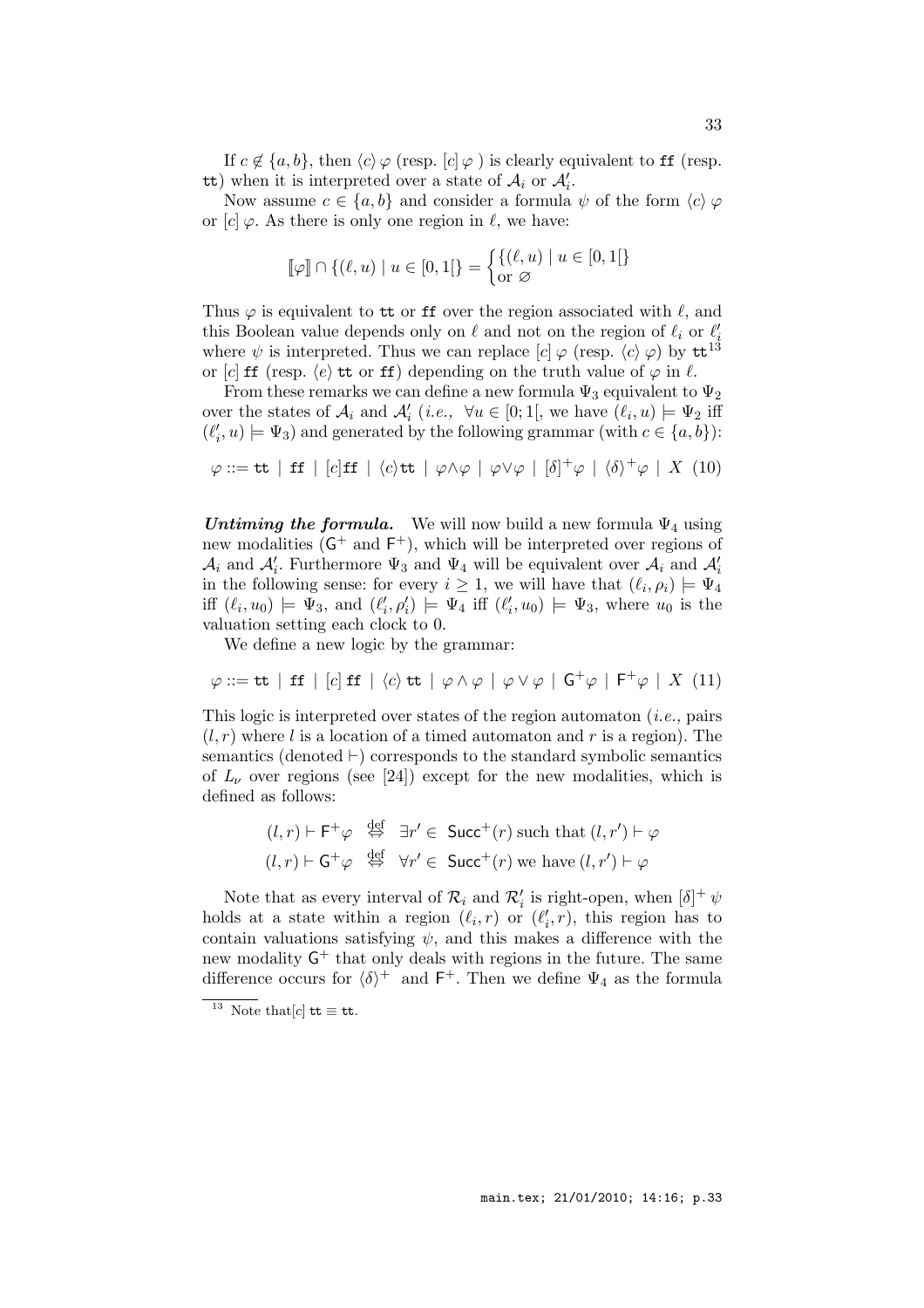If $c \notin \{a, b\}$, then $\langle c\rangle\, \varphi$ (resp. $[c]\, \varphi$ ) is clearly equivalent to $\texttt{ff}$ (resp. $\texttt{tt}$) when it is interpreted over a state of $\mathcal{A}_i$ or $\mathcal{A}'_i$.

Now assume $c \in \{a, b\}$ and consider a formula $\psi$ of the form $\langle c\rangle\, \varphi$ or $[c]\, \varphi$. As there is only one region in $\ell$, we have:

$$[\![\varphi]\!] \cap \{(\ell, u) \mid u \in [0, 1[\} = \begin{cases} \{(\ell, u) \mid u \in [0, 1[\} \\ \text{or } \varnothing \end{cases}$$

Thus $\varphi$ is equivalent to $\texttt{tt}$ or $\texttt{ff}$ over the region associated with $\ell$, and this Boolean value depends only on $\ell$ and not on the region of $\ell_i$ or $\ell'_i$ where $\psi$ is interpreted. Thus we can replace $[c]\, \varphi$ (resp. $\langle c\rangle\, \varphi$) by $\texttt{tt}$[13] or $[c]\, \texttt{ff}$ (resp. $\langle e\rangle\, \texttt{tt}$ or $\texttt{ff}$) depending on the truth value of $\varphi$ in $\ell$.

From these remarks we can define a new formula $\Psi_3$ equivalent to $\Psi_2$ over the states of $\mathcal{A}_i$ and $\mathcal{A}'_i$ (*i.e.*, $\forall u \in [0; 1[$, we have $(\ell_i, u) \models \Psi_2$ iff $(\ell'_i, u) \models \Psi_3$) and generated by the following grammar (with $c \in \{a, b\}$):

$$\varphi ::= \texttt{tt} \mid \texttt{ff} \mid [c]\texttt{ff} \mid \langle c\rangle\texttt{tt} \mid \varphi\wedge\varphi \mid \varphi\vee\varphi \mid [\delta]^+\varphi \mid \langle\delta\rangle^+\varphi \mid X \quad (10)$$

***Untiming the formula.*** We will now build a new formula $\Psi_4$ using new modalities ($\mathsf{G}^+$ and $\mathsf{F}^+$), which will be interpreted over regions of $\mathcal{A}_i$ and $\mathcal{A}'_i$. Furthermore $\Psi_3$ and $\Psi_4$ will be equivalent over $\mathcal{A}_i$ and $\mathcal{A}'_i$ in the following sense: for every $i \geq 1$, we will have that $(\ell_i, \rho_i) \models \Psi_4$ iff $(\ell_i, u_0) \models \Psi_3$, and $(\ell'_i, \rho'_i) \models \Psi_4$ iff $(\ell'_i, u_0) \models \Psi_3$, where $u_0$ is the valuation setting each clock to 0.

We define a new logic by the grammar:

$$\varphi ::= \texttt{tt} \mid \texttt{ff} \mid [c]\,\texttt{ff} \mid \langle c\rangle\,\texttt{tt} \mid \varphi \wedge \varphi \mid \varphi \vee \varphi \mid \mathsf{G}^+\varphi \mid \mathsf{F}^+\varphi \mid X \quad (11)$$

This logic is interpreted over states of the region automaton (*i.e.*, pairs $(l, r)$ where $l$ is a location of a timed automaton and $r$ is a region). The semantics (denoted $\vdash$) corresponds to the standard symbolic semantics of $L_\nu$ over regions (see [24]) except for the new modalities, which is defined as follows:

$$(l, r) \vdash \mathsf{F}^+\varphi \;\overset{\text{def}}{\Leftrightarrow}\; \exists r' \in \mathsf{Succ}^+(r) \text{ such that } (l, r') \vdash \varphi$$
$$(l, r) \vdash \mathsf{G}^+\varphi \;\overset{\text{def}}{\Leftrightarrow}\; \forall r' \in \mathsf{Succ}^+(r) \text{ we have } (l, r') \vdash \varphi$$

Note that as every interval of $\mathcal{R}_i$ and $\mathcal{R}'_i$ is right-open, when $[\delta]^+\, \psi$ holds at a state within a region $(\ell_i, r)$ or $(\ell'_i, r)$, this region has to contain valuations satisfying $\psi$, and this makes a difference with the new modality $\mathsf{G}^+$ that only deals with regions in the future. The same difference occurs for $\langle\delta\rangle^+$ and $\mathsf{F}^+$. Then we define $\Psi_4$ as the formula

---

[13] Note that$[c]\,\texttt{tt} \equiv \texttt{tt}$.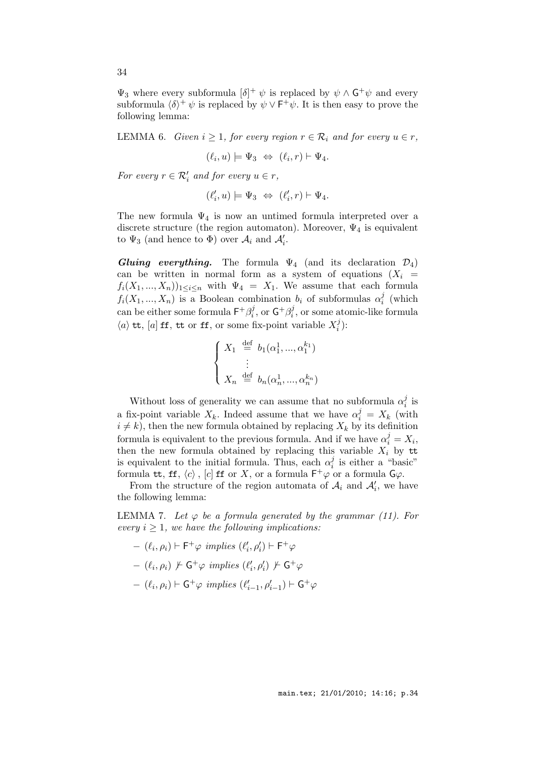$\Psi_3$ where every subformula $[\delta]^+ \psi$ is replaced by $\psi \wedge \mathsf{G}^+\psi$ and every subformula $\langle\delta\rangle^+ \psi$ is replaced by $\psi \vee \mathsf{F}^+\psi$. It is then easy to prove the following lemma:

LEMMA 6. *Given $i \geq 1$, for every region $r \in \mathcal{R}_i$ and for every $u \in r$,*

$$(\ell_i, u) \models \Psi_3 \;\Leftrightarrow\; (\ell_i, r) \vdash \Psi_4.$$

*For every $r \in \mathcal{R}'_i$ and for every $u \in r$,*

$$(\ell'_i, u) \models \Psi_3 \;\Leftrightarrow\; (\ell'_i, r) \vdash \Psi_4.$$

The new formula $\Psi_4$ is now an untimed formula interpreted over a discrete structure (the region automaton). Moreover, $\Psi_4$ is equivalent to $\Psi_3$ (and hence to $\Phi$) over $\mathcal{A}_i$ and $\mathcal{A}'_i$.

***Gluing everything.*** The formula $\Psi_4$ (and its declaration $\mathcal{D}_4$) can be written in normal form as a system of equations $(X_i = f_i(X_1, ..., X_n))_{1 \leq i \leq n}$ with $\Psi_4 = X_1$. We assume that each formula $f_i(X_1, ..., X_n)$ is a Boolean combination $b_i$ of subformulas $\alpha_i^j$ (which can be either some formula $\mathsf{F}^+\beta_i^j$, or $\mathsf{G}^+\beta_i^j$, or some atomic-like formula $\langle a\rangle\, \mathtt{tt}$, $[a]\, \mathtt{ff}$, $\mathtt{tt}$ or $\mathtt{ff}$, or some fix-point variable $X_i^j$):

$$\begin{cases} X_1 \stackrel{\text{def}}{=} b_1(\alpha_1^1, ..., \alpha_1^{k_1}) \\ \quad\vdots \\ X_n \stackrel{\text{def}}{=} b_n(\alpha_n^1, ..., \alpha_n^{k_n}) \end{cases}$$

Without loss of generality we can assume that no subformula $\alpha_i^j$ is a fix-point variable $X_k$. Indeed assume that we have $\alpha_i^j = X_k$ (with $i \neq k$), then the new formula obtained by replacing $X_k$ by its definition formula is equivalent to the previous formula. And if we have $\alpha_i^j = X_i$, then the new formula obtained by replacing this variable $X_i$ by $\mathtt{tt}$ is equivalent to the initial formula. Thus, each $\alpha_i^j$ is either a "basic" formula $\mathtt{tt}$, $\mathtt{ff}$, $\langle c\rangle$ , $[c]\, \mathtt{ff}$ or $X$, or a formula $\mathsf{F}^+\varphi$ or a formula $\mathsf{G}\varphi$.

From the structure of the region automata of $\mathcal{A}_i$ and $\mathcal{A}'_i$, we have the following lemma:

LEMMA 7. *Let $\varphi$ be a formula generated by the grammar (11). For every $i \geq 1$, we have the following implications:*

- $(\ell_i, \rho_i) \vdash \mathsf{F}^+\varphi$ *implies* $(\ell'_i, \rho'_i) \vdash \mathsf{F}^+\varphi$
- $(\ell_i, \rho_i) \not\vdash \mathsf{G}^+\varphi$ *implies* $(\ell'_i, \rho'_i) \not\vdash \mathsf{G}^+\varphi$
- $(\ell_i, \rho_i) \vdash \mathsf{G}^+\varphi$ *implies* $(\ell'_{i-1}, \rho'_{i-1}) \vdash \mathsf{G}^+\varphi$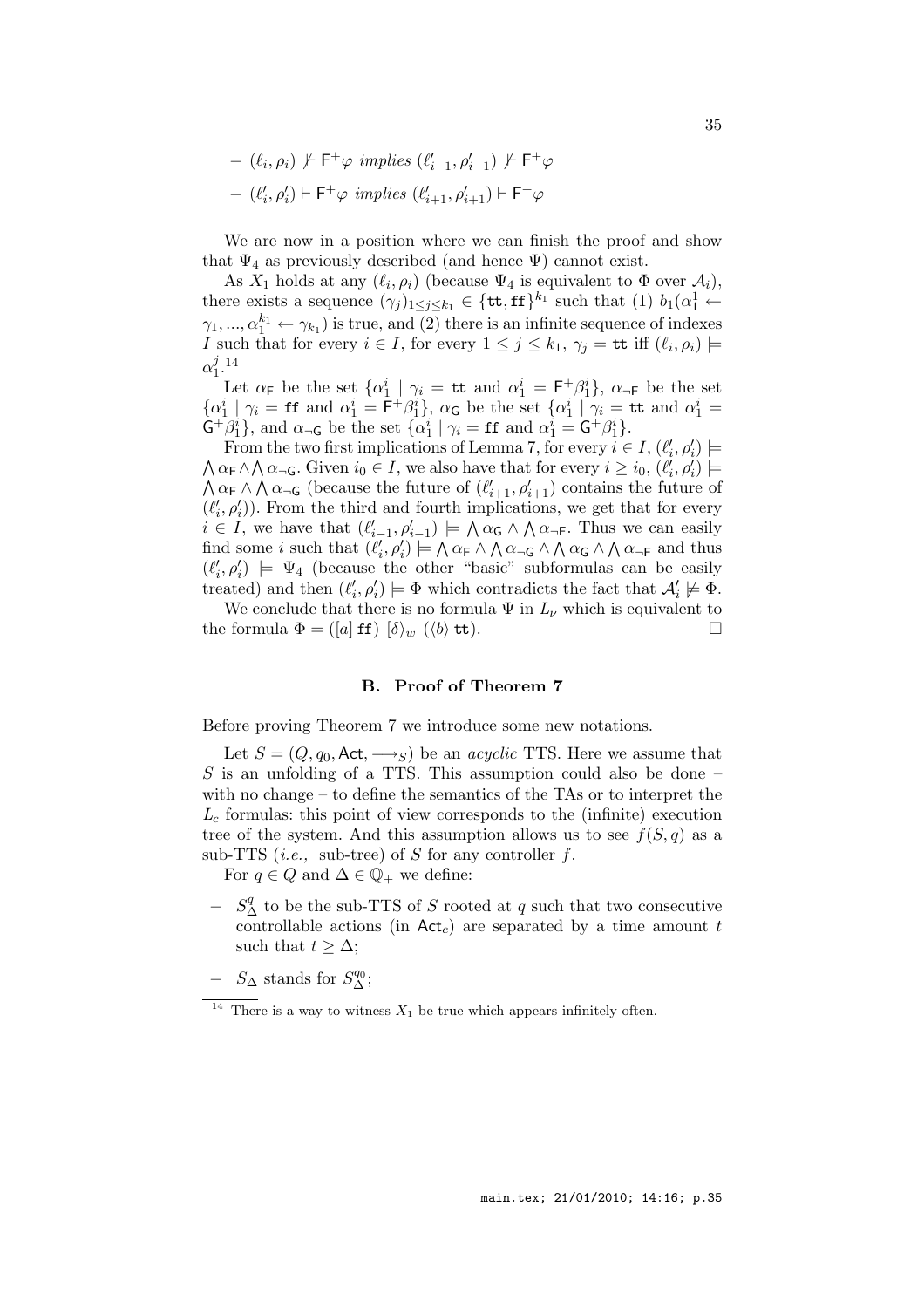- $(\ell_i, \rho_i) \not\vdash \mathsf{F}^+\varphi$ *implies* $(\ell'_{i-1}, \rho'_{i-1}) \not\vdash \mathsf{F}^+\varphi$
- $(\ell'_i, \rho'_i) \vdash \mathsf{F}^+\varphi$ *implies* $(\ell'_{i+1}, \rho'_{i+1}) \vdash \mathsf{F}^+\varphi$

We are now in a position where we can finish the proof and show that $\Psi_4$ as previously described (and hence $\Psi$) cannot exist.

As $X_1$ holds at any $(\ell_i, \rho_i)$ (because $\Psi_4$ is equivalent to $\Phi$ over $\mathcal{A}_i$), there exists a sequence $(\gamma_j)_{1 \leq j \leq k_1} \in \{\mathtt{tt}, \mathtt{ff}\}^{k_1}$ such that (1) $b_1(\alpha_1^1 \leftarrow \gamma_1, ..., \alpha_1^{k_1} \leftarrow \gamma_{k_1})$ is true, and (2) there is an infinite sequence of indexes $I$ such that for every $i \in I$, for every $1 \leq j \leq k_1$, $\gamma_j = \mathtt{tt}$ iff $(\ell_i, \rho_i) \models \alpha_1^j$.[14]

Let $\alpha_\mathsf{F}$ be the set $\{\alpha_1^i \mid \gamma_i = \mathtt{tt} \text{ and } \alpha_1^i = \mathsf{F}^+\beta_1^i\}$, $\alpha_{\neg\mathsf{F}}$ be the set $\{\alpha_1^i \mid \gamma_i = \mathtt{ff} \text{ and } \alpha_1^i = \mathsf{F}^+\beta_1^i\}$, $\alpha_\mathsf{G}$ be the set $\{\alpha_1^i \mid \gamma_i = \mathtt{tt} \text{ and } \alpha_1^i = \mathsf{G}^+\beta_1^i\}$, and $\alpha_{\neg\mathsf{G}}$ be the set $\{\alpha_1^i \mid \gamma_i = \mathtt{ff} \text{ and } \alpha_1^i = \mathsf{G}^+\beta_1^i\}$.

From the two first implications of Lemma 7, for every $i \in I$, $(\ell'_i, \rho'_i) \models \bigwedge \alpha_\mathsf{F} \wedge \bigwedge \alpha_{\neg\mathsf{G}}$. Given $i_0 \in I$, we also have that for every $i \geq i_0$, $(\ell'_i, \rho'_i) \models \bigwedge \alpha_\mathsf{F} \wedge \bigwedge \alpha_{\neg\mathsf{G}}$ (because the future of $(\ell'_{i+1}, \rho'_{i+1})$ contains the future of $(\ell'_i, \rho'_i)$). From the third and fourth implications, we get that for every $i \in I$, we have that $(\ell'_{i-1}, \rho'_{i-1}) \models \bigwedge \alpha_\mathsf{G} \wedge \bigwedge \alpha_{\neg\mathsf{F}}$. Thus we can easily find some $i$ such that $(\ell'_i, \rho'_i) \models \bigwedge \alpha_\mathsf{F} \wedge \bigwedge \alpha_{\neg\mathsf{G}} \wedge \bigwedge \alpha_\mathsf{G} \wedge \bigwedge \alpha_{\neg\mathsf{F}}$ and thus $(\ell'_i, \rho'_i) \models \Psi_4$ (because the other "basic" subformulas can be easily treated) and then $(\ell'_i, \rho'_i) \models \Phi$ which contradicts the fact that $\mathcal{A}'_i \not\models \Phi$.

We conclude that there is no formula $\Psi$ in $L_\nu$ which is equivalent to the formula $\Phi = ([a]\, \mathtt{ff})\ [\delta\rangle_w\ (\langle b\rangle\, \mathtt{tt})$. $\square$

## B. Proof of Theorem 7

Before proving Theorem 7 we introduce some new notations.

Let $S = (Q, q_0, \mathsf{Act}, \longrightarrow_S)$ be an *acyclic* TTS. Here we assume that $S$ is an unfolding of a TTS. This assumption could also be done – with no change – to define the semantics of the TAs or to interpret the $L_c$ formulas: this point of view corresponds to the (infinite) execution tree of the system. And this assumption allows us to see $f(S, q)$ as a sub-TTS (*i.e.,* sub-tree) of $S$ for any controller $f$.

For $q \in Q$ and $\Delta \in \mathbb{Q}_+$ we define:

- $S^q_\Delta$ to be the sub-TTS of $S$ rooted at $q$ such that two consecutive controllable actions (in $\mathsf{Act}_c$) are separated by a time amount $t$ such that $t \geq \Delta$;
- $S_\Delta$ stands for $S^{q_0}_\Delta$;

[14] There is a way to witness $X_1$ be true which appears infinitely often.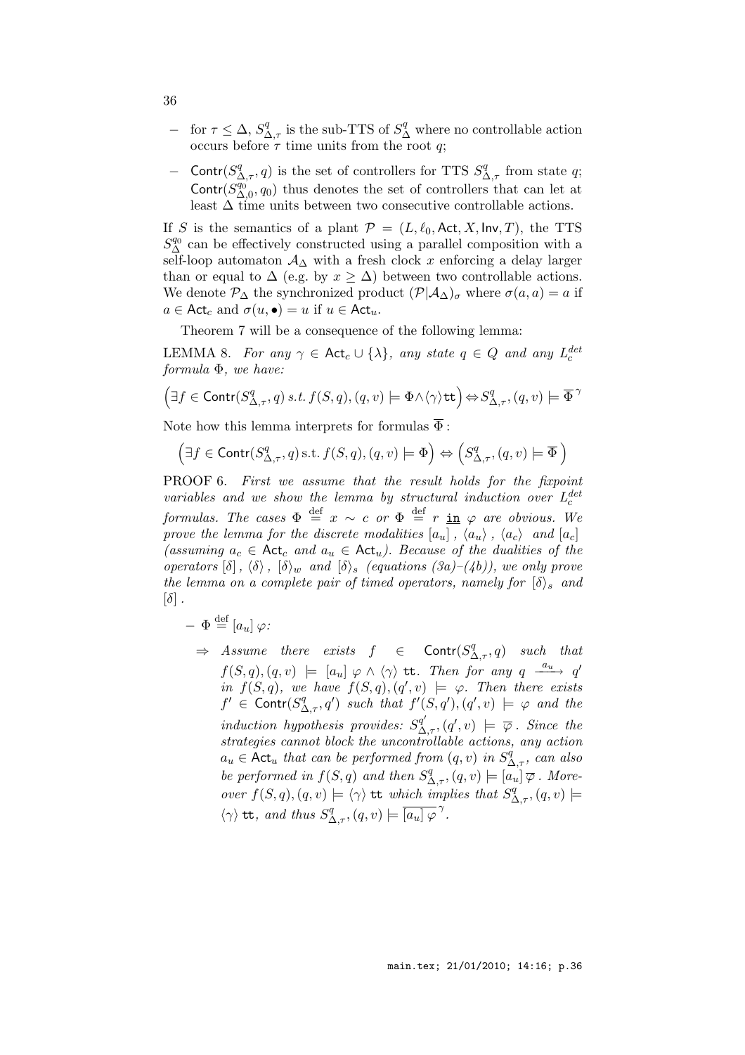- for $\tau \leq \Delta$, $S^q_{\Delta,\tau}$ is the sub-TTS of $S^q_\Delta$ where no controllable action occurs before $\tau$ time units from the root $q$;
- $\mathsf{Contr}(S^q_{\Delta,\tau}, q)$ is the set of controllers for TTS $S^q_{\Delta,\tau}$ from state $q$; $\mathsf{Contr}(S^{q_0}_{\Delta,0}, q_0)$ thus denotes the set of controllers that can let at least $\Delta$ time units between two consecutive controllable actions.

If $S$ is the semantics of a plant $\mathcal{P} = (L, \ell_0, \mathsf{Act}, X, \mathsf{Inv}, T)$, the TTS $S^{q_0}_\Delta$ can be effectively constructed using a parallel composition with a self-loop automaton $\mathcal{A}_\Delta$ with a fresh clock $x$ enforcing a delay larger than or equal to $\Delta$ (e.g. by $x \geq \Delta$) between two controllable actions. We denote $\mathcal{P}_\Delta$ the synchronized product $(\mathcal{P}|\mathcal{A}_\Delta)_\sigma$ where $\sigma(a, a) = a$ if $a \in \mathsf{Act}_c$ and $\sigma(u, \bullet) = u$ if $u \in \mathsf{Act}_u$.

Theorem 7 will be a consequence of the following lemma:

LEMMA 8. *For any $\gamma \in \mathsf{Act}_c \cup \{\lambda\}$, any state $q \in Q$ and any $L^{det}_c$ formula $\Phi$, we have:*

$$\left(\exists f \in \mathsf{Contr}(S^q_{\Delta,\tau}, q) \text{ s.t. } f(S,q),(q,v) \models \Phi \wedge \langle\gamma\rangle \mathtt{tt}\right) \Leftrightarrow S^q_{\Delta,\tau},(q,v) \models \overline{\Phi}^{\,\gamma}$$

Note how this lemma interprets for formulas $\overline{\Phi}$ :

$$\left(\exists f \in \mathsf{Contr}(S^q_{\Delta,\tau}, q) \text{ s.t. } f(S,q),(q,v) \models \Phi\right) \Leftrightarrow \left(S^q_{\Delta,\tau},(q,v) \models \overline{\Phi}\,\right)$$

PROOF 6. *First we assume that the result holds for the fixpoint variables and we show the lemma by structural induction over $L^{det}_c$ formulas. The cases $\Phi \stackrel{\text{def}}{=} x \sim c$ or $\Phi \stackrel{\text{def}}{=} r \ \underline{\mathtt{in}}\ \varphi$ are obvious. We prove the lemma for the discrete modalities $[a_u]$ , $\langle a_u\rangle$ , $\langle a_c\rangle$ and $[a_c]$ (assuming $a_c \in \mathsf{Act}_c$ and $a_u \in \mathsf{Act}_u$). Because of the dualities of the operators $[\delta]$ , $\langle\delta\rangle$ , $[\delta\rangle_w$ and $[\delta\rangle_s$ (equations (3a)–(4b)), we only prove the lemma on a complete pair of timed operators, namely for $[\delta\rangle_s$ and $[\delta]$ .*

- $\Phi \stackrel{\text{def}}{=} [a_u]\,\varphi$:
  - $\Rightarrow$ *Assume there exists $f \in \mathsf{Contr}(S^q_{\Delta,\tau}, q)$ such that $f(S,q),(q,v) \models [a_u]\,\varphi \wedge \langle\gamma\rangle\,\mathtt{tt}$. Then for any $q \xrightarrow{a_u} q'$ in $f(S,q)$, we have $f(S,q),(q',v) \models \varphi$. Then there exists $f' \in \mathsf{Contr}(S^q_{\Delta,\tau}, q')$ such that $f'(S,q'),(q',v) \models \varphi$ and the induction hypothesis provides: $S^{q'}_{\Delta,\tau},(q',v) \models \overline{\varphi}$ . Since the strategies cannot block the uncontrollable actions, any action $a_u \in \mathsf{Act}_u$ that can be performed from $(q,v)$ in $S^q_{\Delta,\tau}$, can also be performed in $f(S,q)$ and then $S^q_{\Delta,\tau},(q,v) \models [a_u]\,\overline{\varphi}$ . Moreover $f(S,q),(q,v) \models \langle\gamma\rangle\,\mathtt{tt}$ which implies that $S^q_{\Delta,\tau},(q,v) \models \langle\gamma\rangle\,\mathtt{tt}$, and thus $S^q_{\Delta,\tau},(q,v) \models \overline{[a_u]\,\varphi}^{\,\gamma}$.*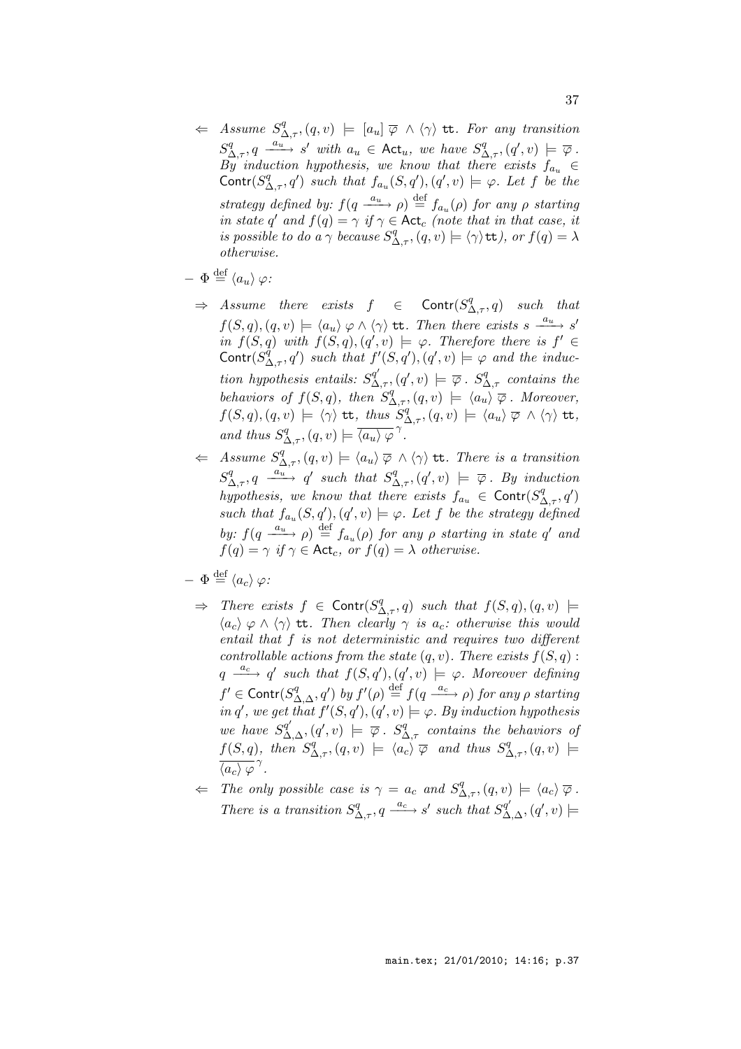- $\Leftarrow$ *Assume* $S^{q}_{\Delta,\tau},(q,v) \models [a_u]\,\overline{\varphi} \wedge \langle\gamma\rangle\,\mathtt{tt}$. *For any transition* $S^{q}_{\Delta,\tau}, q \xrightarrow{a_u} s'$ *with* $a_u \in \mathsf{Act}_u$, *we have* $S^{q}_{\Delta,\tau},(q',v) \models \overline{\varphi}$. *By induction hypothesis, we know that there exists* $f_{a_u} \in \mathsf{Contr}(S^{q}_{\Delta,\tau}, q')$ *such that* $f_{a_u}(S,q'),(q',v) \models \varphi$. *Let* $f$ *be the strategy defined by:* $f(q \xrightarrow{a_u} \rho) \stackrel{\text{def}}{=} f_{a_u}(\rho)$ *for any* $\rho$ *starting in state* $q'$ *and* $f(q) = \gamma$ *if* $\gamma \in \mathsf{Act}_c$ *(note that in that case, it is possible to do a* $\gamma$ *because* $S^{q}_{\Delta,\tau},(q,v) \models \langle\gamma\rangle\mathtt{tt}$*), or* $f(q) = \lambda$ *otherwise.*

– $\Phi \stackrel{\text{def}}{=} \langle a_u\rangle\,\varphi$:

- $\Rightarrow$ *Assume there exists* $f \in \mathsf{Contr}(S^{q}_{\Delta,\tau}, q)$ *such that* $f(S,q),(q,v) \models \langle a_u\rangle\,\varphi \wedge \langle\gamma\rangle\,\mathtt{tt}$. *Then there exists* $s \xrightarrow{a_u} s'$ *in* $f(S,q)$ *with* $f(S,q),(q',v) \models \varphi$. *Therefore there is* $f' \in \mathsf{Contr}(S^{q}_{\Delta,\tau}, q')$ *such that* $f'(S,q'),(q',v) \models \varphi$ *and the induction hypothesis entails:* $S^{q'}_{\Delta,\tau},(q',v) \models \overline{\varphi}$. $S^{q}_{\Delta,\tau}$ *contains the behaviors of* $f(S,q)$, *then* $S^{q}_{\Delta,\tau},(q,v) \models \langle a_u\rangle\,\overline{\varphi}$. *Moreover,* $f(S,q),(q,v) \models \langle\gamma\rangle\,\mathtt{tt}$, *thus* $S^{q}_{\Delta,\tau},(q,v) \models \langle a_u\rangle\,\overline{\varphi} \wedge \langle\gamma\rangle\,\mathtt{tt}$, *and thus* $S^{q}_{\Delta,\tau},(q,v) \models \overline{\langle a_u\rangle\,\varphi}^{\gamma}$.

- $\Leftarrow$ *Assume* $S^{q}_{\Delta,\tau},(q,v) \models \langle a_u\rangle\,\overline{\varphi} \wedge \langle\gamma\rangle\,\mathtt{tt}$. *There is a transition* $S^{q}_{\Delta,\tau}, q \xrightarrow{a_u} q'$ *such that* $S^{q}_{\Delta,\tau},(q',v) \models \overline{\varphi}$. *By induction hypothesis, we know that there exists* $f_{a_u} \in \mathsf{Contr}(S^{q}_{\Delta,\tau}, q')$ *such that* $f_{a_u}(S,q'),(q',v) \models \varphi$. *Let* $f$ *be the strategy defined by:* $f(q \xrightarrow{a_u} \rho) \stackrel{\text{def}}{=} f_{a_u}(\rho)$ *for any* $\rho$ *starting in state* $q'$ *and* $f(q) = \gamma$ *if* $\gamma \in \mathsf{Act}_c$, *or* $f(q) = \lambda$ *otherwise.*

– $\Phi \stackrel{\text{def}}{=} \langle a_c\rangle\,\varphi$:

- $\Rightarrow$ *There exists* $f \in \mathsf{Contr}(S^{q}_{\Delta,\tau}, q)$ *such that* $f(S,q),(q,v) \models \langle a_c\rangle\,\varphi \wedge \langle\gamma\rangle\,\mathtt{tt}$. *Then clearly* $\gamma$ *is* $a_c$: *otherwise this would entail that* $f$ *is not deterministic and requires two different controllable actions from the state* $(q,v)$. *There exists* $f(S,q) : q \xrightarrow{a_c} q'$ *such that* $f(S,q'),(q',v) \models \varphi$. *Moreover defining* $f' \in \mathsf{Contr}(S^{q}_{\Delta,\Delta}, q')$ *by* $f'(\rho) \stackrel{\text{def}}{=} f(q \xrightarrow{a_c} \rho)$ *for any* $\rho$ *starting in* $q'$, *we get that* $f'(S,q'),(q',v) \models \varphi$. *By induction hypothesis we have* $S^{q'}_{\Delta,\Delta},(q',v) \models \overline{\varphi}$. $S^{q}_{\Delta,\tau}$ *contains the behaviors of* $f(S,q)$, *then* $S^{q}_{\Delta,\tau},(q,v) \models \langle a_c\rangle\,\overline{\varphi}$ *and thus* $S^{q}_{\Delta,\tau},(q,v) \models \overline{\langle a_c\rangle\,\varphi}^{\gamma}$.

- $\Leftarrow$ *The only possible case is* $\gamma = a_c$ *and* $S^{q}_{\Delta,\tau},(q,v) \models \langle a_c\rangle\,\overline{\varphi}$. *There is a transition* $S^{q}_{\Delta,\tau}, q \xrightarrow{a_c} s'$ *such that* $S^{q'}_{\Delta,\Delta},(q',v) \models$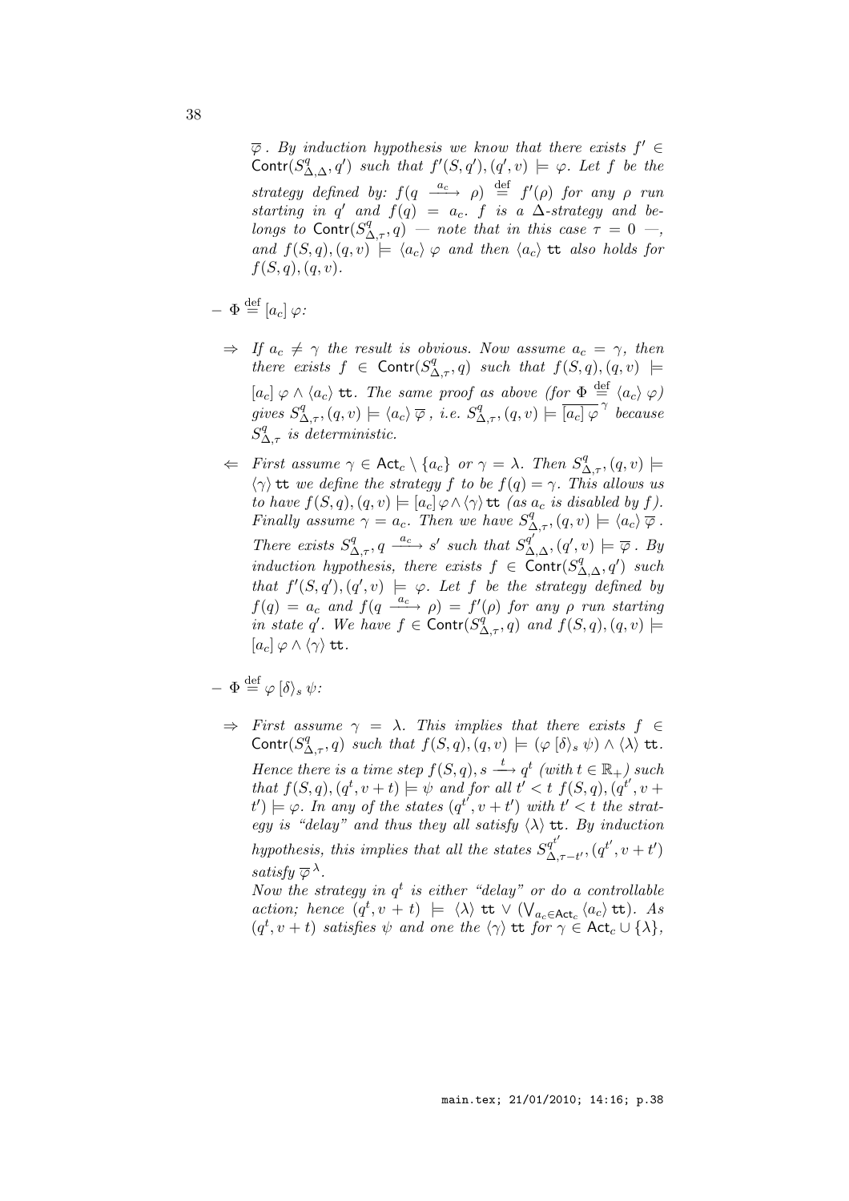$\overline{\varphi}$ . By induction hypothesis we know that there exists $f' \in \mathsf{Contr}(S^q_{\Delta,\Delta}, q')$ such that $f'(S, q'), (q', v) \models \varphi$. Let $f$ be the strategy defined by: $f(q \xrightarrow{a_c} \rho) \stackrel{\text{def}}{=} f'(\rho)$ for any $\rho$ run starting in $q'$ and $f(q) = a_c$. $f$ is a $\Delta$-strategy and belongs to $\mathsf{Contr}(S^q_{\Delta,\tau}, q)$ — note that in this case $\tau = 0$ —, and $f(S, q), (q, v) \models \langle a_c \rangle\, \varphi$ and then $\langle a_c \rangle\, \mathtt{tt}$ also holds for $f(S, q), (q, v)$.

- $\Phi \stackrel{\text{def}}{=} [a_c]\, \varphi$:

  - $\Rightarrow$ *If $a_c \neq \gamma$ the result is obvious. Now assume $a_c = \gamma$, then there exists $f \in \mathsf{Contr}(S^q_{\Delta,\tau}, q)$ such that $f(S, q), (q, v) \models [a_c]\, \varphi \wedge \langle a_c \rangle\, \mathtt{tt}$. The same proof as above (for $\Phi \stackrel{\text{def}}{=} \langle a_c \rangle\, \varphi$) gives $S^q_{\Delta,\tau}, (q, v) \models \langle a_c \rangle\, \overline{\varphi}$ , i.e. $S^q_{\Delta,\tau}, (q, v) \models \overline{[a_c]\, \varphi}^{\,\gamma}$ because $S^q_{\Delta,\tau}$ is deterministic.*

  - $\Leftarrow$ *First assume $\gamma \in \mathsf{Act}_c \setminus \{a_c\}$ or $\gamma = \lambda$. Then $S^q_{\Delta,\tau}, (q, v) \models \langle \gamma \rangle\, \mathtt{tt}$ we define the strategy $f$ to be $f(q) = \gamma$. This allows us to have $f(S, q), (q, v) \models [a_c]\, \varphi \wedge \langle \gamma \rangle\, \mathtt{tt}$ (as $a_c$ is disabled by $f$). Finally assume $\gamma = a_c$. Then we have $S^q_{\Delta,\tau}, (q, v) \models \langle a_c \rangle\, \overline{\varphi}$ . There exists $S^q_{\Delta,\tau}, q \xrightarrow{a_c} s'$ such that $S^{q'}_{\Delta,\Delta}, (q', v) \models \overline{\varphi}$ . By induction hypothesis, there exists $f \in \mathsf{Contr}(S^q_{\Delta,\Delta}, q')$ such that $f'(S, q'), (q', v) \models \varphi$. Let $f$ be the strategy defined by $f(q) = a_c$ and $f(q \xrightarrow{a_c} \rho) = f'(\rho)$ for any $\rho$ run starting in state $q'$. We have $f \in \mathsf{Contr}(S^q_{\Delta,\tau}, q)$ and $f(S, q), (q, v) \models [a_c]\, \varphi \wedge \langle \gamma \rangle\, \mathtt{tt}$.*

- $\Phi \stackrel{\text{def}}{=} \varphi\, [\delta\rangle_s\, \psi$:

  - $\Rightarrow$ *First assume $\gamma = \lambda$. This implies that there exists $f \in \mathsf{Contr}(S^q_{\Delta,\tau}, q)$ such that $f(S, q), (q, v) \models (\varphi\, [\delta\rangle_s\, \psi) \wedge \langle \lambda \rangle\, \mathtt{tt}$. Hence there is a time step $f(S, q), s \xrightarrow{t} q^t$ (with $t \in \mathbb{R}_+$) such that $f(S, q), (q^t, v + t) \models \psi$ and for all $t' < t$ $f(S, q), (q^{t'}, v + t') \models \varphi$. In any of the states $(q^{t'}, v + t')$ with $t' < t$ the strategy is "delay" and thus they all satisfy $\langle \lambda \rangle\, \mathtt{tt}$. By induction hypothesis, this implies that all the states $S^{q^{t'}}_{\Delta,\tau-t'}, (q^{t'}, v + t')$ satisfy $\overline{\varphi}^{\,\lambda}$.*

    *Now the strategy in $q^t$ is either "delay" or do a controllable action; hence $(q^t, v + t) \models \langle \lambda \rangle\, \mathtt{tt} \vee (\bigvee_{a_c \in \mathsf{Act}_c} \langle a_c \rangle\, \mathtt{tt})$. As $(q^t, v + t)$ satisfies $\psi$ and one the $\langle \gamma \rangle\, \mathtt{tt}$ for $\gamma \in \mathsf{Act}_c \cup \{\lambda\}$,*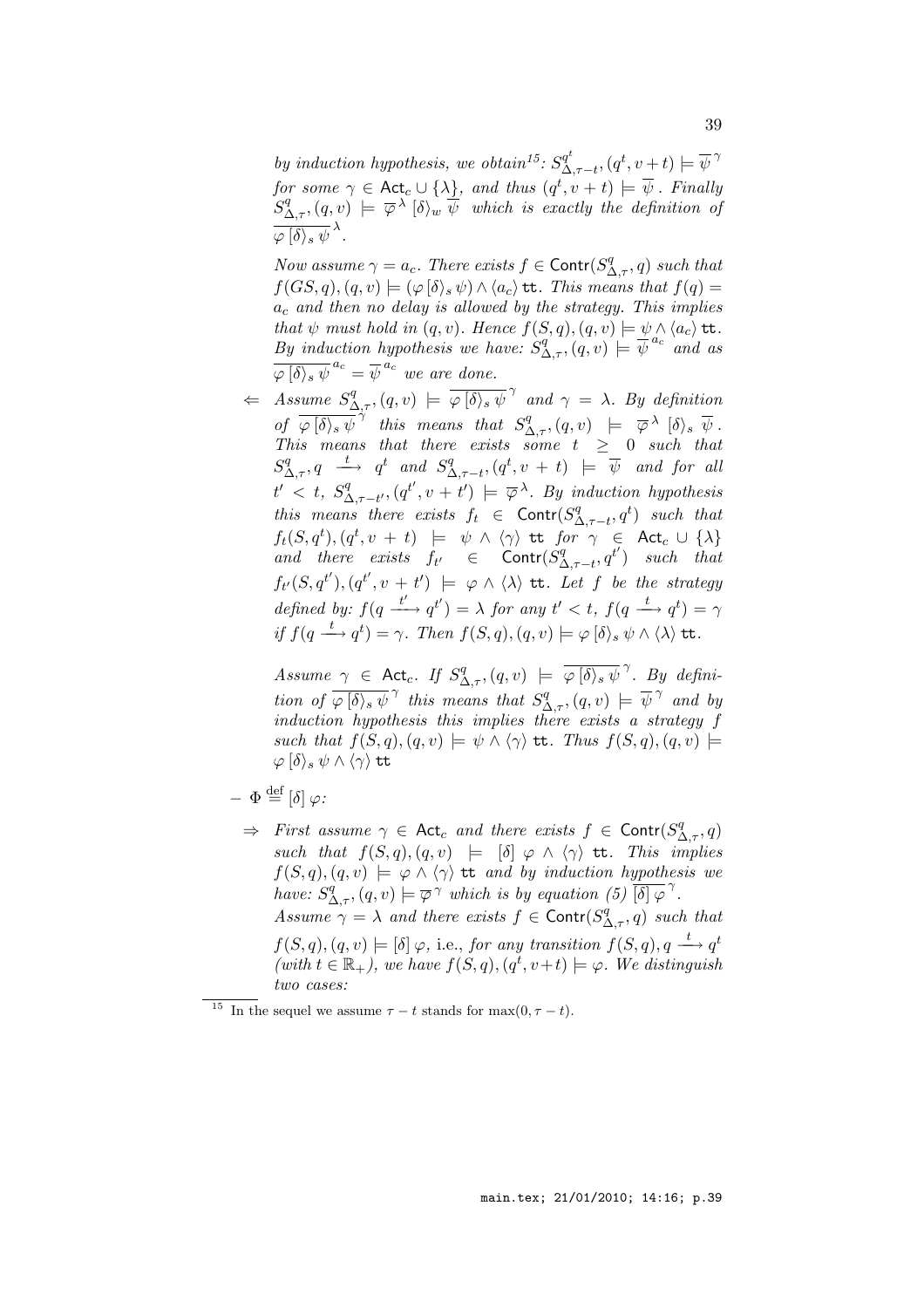*by induction hypothesis, we obtain*[15]*:* $S^{q^t}_{\Delta,\tau-t}, (q^t, v+t) \models \overline{\psi}^{\,\gamma}$ *for some* $\gamma \in \mathsf{Act}_c \cup \{\lambda\}$*, and thus* $(q^t, v+t) \models \overline{\psi}$ *. Finally* $S^q_{\Delta,\tau}, (q,v) \models \overline{\varphi}^{\,\lambda}\, [\delta\rangle_w\, \overline{\psi}$ *which is exactly the definition of* $\overline{\varphi\, [\delta\rangle_s\, \psi}^{\,\lambda}$.

*Now assume* $\gamma = a_c$*. There exists* $f \in \mathsf{Contr}(S^q_{\Delta,\tau}, q)$ *such that* $f(GS, q), (q, v) \models (\varphi\, [\delta\rangle_s\, \psi) \wedge \langle a_c\rangle\, \mathtt{tt}$*. This means that* $f(q) = a_c$ *and then no delay is allowed by the strategy. This implies that* $\psi$ *must hold in* $(q, v)$*. Hence* $f(S, q), (q, v) \models \psi \wedge \langle a_c\rangle\, \mathtt{tt}$*. By induction hypothesis we have:* $S^q_{\Delta,\tau}, (q, v) \models \overline{\psi}^{\,a_c}$ *and as* $\overline{\varphi\, [\delta\rangle_s\, \psi}^{\,a_c} = \overline{\psi}^{\,a_c}$ *we are done.*

$\Leftarrow$ *Assume* $S^q_{\Delta,\tau}, (q,v) \models \overline{\varphi\, [\delta\rangle_s\, \psi}^{\,\gamma}$ *and* $\gamma = \lambda$*. By definition of* $\overline{\varphi\, [\delta\rangle_s\, \psi}^{\,\gamma}$ *this means that* $S^q_{\Delta,\tau}, (q,v) \models \overline{\varphi}^{\,\lambda}\, [\delta\rangle_s\, \overline{\psi}$*. This means that there exists some* $t \geq 0$ *such that* $S^q_{\Delta,\tau}, q \xrightarrow{t} q^t$ *and* $S^q_{\Delta,\tau-t}, (q^t, v+t) \models \overline{\psi}$ *and for all* $t' < t$*,* $S^q_{\Delta,\tau-t'}, (q^{t'}, v+t') \models \overline{\varphi}^{\,\lambda}$*. By induction hypothesis this means there exists* $f_t \in \mathsf{Contr}(S^q_{\Delta,\tau-t}, q^t)$ *such that* $f_t(S, q^t), (q^t, v+t) \models \psi \wedge \langle\gamma\rangle\, \mathtt{tt}$ *for* $\gamma \in \mathsf{Act}_c \cup \{\lambda\}$ *and there exists* $f_{t'} \in \mathsf{Contr}(S^q_{\Delta,\tau-t}, q^{t'})$ *such that* $f_{t'}(S, q^{t'}), (q^{t'}, v+t') \models \varphi \wedge \langle\lambda\rangle\, \mathtt{tt}$*. Let* $f$ *be the strategy defined by:* $f(q \xrightarrow{t'} q^{t'}) = \lambda$ *for any* $t' < t$*,* $f(q \xrightarrow{t} q^t) = \gamma$ *if* $f(q \xrightarrow{t} q^t) = \gamma$*. Then* $f(S, q), (q, v) \models \varphi\, [\delta\rangle_s\, \psi \wedge \langle\lambda\rangle\, \mathtt{tt}$.

*Assume* $\gamma \in \mathsf{Act}_c$*. If* $S^q_{\Delta,\tau}, (q,v) \models \overline{\varphi\, [\delta\rangle_s\, \psi}^{\,\gamma}$*. By definition of* $\overline{\varphi\, [\delta\rangle_s\, \psi}^{\,\gamma}$ *this means that* $S^q_{\Delta,\tau}, (q,v) \models \overline{\psi}^{\,\gamma}$ *and by induction hypothesis this implies there exists a strategy* $f$ *such that* $f(S, q), (q, v) \models \psi \wedge \langle\gamma\rangle\, \mathtt{tt}$*. Thus* $f(S, q), (q, v) \models \varphi\, [\delta\rangle_s\, \psi \wedge \langle\gamma\rangle\, \mathtt{tt}$

– $\Phi \stackrel{\text{def}}{=} [\delta]\, \varphi$*:*

$\Rightarrow$ *First assume* $\gamma \in \mathsf{Act}_c$ *and there exists* $f \in \mathsf{Contr}(S^q_{\Delta,\tau}, q)$ *such that* $f(S, q), (q, v) \models [\delta]\, \varphi \wedge \langle\gamma\rangle\, \mathtt{tt}$*. This implies* $f(S, q), (q, v) \models \varphi \wedge \langle\gamma\rangle\, \mathtt{tt}$ *and by induction hypothesis we have:* $S^q_{\Delta,\tau}, (q, v) \models \overline{\varphi}^{\,\gamma}$ *which is by equation (5)* $\overline{[\delta]\, \varphi}^{\,\gamma}$.

*Assume* $\gamma = \lambda$ *and there exists* $f \in \mathsf{Contr}(S^q_{\Delta,\tau}, q)$ *such that* $f(S, q), (q, v) \models [\delta]\, \varphi$, i.e., *for any transition* $f(S, q), q \xrightarrow{t} q^t$ *(with* $t \in \mathbb{R}_+$*), we have* $f(S, q), (q^t, v+t) \models \varphi$*. We distinguish two cases:*

---

[15] In the sequel we assume $\tau - t$ stands for $\max(0, \tau - t)$.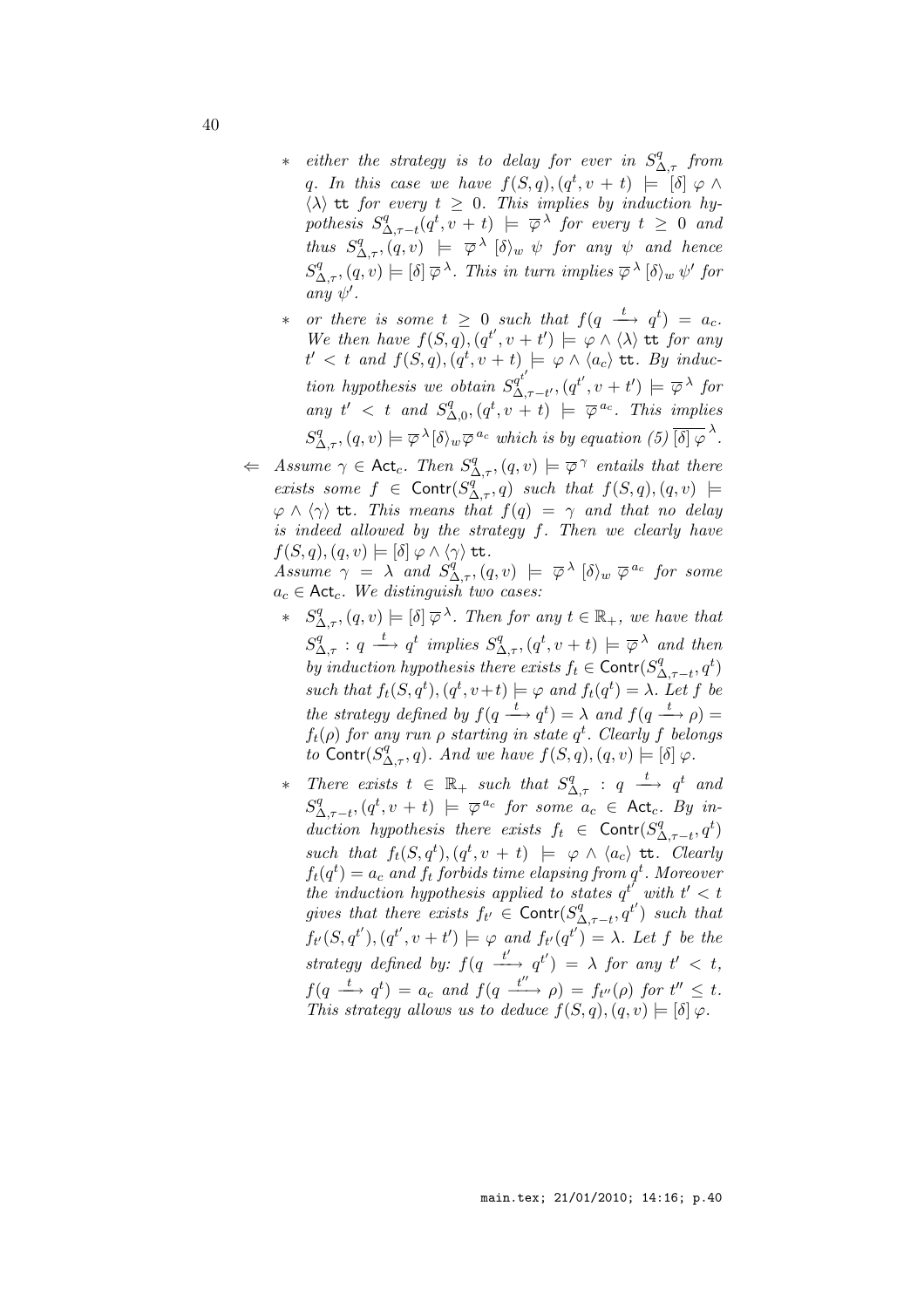- either the strategy is to delay for ever in $S^q_{\Delta,\tau}$ from $q$. In this case we have $f(S,q),(q^t, v+t) \models [\delta]\, \varphi \wedge \langle\lambda\rangle\, \mathtt{tt}$ for every $t \geq 0$. This implies by induction hypothesis $S^q_{\Delta,\tau-t}(q^t, v+t) \models \overline{\varphi}^{\,\lambda}$ for every $t \geq 0$ and thus $S^q_{\Delta,\tau},(q,v) \models \overline{\varphi}^{\,\lambda}\, [\delta\rangle_w\, \psi$ for any $\psi$ and hence $S^q_{\Delta,\tau},(q,v) \models [\delta]\, \overline{\varphi}^{\,\lambda}$. This in turn implies $\overline{\varphi}^{\,\lambda}\, [\delta\rangle_w\, \psi'$ for any $\psi'$.

- or there is some $t \geq 0$ such that $f(q \xrightarrow{t} q^t) = a_c$. We then have $f(S,q),(q^{t'}, v+t') \models \varphi \wedge \langle\lambda\rangle\, \mathtt{tt}$ for any $t' < t$ and $f(S,q),(q^t, v+t) \models \varphi \wedge \langle a_c\rangle\, \mathtt{tt}$. By induction hypothesis we obtain $S^{q^{t'}}_{\Delta,\tau-t'},(q^{t'}, v+t') \models \overline{\varphi}^{\,\lambda}$ for any $t' < t$ and $S^q_{\Delta,0},(q^t, v+t) \models \overline{\varphi}^{\,a_c}$. This implies $S^q_{\Delta,\tau},(q,v) \models \overline{\varphi}^{\,\lambda} [\delta\rangle_w \overline{\varphi}^{\,a_c}$ which is by equation (5) $\overline{[\delta]\, \varphi}^{\,\lambda}$.

$\Leftarrow$ Assume $\gamma \in \mathsf{Act}_c$. Then $S^q_{\Delta,\tau},(q,v) \models \overline{\varphi}^{\,\gamma}$ entails that there exists some $f \in \mathsf{Contr}(S^q_{\Delta,\tau}, q)$ such that $f(S,q),(q,v) \models \varphi \wedge \langle\gamma\rangle\, \mathtt{tt}$. This means that $f(q) = \gamma$ and that no delay is indeed allowed by the strategy $f$. Then we clearly have $f(S,q),(q,v) \models [\delta]\, \varphi \wedge \langle\gamma\rangle\, \mathtt{tt}$.
Assume $\gamma = \lambda$ and $S^q_{\Delta,\tau},(q,v) \models \overline{\varphi}^{\,\lambda}\, [\delta\rangle_w\, \overline{\varphi}^{\,a_c}$ for some $a_c \in \mathsf{Act}_c$. We distinguish two cases:

- $S^q_{\Delta,\tau},(q,v) \models [\delta]\, \overline{\varphi}^{\,\lambda}$. Then for any $t \in \mathbb{R}_+$, we have that $S^q_{\Delta,\tau} : q \xrightarrow{t} q^t$ implies $S^q_{\Delta,\tau},(q^t, v+t) \models \overline{\varphi}^{\,\lambda}$ and then by induction hypothesis there exists $f_t \in \mathsf{Contr}(S^q_{\Delta,\tau-t}, q^t)$ such that $f_t(S,q^t),(q^t, v+t) \models \varphi$ and $f_t(q^t) = \lambda$. Let $f$ be the strategy defined by $f(q \xrightarrow{t} q^t) = \lambda$ and $f(q \xrightarrow{t} \rho) = f_t(\rho)$ for any run $\rho$ starting in state $q^t$. Clearly $f$ belongs to $\mathsf{Contr}(S^q_{\Delta,\tau}, q)$. And we have $f(S,q),(q,v) \models [\delta]\, \varphi$.

- There exists $t \in \mathbb{R}_+$ such that $S^q_{\Delta,\tau} : q \xrightarrow{t} q^t$ and $S^q_{\Delta,\tau-t},(q^t, v+t) \models \overline{\varphi}^{\,a_c}$ for some $a_c \in \mathsf{Act}_c$. By induction hypothesis there exists $f_t \in \mathsf{Contr}(S^q_{\Delta,\tau-t}, q^t)$ such that $f_t(S,q^t),(q^t, v+t) \models \varphi \wedge \langle a_c\rangle\, \mathtt{tt}$. Clearly $f_t(q^t) = a_c$ and $f_t$ forbids time elapsing from $q^t$. Moreover the induction hypothesis applied to states $q^{t'}$ with $t' < t$ gives that there exists $f_{t'} \in \mathsf{Contr}(S^q_{\Delta,\tau-t}, q^{t'})$ such that $f_{t'}(S,q^{t'}),(q^{t'}, v+t') \models \varphi$ and $f_{t'}(q^{t'}) = \lambda$. Let $f$ be the strategy defined by: $f(q \xrightarrow{t'} q^{t'}) = \lambda$ for any $t' < t$, $f(q \xrightarrow{t} q^t) = a_c$ and $f(q \xrightarrow{t''} \rho) = f_{t''}(\rho)$ for $t'' \leq t$. This strategy allows us to deduce $f(S,q),(q,v) \models [\delta]\, \varphi$.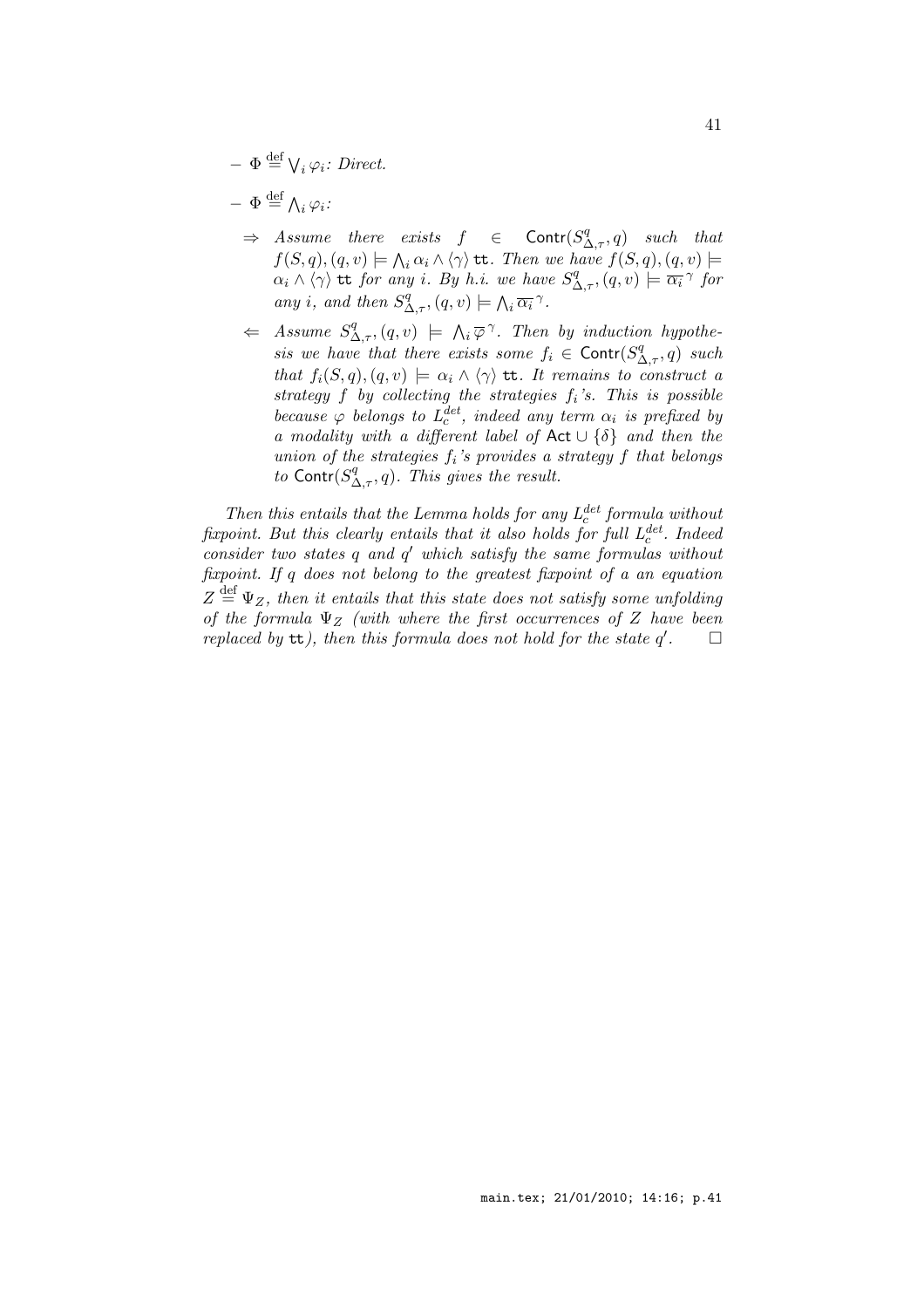– $\Phi \stackrel{\text{def}}{=} \bigvee_i \varphi_i$: *Direct.*

– $\Phi \stackrel{\text{def}}{=} \bigwedge_i \varphi_i$:

  $\Rightarrow$ *Assume there exists* $f \in \mathsf{Contr}(S^q_{\Delta,\tau}, q)$ *such that* $f(S,q),(q,v) \models \bigwedge_i \alpha_i \wedge \langle\gamma\rangle\, \mathtt{tt}$. *Then we have* $f(S,q),(q,v) \models \alpha_i \wedge \langle\gamma\rangle\, \mathtt{tt}$ *for any* $i$. *By h.i. we have* $S^q_{\Delta,\tau},(q,v) \models \overline{\alpha_i}^{\gamma}$ *for any* $i$, *and then* $S^q_{\Delta,\tau},(q,v) \models \bigwedge_i \overline{\alpha_i}^{\gamma}$.

  $\Leftarrow$ *Assume* $S^q_{\Delta,\tau},(q,v) \models \bigwedge_i \overline{\varphi}^{\gamma}$. *Then by induction hypothesis we have that there exists some* $f_i \in \mathsf{Contr}(S^q_{\Delta,\tau}, q)$ *such that* $f_i(S,q),(q,v) \models \alpha_i \wedge \langle\gamma\rangle\, \mathtt{tt}$. *It remains to construct a strategy* $f$ *by collecting the strategies* $f_i$*'s. This is possible because* $\varphi$ *belongs to* $L^{det}_c$, *indeed any term* $\alpha_i$ *is prefixed by a modality with a different label of* $\mathsf{Act} \cup \{\delta\}$ *and then the union of the strategies* $f_i$*'s provides a strategy* $f$ *that belongs to* $\mathsf{Contr}(S^q_{\Delta,\tau}, q)$. *This gives the result.*

*Then this entails that the Lemma holds for any* $L^{det}_c$ *formula without fixpoint. But this clearly entails that it also holds for full* $L^{det}_c$. *Indeed consider two states* $q$ *and* $q'$ *which satisfy the same formulas without fixpoint. If* $q$ *does not belong to the greatest fixpoint of a an equation* $Z \stackrel{\text{def}}{=} \Psi_Z$, *then it entails that this state does not satisfy some unfolding of the formula* $\Psi_Z$ *(with where the first occurrences of* $Z$ *have been replaced by* $\mathtt{tt}$*), then this formula does not hold for the state* $q'$. □